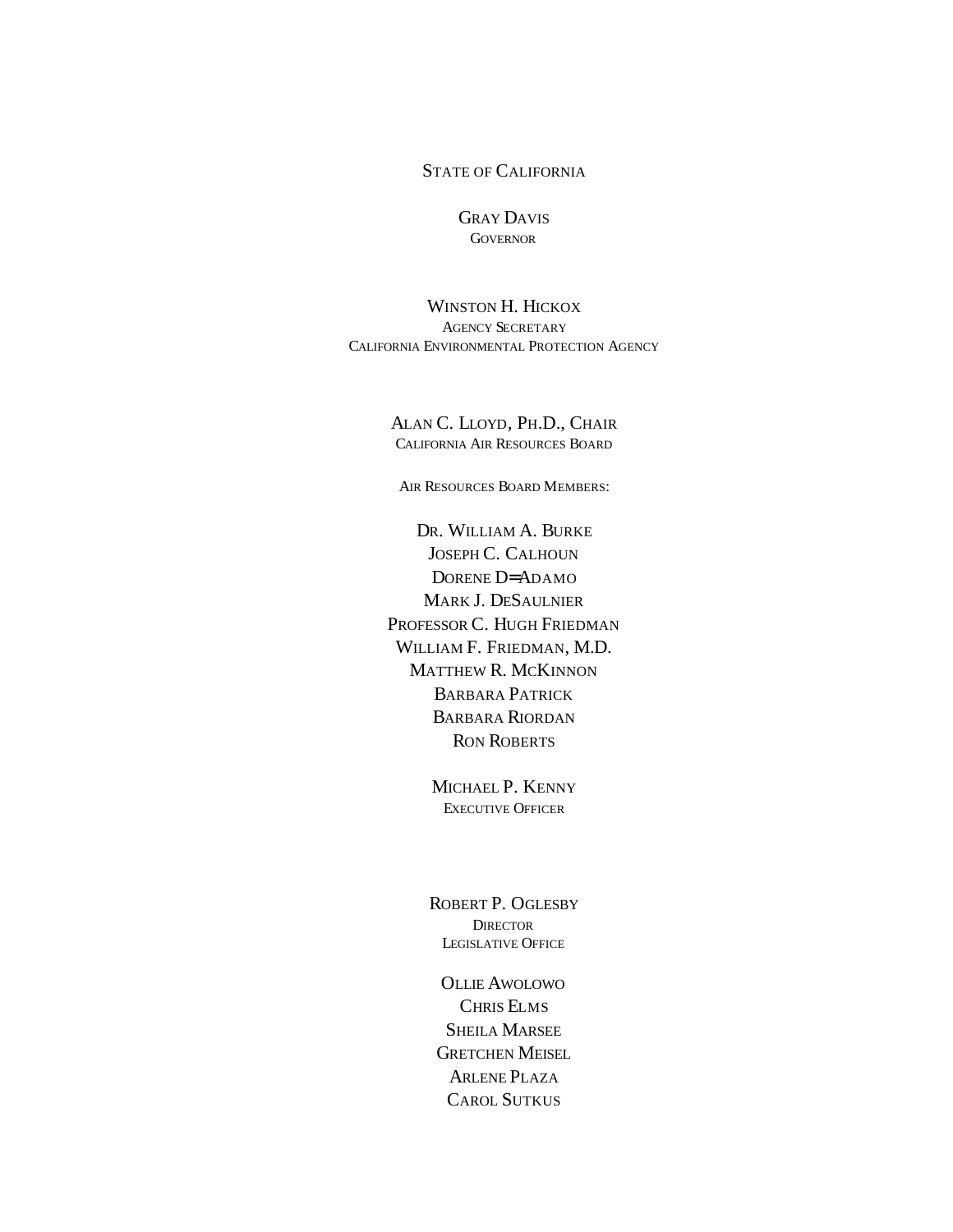STATE OF CALIFORNIA

GRAY DAVIS
GOVERNOR

WINSTON H. HICKOX
AGENCY SECRETARY
CALIFORNIA ENVIRONMENTAL PROTECTION AGENCY

ALAN C. LLOYD, PH.D., CHAIR
CALIFORNIA AIR RESOURCES BOARD

AIR RESOURCES BOARD MEMBERS:

DR. WILLIAM A. BURKE
JOSEPH C. CALHOUN
DORENE D=ADAMO
MARK J. DESAULNIER
PROFESSOR C. HUGH FRIEDMAN
WILLIAM F. FRIEDMAN, M.D.
MATTHEW R. MCKINNON
BARBARA PATRICK
BARBARA RIORDAN
RON ROBERTS

MICHAEL P. KENNY
EXECUTIVE OFFICER

ROBERT P. OGLESBY
DIRECTOR
LEGISLATIVE OFFICE

OLLIE AWOLOWO
CHRIS ELMS
SHEILA MARSEE
GRETCHEN MEISEL
ARLENE PLAZA
CAROL SUTKUS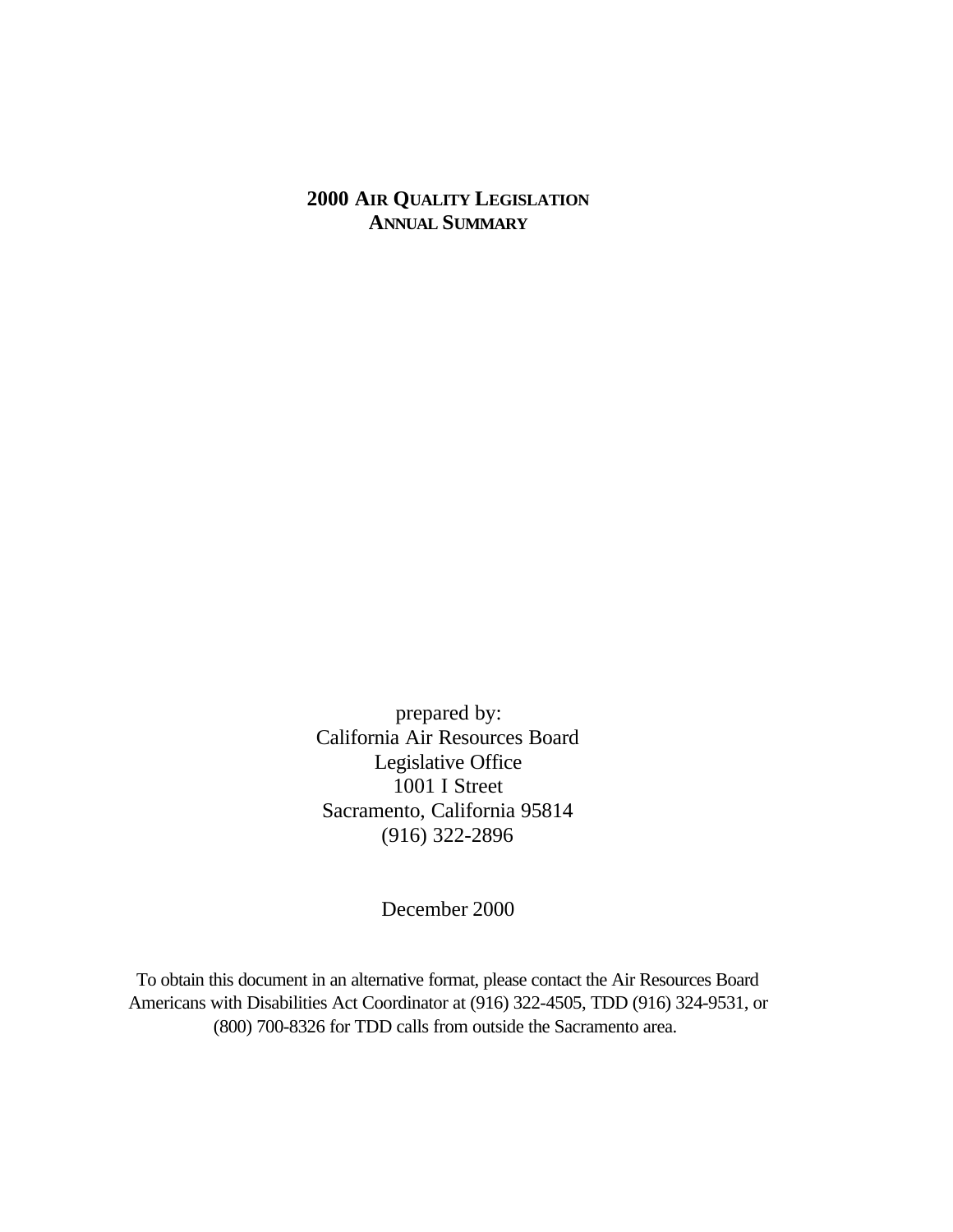# 2000 AIR QUALITY LEGISLATION ANNUAL SUMMARY

prepared by:
California Air Resources Board
Legislative Office
1001 I Street
Sacramento, California 95814
(916) 322-2896

December 2000

To obtain this document in an alternative format, please contact the Air Resources Board Americans with Disabilities Act Coordinator at (916) 322-4505, TDD (916) 324-9531, or (800) 700-8326 for TDD calls from outside the Sacramento area.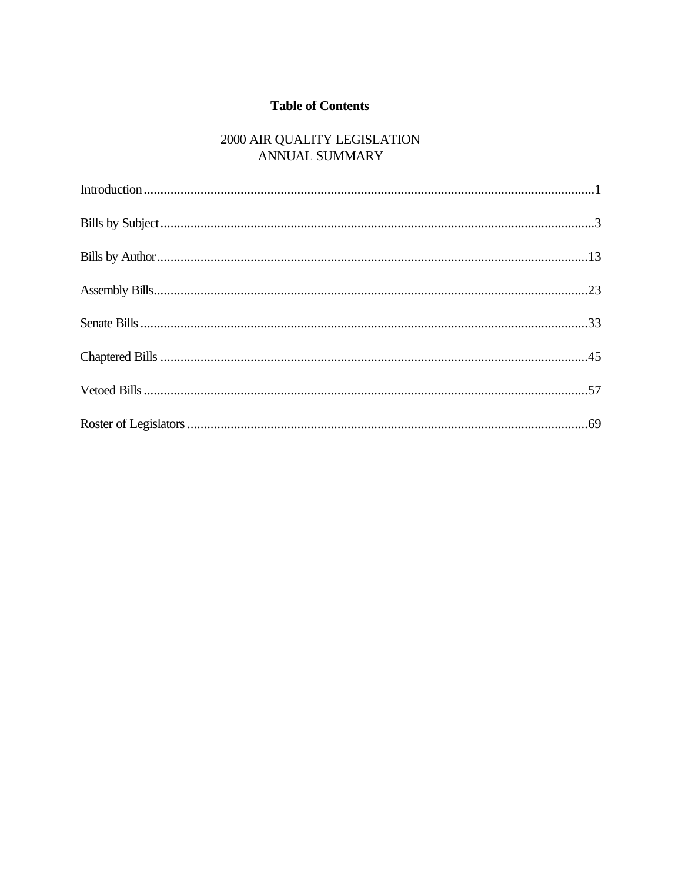# Table of Contents

## 2000 AIR QUALITY LEGISLATION
## ANNUAL SUMMARY

Introduction........................................................................................................................1

Bills by Subject...................................................................................................................3

Bills by Author..................................................................................................................13

Assembly Bills...................................................................................................................23

Senate Bills .......................................................................................................................33

Chaptered Bills .................................................................................................................45

Vetoed Bills ......................................................................................................................57

Roster of Legislators .........................................................................................................69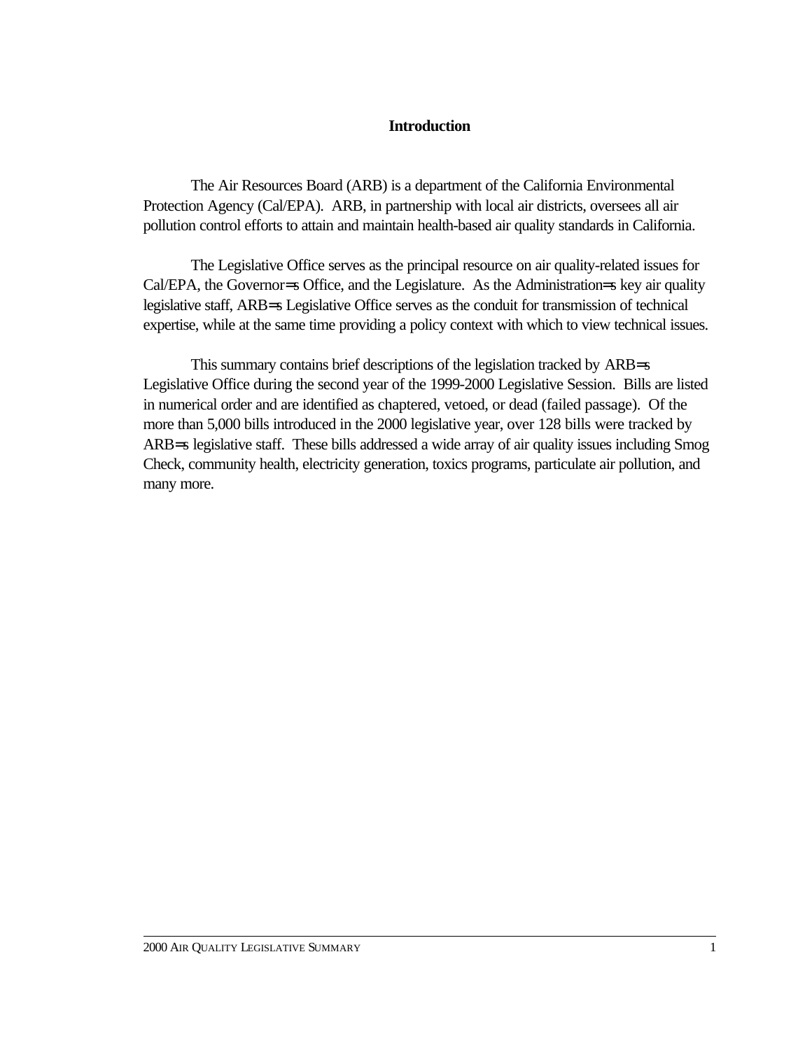# Introduction

The Air Resources Board (ARB) is a department of the California Environmental Protection Agency (Cal/EPA). ARB, in partnership with local air districts, oversees all air pollution control efforts to attain and maintain health-based air quality standards in California.

The Legislative Office serves as the principal resource on air quality-related issues for Cal/EPA, the Governor=s Office, and the Legislature. As the Administration=s key air quality legislative staff, ARB=s Legislative Office serves as the conduit for transmission of technical expertise, while at the same time providing a policy context with which to view technical issues.

This summary contains brief descriptions of the legislation tracked by ARB=s Legislative Office during the second year of the 1999-2000 Legislative Session. Bills are listed in numerical order and are identified as chaptered, vetoed, or dead (failed passage). Of the more than 5,000 bills introduced in the 2000 legislative year, over 128 bills were tracked by ARB=s legislative staff. These bills addressed a wide array of air quality issues including Smog Check, community health, electricity generation, toxics programs, particulate air pollution, and many more.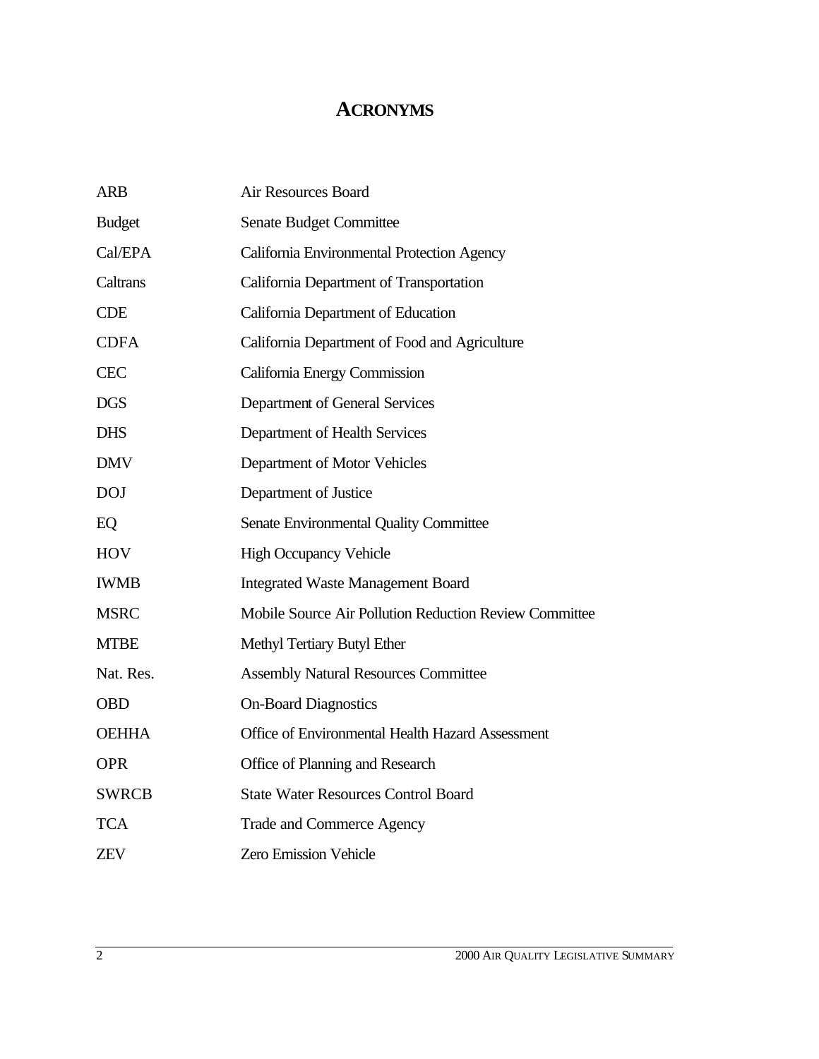# ACRONYMS

| | |
|---|---|
| ARB | Air Resources Board |
| Budget | Senate Budget Committee |
| Cal/EPA | California Environmental Protection Agency |
| Caltrans | California Department of Transportation |
| CDE | California Department of Education |
| CDFA | California Department of Food and Agriculture |
| CEC | California Energy Commission |
| DGS | Department of General Services |
| DHS | Department of Health Services |
| DMV | Department of Motor Vehicles |
| DOJ | Department of Justice |
| EQ | Senate Environmental Quality Committee |
| HOV | High Occupancy Vehicle |
| IWMB | Integrated Waste Management Board |
| MSRC | Mobile Source Air Pollution Reduction Review Committee |
| MTBE | Methyl Tertiary Butyl Ether |
| Nat. Res. | Assembly Natural Resources Committee |
| OBD | On-Board Diagnostics |
| OEHHA | Office of Environmental Health Hazard Assessment |
| OPR | Office of Planning and Research |
| SWRCB | State Water Resources Control Board |
| TCA | Trade and Commerce Agency |
| ZEV | Zero Emission Vehicle |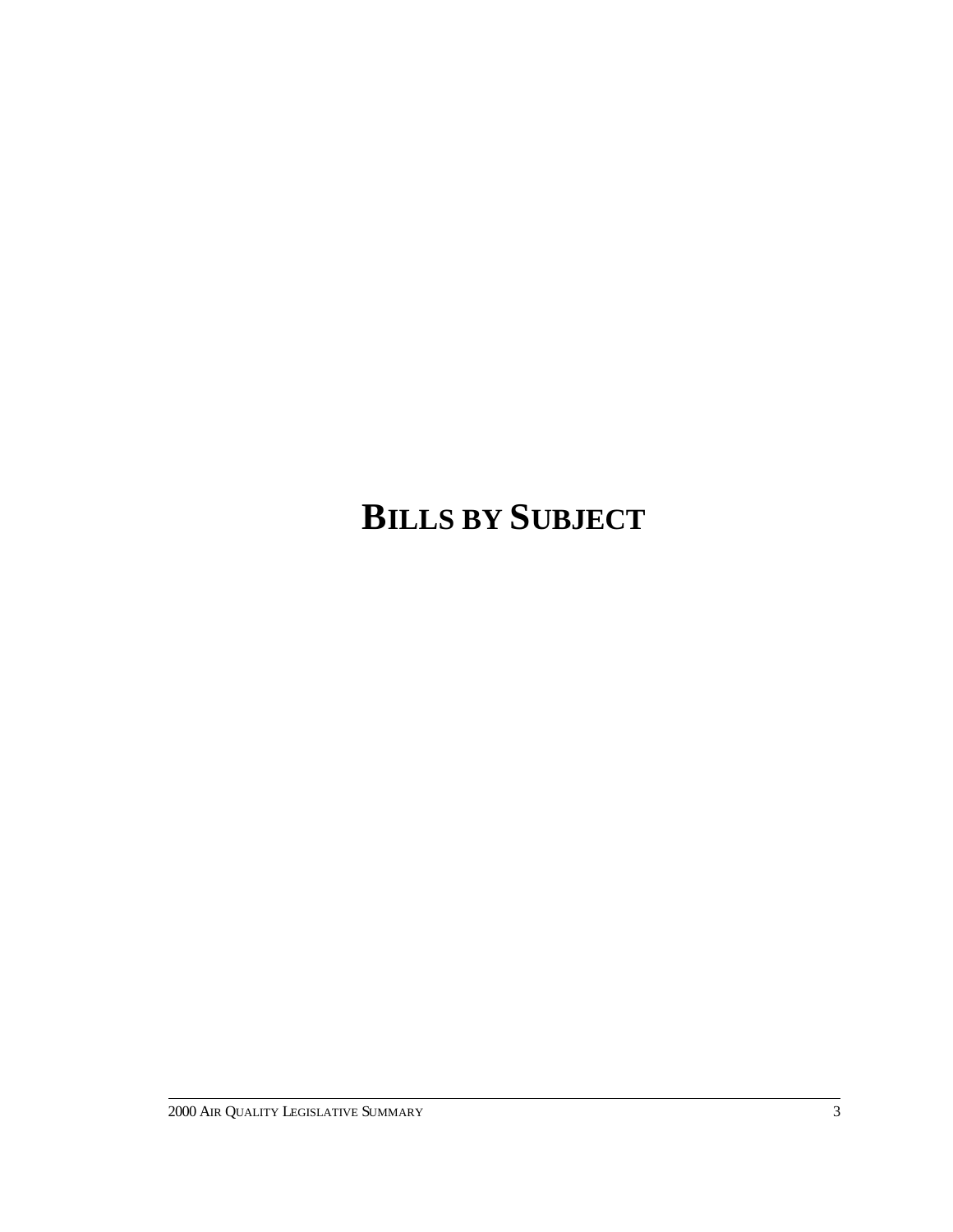# BILLS BY SUBJECT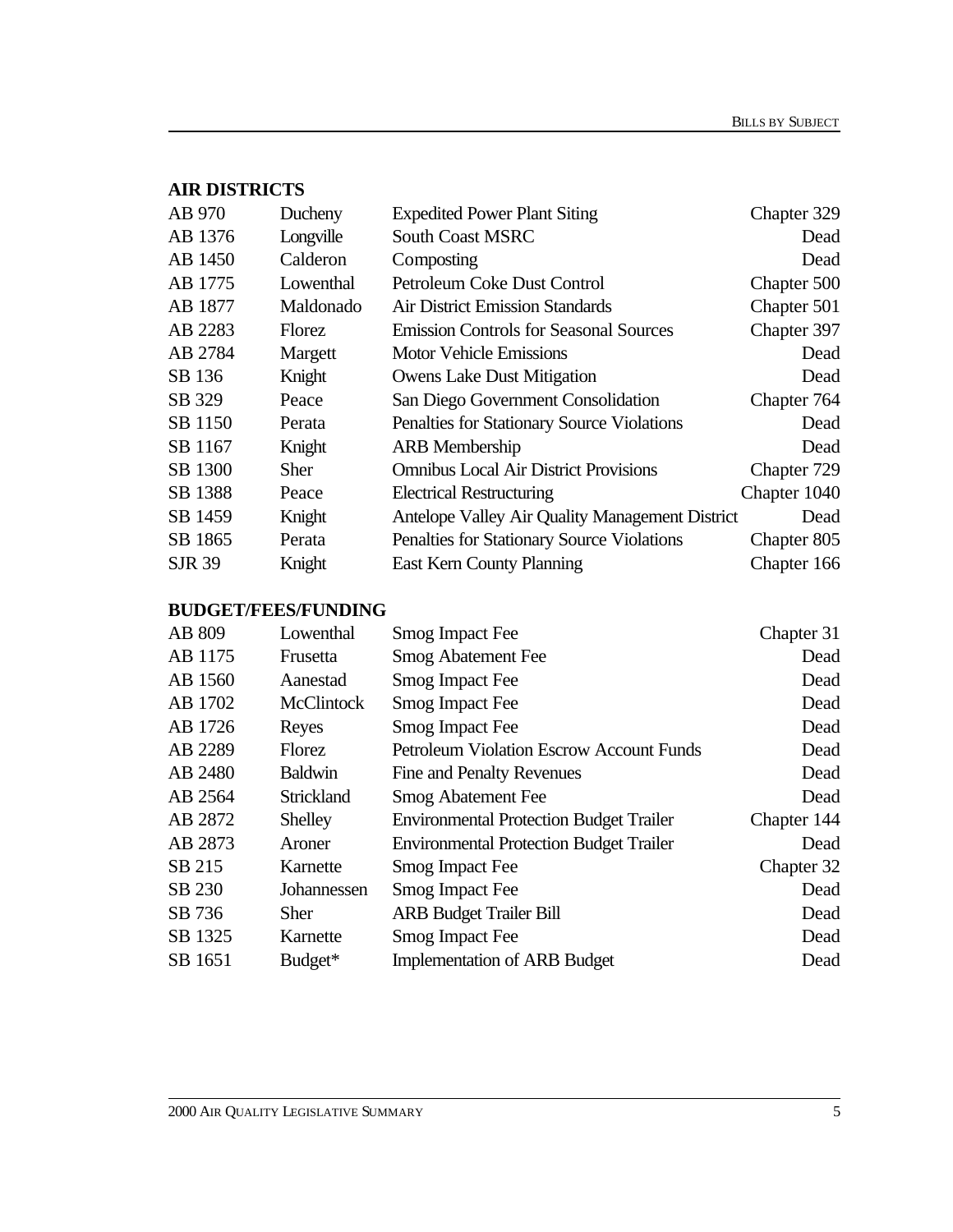## AIR DISTRICTS

| | | | |
|---|---|---|---|
| AB 970 | Ducheny | Expedited Power Plant Siting | Chapter 329 |
| AB 1376 | Longville | South Coast MSRC | Dead |
| AB 1450 | Calderon | Composting | Dead |
| AB 1775 | Lowenthal | Petroleum Coke Dust Control | Chapter 500 |
| AB 1877 | Maldonado | Air District Emission Standards | Chapter 501 |
| AB 2283 | Florez | Emission Controls for Seasonal Sources | Chapter 397 |
| AB 2784 | Margett | Motor Vehicle Emissions | Dead |
| SB 136 | Knight | Owens Lake Dust Mitigation | Dead |
| SB 329 | Peace | San Diego Government Consolidation | Chapter 764 |
| SB 1150 | Perata | Penalties for Stationary Source Violations | Dead |
| SB 1167 | Knight | ARB Membership | Dead |
| SB 1300 | Sher | Omnibus Local Air District Provisions | Chapter 729 |
| SB 1388 | Peace | Electrical Restructuring | Chapter 1040 |
| SB 1459 | Knight | Antelope Valley Air Quality Management District | Dead |
| SB 1865 | Perata | Penalties for Stationary Source Violations | Chapter 805 |
| SJR 39 | Knight | East Kern County Planning | Chapter 166 |

## BUDGET/FEES/FUNDING

| | | | |
|---|---|---|---|
| AB 809 | Lowenthal | Smog Impact Fee | Chapter 31 |
| AB 1175 | Frusetta | Smog Abatement Fee | Dead |
| AB 1560 | Aanestad | Smog Impact Fee | Dead |
| AB 1702 | McClintock | Smog Impact Fee | Dead |
| AB 1726 | Reyes | Smog Impact Fee | Dead |
| AB 2289 | Florez | Petroleum Violation Escrow Account Funds | Dead |
| AB 2480 | Baldwin | Fine and Penalty Revenues | Dead |
| AB 2564 | Strickland | Smog Abatement Fee | Dead |
| AB 2872 | Shelley | Environmental Protection Budget Trailer | Chapter 144 |
| AB 2873 | Aroner | Environmental Protection Budget Trailer | Dead |
| SB 215 | Karnette | Smog Impact Fee | Chapter 32 |
| SB 230 | Johannessen | Smog Impact Fee | Dead |
| SB 736 | Sher | ARB Budget Trailer Bill | Dead |
| SB 1325 | Karnette | Smog Impact Fee | Dead |
| SB 1651 | Budget* | Implementation of ARB Budget | Dead |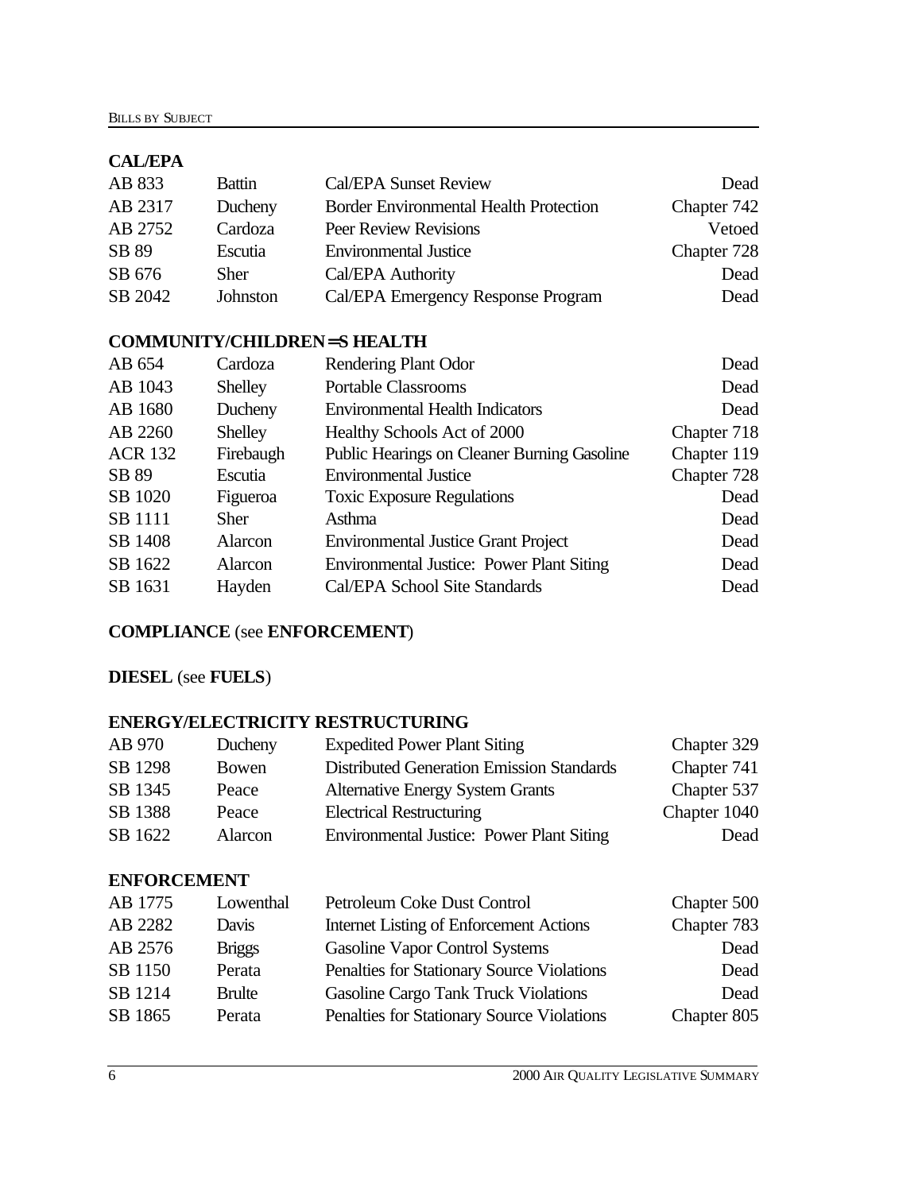## CAL/EPA

| Bill | Author | Subject | Status |
|---|---|---|---|
| AB 833 | Battin | Cal/EPA Sunset Review | Dead |
| AB 2317 | Ducheny | Border Environmental Health Protection | Chapter 742 |
| AB 2752 | Cardoza | Peer Review Revisions | Vetoed |
| SB 89 | Escutia | Environmental Justice | Chapter 728 |
| SB 676 | Sher | Cal/EPA Authority | Dead |
| SB 2042 | Johnston | Cal/EPA Emergency Response Program | Dead |

## COMMUNITY/CHILDREN=S HEALTH

| Bill | Author | Subject | Status |
|---|---|---|---|
| AB 654 | Cardoza | Rendering Plant Odor | Dead |
| AB 1043 | Shelley | Portable Classrooms | Dead |
| AB 1680 | Ducheny | Environmental Health Indicators | Dead |
| AB 2260 | Shelley | Healthy Schools Act of 2000 | Chapter 718 |
| ACR 132 | Firebaugh | Public Hearings on Cleaner Burning Gasoline | Chapter 119 |
| SB 89 | Escutia | Environmental Justice | Chapter 728 |
| SB 1020 | Figueroa | Toxic Exposure Regulations | Dead |
| SB 1111 | Sher | Asthma | Dead |
| SB 1408 | Alarcon | Environmental Justice Grant Project | Dead |
| SB 1622 | Alarcon | Environmental Justice: Power Plant Siting | Dead |
| SB 1631 | Hayden | Cal/EPA School Site Standards | Dead |

**COMPLIANCE** (see **ENFORCEMENT**)

**DIESEL** (see **FUELS**)

## ENERGY/ELECTRICITY RESTRUCTURING

| Bill | Author | Subject | Status |
|---|---|---|---|
| AB 970 | Ducheny | Expedited Power Plant Siting | Chapter 329 |
| SB 1298 | Bowen | Distributed Generation Emission Standards | Chapter 741 |
| SB 1345 | Peace | Alternative Energy System Grants | Chapter 537 |
| SB 1388 | Peace | Electrical Restructuring | Chapter 1040 |
| SB 1622 | Alarcon | Environmental Justice: Power Plant Siting | Dead |

## ENFORCEMENT

| Bill | Author | Subject | Status |
|---|---|---|---|
| AB 1775 | Lowenthal | Petroleum Coke Dust Control | Chapter 500 |
| AB 2282 | Davis | Internet Listing of Enforcement Actions | Chapter 783 |
| AB 2576 | Briggs | Gasoline Vapor Control Systems | Dead |
| SB 1150 | Perata | Penalties for Stationary Source Violations | Dead |
| SB 1214 | Brulte | Gasoline Cargo Tank Truck Violations | Dead |
| SB 1865 | Perata | Penalties for Stationary Source Violations | Chapter 805 |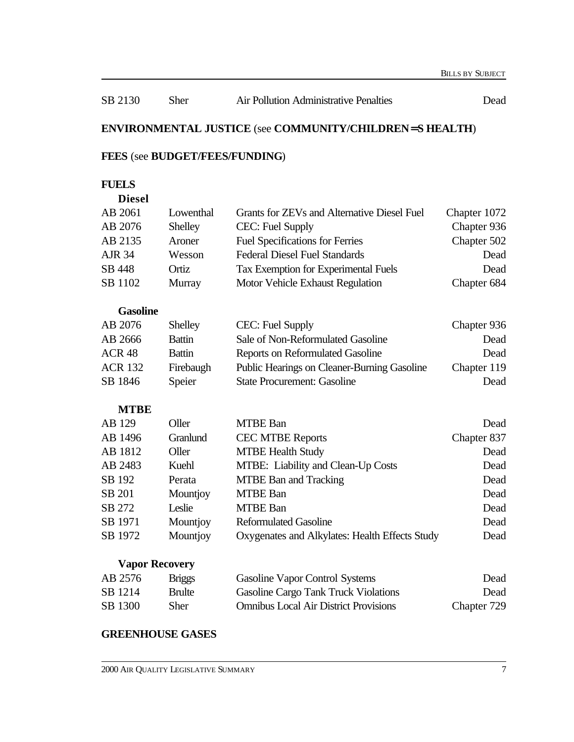| | | | |
|---|---|---|---|
| SB 2130 | Sher | Air Pollution Administrative Penalties | Dead |

**ENVIRONMENTAL JUSTICE** (see **COMMUNITY/CHILDREN=S HEALTH**)

**FEES** (see **BUDGET/FEES/FUNDING**)

**FUELS**

**Diesel**

| | | | |
|---|---|---|---|
| AB 2061 | Lowenthal | Grants for ZEVs and Alternative Diesel Fuel | Chapter 1072 |
| AB 2076 | Shelley | CEC: Fuel Supply | Chapter 936 |
| AB 2135 | Aroner | Fuel Specifications for Ferries | Chapter 502 |
| AJR 34 | Wesson | Federal Diesel Fuel Standards | Dead |
| SB 448 | Ortiz | Tax Exemption for Experimental Fuels | Dead |
| SB 1102 | Murray | Motor Vehicle Exhaust Regulation | Chapter 684 |

**Gasoline**

| | | | |
|---|---|---|---|
| AB 2076 | Shelley | CEC: Fuel Supply | Chapter 936 |
| AB 2666 | Battin | Sale of Non-Reformulated Gasoline | Dead |
| ACR 48 | Battin | Reports on Reformulated Gasoline | Dead |
| ACR 132 | Firebaugh | Public Hearings on Cleaner-Burning Gasoline | Chapter 119 |
| SB 1846 | Speier | State Procurement: Gasoline | Dead |

**MTBE**

| | | | |
|---|---|---|---|
| AB 129 | Oller | MTBE Ban | Dead |
| AB 1496 | Granlund | CEC MTBE Reports | Chapter 837 |
| AB 1812 | Oller | MTBE Health Study | Dead |
| AB 2483 | Kuehl | MTBE: Liability and Clean-Up Costs | Dead |
| SB 192 | Perata | MTBE Ban and Tracking | Dead |
| SB 201 | Mountjoy | MTBE Ban | Dead |
| SB 272 | Leslie | MTBE Ban | Dead |
| SB 1971 | Mountjoy | Reformulated Gasoline | Dead |
| SB 1972 | Mountjoy | Oxygenates and Alkylates: Health Effects Study | Dead |

**Vapor Recovery**

| | | | |
|---|---|---|---|
| AB 2576 | Briggs | Gasoline Vapor Control Systems | Dead |
| SB 1214 | Brulte | Gasoline Cargo Tank Truck Violations | Dead |
| SB 1300 | Sher | Omnibus Local Air District Provisions | Chapter 729 |

**GREENHOUSE GASES**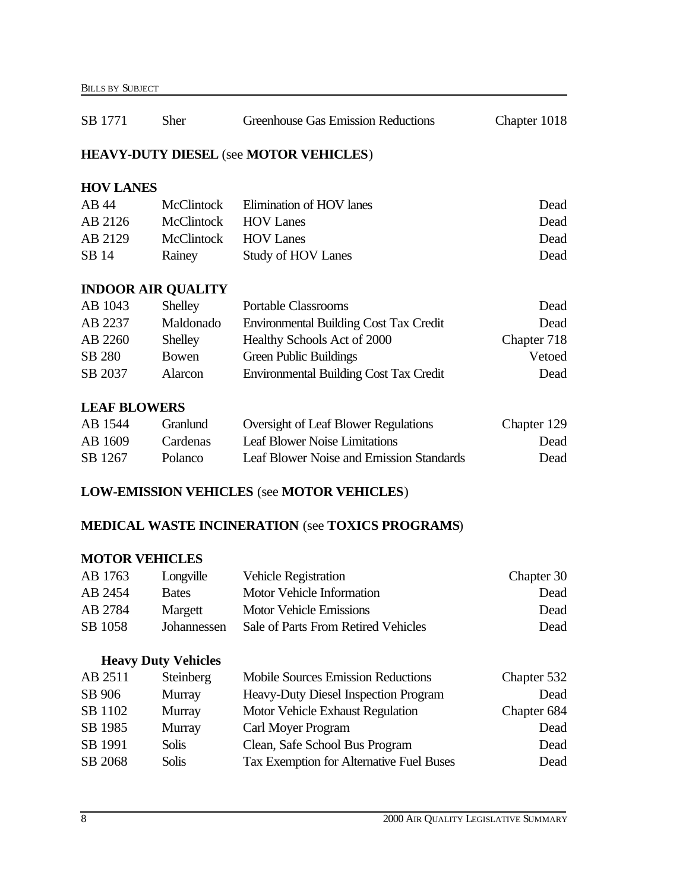| | | | |
|---|---|---|---|
| SB 1771 | Sher | Greenhouse Gas Emission Reductions | Chapter 1018 |

**HEAVY-DUTY DIESEL** (see **MOTOR VEHICLES**)

**HOV LANES**

| | | | |
|---|---|---|---|
| AB 44 | McClintock | Elimination of HOV lanes | Dead |
| AB 2126 | McClintock | HOV Lanes | Dead |
| AB 2129 | McClintock | HOV Lanes | Dead |
| SB 14 | Rainey | Study of HOV Lanes | Dead |

**INDOOR AIR QUALITY**

| | | | |
|---|---|---|---|
| AB 1043 | Shelley | Portable Classrooms | Dead |
| AB 2237 | Maldonado | Environmental Building Cost Tax Credit | Dead |
| AB 2260 | Shelley | Healthy Schools Act of 2000 | Chapter 718 |
| SB 280 | Bowen | Green Public Buildings | Vetoed |
| SB 2037 | Alarcon | Environmental Building Cost Tax Credit | Dead |

**LEAF BLOWERS**

| | | | |
|---|---|---|---|
| AB 1544 | Granlund | Oversight of Leaf Blower Regulations | Chapter 129 |
| AB 1609 | Cardenas | Leaf Blower Noise Limitations | Dead |
| SB 1267 | Polanco | Leaf Blower Noise and Emission Standards | Dead |

**LOW-EMISSION VEHICLES** (see **MOTOR VEHICLES**)

**MEDICAL WASTE INCINERATION** (see **TOXICS PROGRAMS**)

**MOTOR VEHICLES**

| | | | |
|---|---|---|---|
| AB 1763 | Longville | Vehicle Registration | Chapter 30 |
| AB 2454 | Bates | Motor Vehicle Information | Dead |
| AB 2784 | Margett | Motor Vehicle Emissions | Dead |
| SB 1058 | Johannessen | Sale of Parts From Retired Vehicles | Dead |

**Heavy Duty Vehicles**

| | | | |
|---|---|---|---|
| AB 2511 | Steinberg | Mobile Sources Emission Reductions | Chapter 532 |
| SB 906 | Murray | Heavy-Duty Diesel Inspection Program | Dead |
| SB 1102 | Murray | Motor Vehicle Exhaust Regulation | Chapter 684 |
| SB 1985 | Murray | Carl Moyer Program | Dead |
| SB 1991 | Solis | Clean, Safe School Bus Program | Dead |
| SB 2068 | Solis | Tax Exemption for Alternative Fuel Buses | Dead |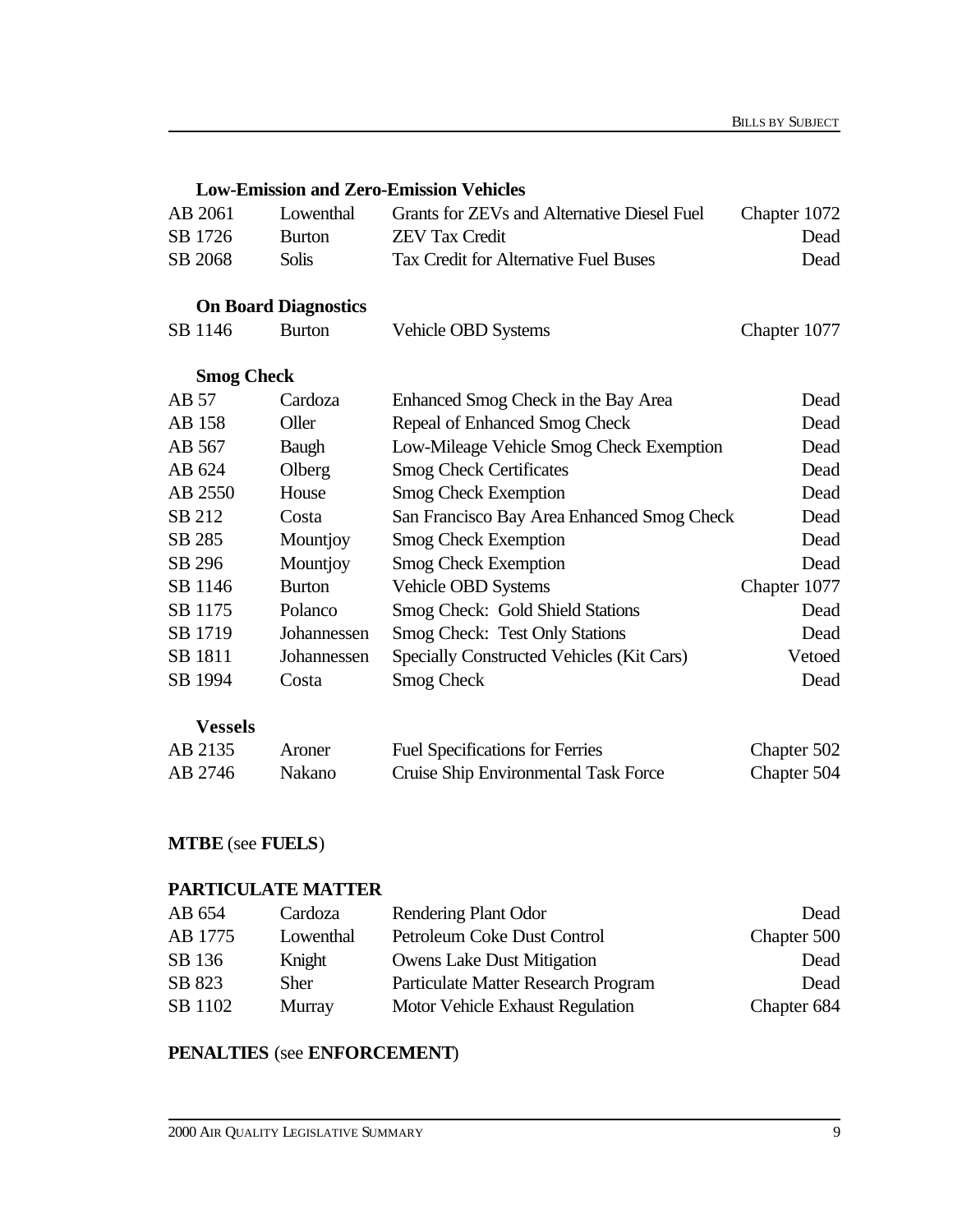### Low-Emission and Zero-Emission Vehicles

| | | | |
|---|---|---|---|
| AB 2061 | Lowenthal | Grants for ZEVs and Alternative Diesel Fuel | Chapter 1072 |
| SB 1726 | Burton | ZEV Tax Credit | Dead |
| SB 2068 | Solis | Tax Credit for Alternative Fuel Buses | Dead |

### On Board Diagnostics

| | | | |
|---|---|---|---|
| SB 1146 | Burton | Vehicle OBD Systems | Chapter 1077 |

### Smog Check

| | | | |
|---|---|---|---|
| AB 57 | Cardoza | Enhanced Smog Check in the Bay Area | Dead |
| AB 158 | Oller | Repeal of Enhanced Smog Check | Dead |
| AB 567 | Baugh | Low-Mileage Vehicle Smog Check Exemption | Dead |
| AB 624 | Olberg | Smog Check Certificates | Dead |
| AB 2550 | House | Smog Check Exemption | Dead |
| SB 212 | Costa | San Francisco Bay Area Enhanced Smog Check | Dead |
| SB 285 | Mountjoy | Smog Check Exemption | Dead |
| SB 296 | Mountjoy | Smog Check Exemption | Dead |
| SB 1146 | Burton | Vehicle OBD Systems | Chapter 1077 |
| SB 1175 | Polanco | Smog Check: Gold Shield Stations | Dead |
| SB 1719 | Johannessen | Smog Check: Test Only Stations | Dead |
| SB 1811 | Johannessen | Specially Constructed Vehicles (Kit Cars) | Vetoed |
| SB 1994 | Costa | Smog Check | Dead |

### Vessels

| | | | |
|---|---|---|---|
| AB 2135 | Aroner | Fuel Specifications for Ferries | Chapter 502 |
| AB 2746 | Nakano | Cruise Ship Environmental Task Force | Chapter 504 |

## MTBE (see FUELS)

## PARTICULATE MATTER

| | | | |
|---|---|---|---|
| AB 654 | Cardoza | Rendering Plant Odor | Dead |
| AB 1775 | Lowenthal | Petroleum Coke Dust Control | Chapter 500 |
| SB 136 | Knight | Owens Lake Dust Mitigation | Dead |
| SB 823 | Sher | Particulate Matter Research Program | Dead |
| SB 1102 | Murray | Motor Vehicle Exhaust Regulation | Chapter 684 |

## PENALTIES (see ENFORCEMENT)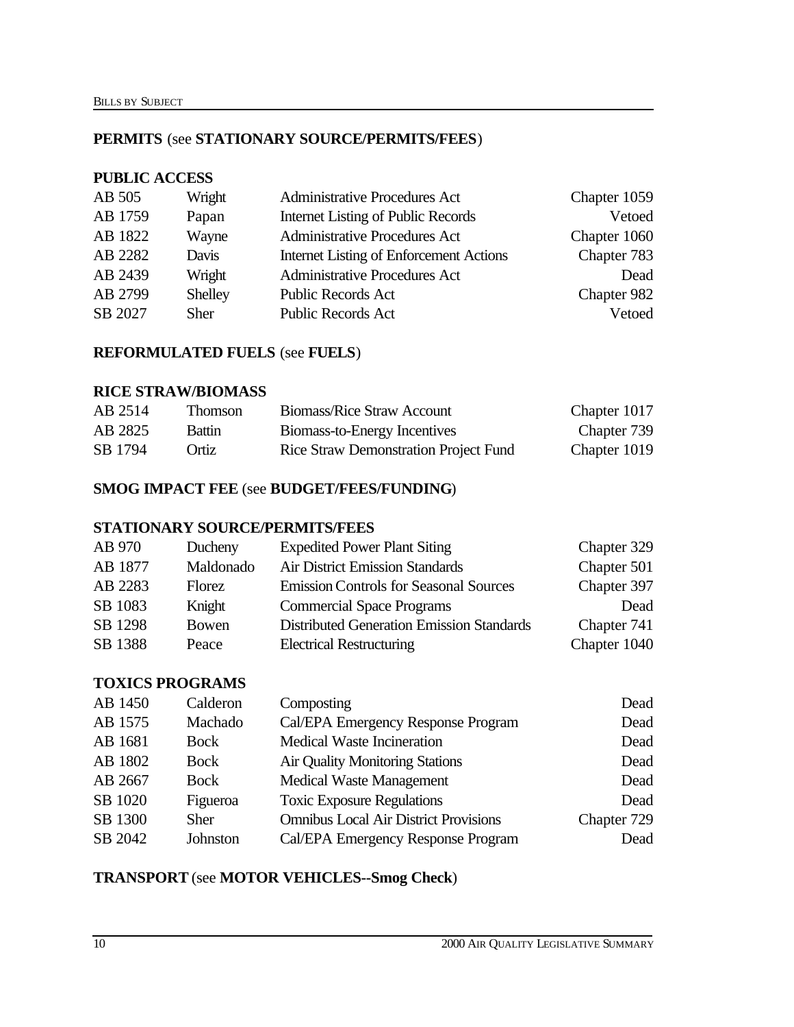**PERMITS** (see **STATIONARY SOURCE/PERMITS/FEES**)

**PUBLIC ACCESS**

| | | | |
|---|---|---|---|
| AB 505 | Wright | Administrative Procedures Act | Chapter 1059 |
| AB 1759 | Papan | Internet Listing of Public Records | Vetoed |
| AB 1822 | Wayne | Administrative Procedures Act | Chapter 1060 |
| AB 2282 | Davis | Internet Listing of Enforcement Actions | Chapter 783 |
| AB 2439 | Wright | Administrative Procedures Act | Dead |
| AB 2799 | Shelley | Public Records Act | Chapter 982 |
| SB 2027 | Sher | Public Records Act | Vetoed |

**REFORMULATED FUELS** (see **FUELS**)

**RICE STRAW/BIOMASS**

| | | | |
|---|---|---|---|
| AB 2514 | Thomson | Biomass/Rice Straw Account | Chapter 1017 |
| AB 2825 | Battin | Biomass-to-Energy Incentives | Chapter 739 |
| SB 1794 | Ortiz | Rice Straw Demonstration Project Fund | Chapter 1019 |

**SMOG IMPACT FEE** (see **BUDGET/FEES/FUNDING**)

**STATIONARY SOURCE/PERMITS/FEES**

| | | | |
|---|---|---|---|
| AB 970 | Ducheny | Expedited Power Plant Siting | Chapter 329 |
| AB 1877 | Maldonado | Air District Emission Standards | Chapter 501 |
| AB 2283 | Florez | Emission Controls for Seasonal Sources | Chapter 397 |
| SB 1083 | Knight | Commercial Space Programs | Dead |
| SB 1298 | Bowen | Distributed Generation Emission Standards | Chapter 741 |
| SB 1388 | Peace | Electrical Restructuring | Chapter 1040 |

**TOXICS PROGRAMS**

| | | | |
|---|---|---|---|
| AB 1450 | Calderon | Composting | Dead |
| AB 1575 | Machado | Cal/EPA Emergency Response Program | Dead |
| AB 1681 | Bock | Medical Waste Incineration | Dead |
| AB 1802 | Bock | Air Quality Monitoring Stations | Dead |
| AB 2667 | Bock | Medical Waste Management | Dead |
| SB 1020 | Figueroa | Toxic Exposure Regulations | Dead |
| SB 1300 | Sher | Omnibus Local Air District Provisions | Chapter 729 |
| SB 2042 | Johnston | Cal/EPA Emergency Response Program | Dead |

**TRANSPORT** (see **MOTOR VEHICLES--Smog Check**)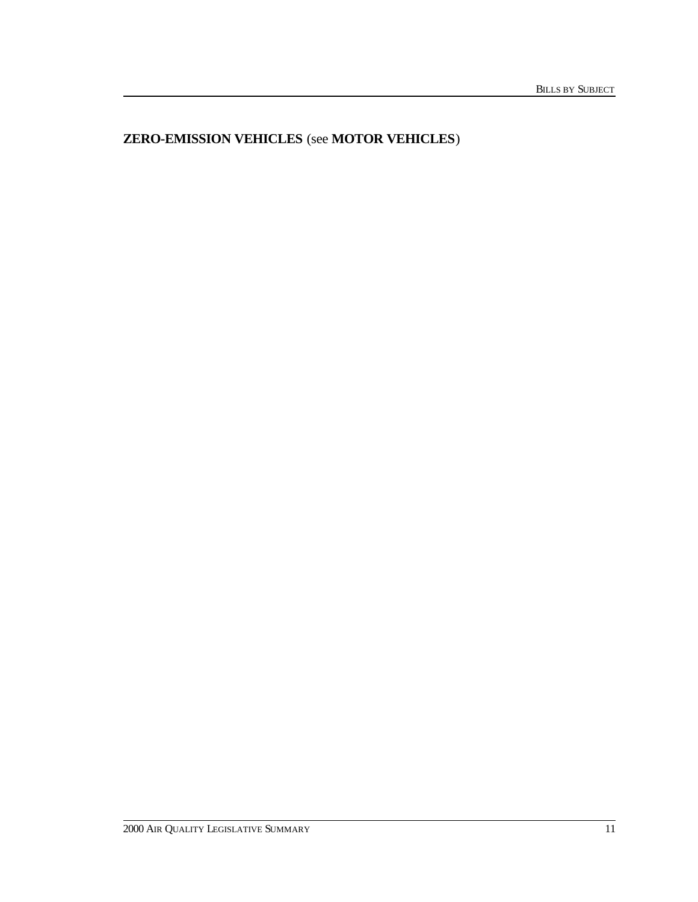**ZERO-EMISSION VEHICLES** (see **MOTOR VEHICLES**)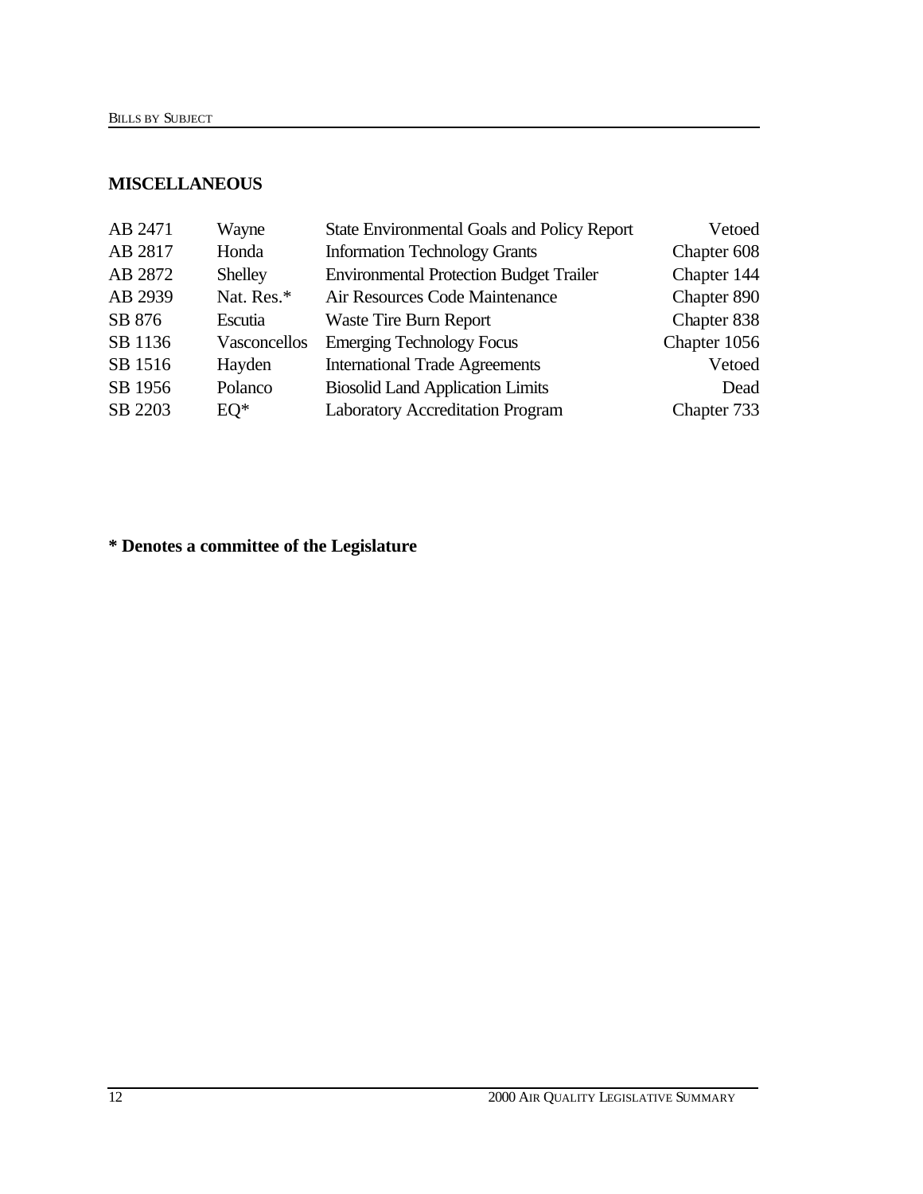## MISCELLANEOUS

| | | | |
|---|---|---|---|
| AB 2471 | Wayne | State Environmental Goals and Policy Report | Vetoed |
| AB 2817 | Honda | Information Technology Grants | Chapter 608 |
| AB 2872 | Shelley | Environmental Protection Budget Trailer | Chapter 144 |
| AB 2939 | Nat. Res.* | Air Resources Code Maintenance | Chapter 890 |
| SB 876 | Escutia | Waste Tire Burn Report | Chapter 838 |
| SB 1136 | Vasconcellos | Emerging Technology Focus | Chapter 1056 |
| SB 1516 | Hayden | International Trade Agreements | Vetoed |
| SB 1956 | Polanco | Biosolid Land Application Limits | Dead |
| SB 2203 | EQ* | Laboratory Accreditation Program | Chapter 733 |

**\* Denotes a committee of the Legislature**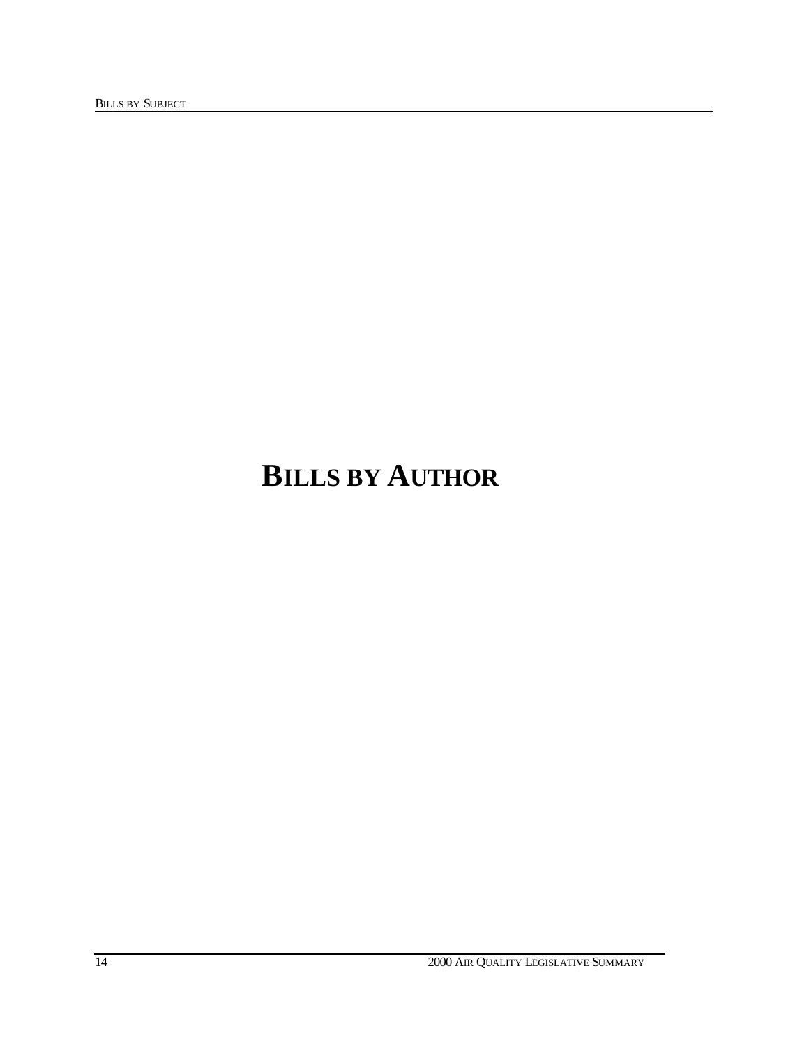# BILLS BY AUTHOR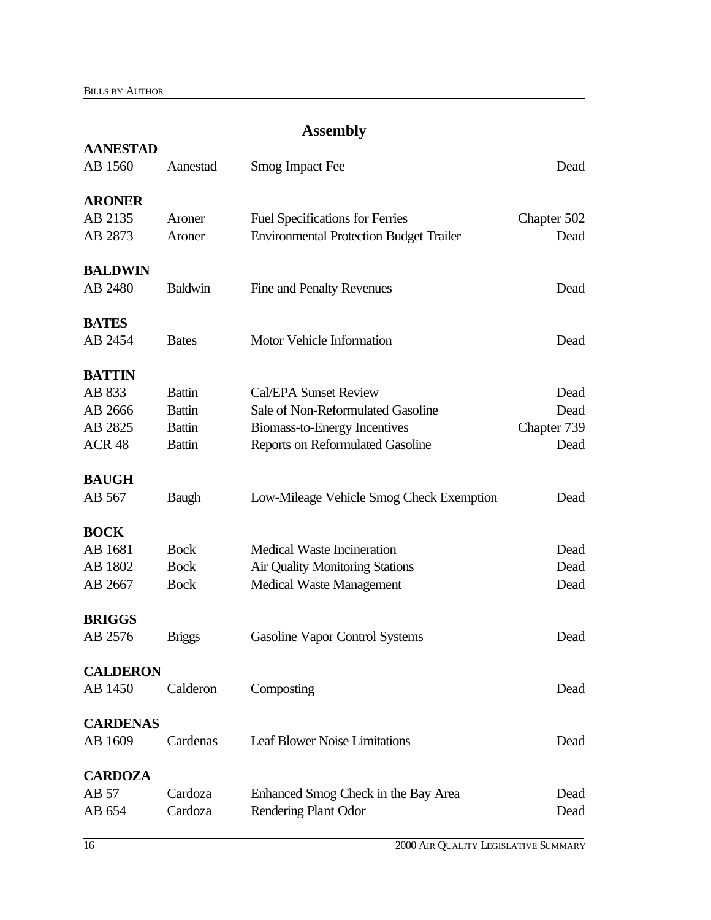## Assembly

**AANESTAD**

| | | | |
|---|---|---|---|
| AB 1560 | Aanestad | Smog Impact Fee | Dead |

**ARONER**

| | | | |
|---|---|---|---|
| AB 2135 | Aroner | Fuel Specifications for Ferries | Chapter 502 |
| AB 2873 | Aroner | Environmental Protection Budget Trailer | Dead |

**BALDWIN**

| | | | |
|---|---|---|---|
| AB 2480 | Baldwin | Fine and Penalty Revenues | Dead |

**BATES**

| | | | |
|---|---|---|---|
| AB 2454 | Bates | Motor Vehicle Information | Dead |

**BATTIN**

| | | | |
|---|---|---|---|
| AB 833 | Battin | Cal/EPA Sunset Review | Dead |
| AB 2666 | Battin | Sale of Non-Reformulated Gasoline | Dead |
| AB 2825 | Battin | Biomass-to-Energy Incentives | Chapter 739 |
| ACR 48 | Battin | Reports on Reformulated Gasoline | Dead |

**BAUGH**

| | | | |
|---|---|---|---|
| AB 567 | Baugh | Low-Mileage Vehicle Smog Check Exemption | Dead |

**BOCK**

| | | | |
|---|---|---|---|
| AB 1681 | Bock | Medical Waste Incineration | Dead |
| AB 1802 | Bock | Air Quality Monitoring Stations | Dead |
| AB 2667 | Bock | Medical Waste Management | Dead |

**BRIGGS**

| | | | |
|---|---|---|---|
| AB 2576 | Briggs | Gasoline Vapor Control Systems | Dead |

**CALDERON**

| | | | |
|---|---|---|---|
| AB 1450 | Calderon | Composting | Dead |

**CARDENAS**

| | | | |
|---|---|---|---|
| AB 1609 | Cardenas | Leaf Blower Noise Limitations | Dead |

**CARDOZA**

| | | | |
|---|---|---|---|
| AB 57 | Cardoza | Enhanced Smog Check in the Bay Area | Dead |
| AB 654 | Cardoza | Rendering Plant Odor | Dead |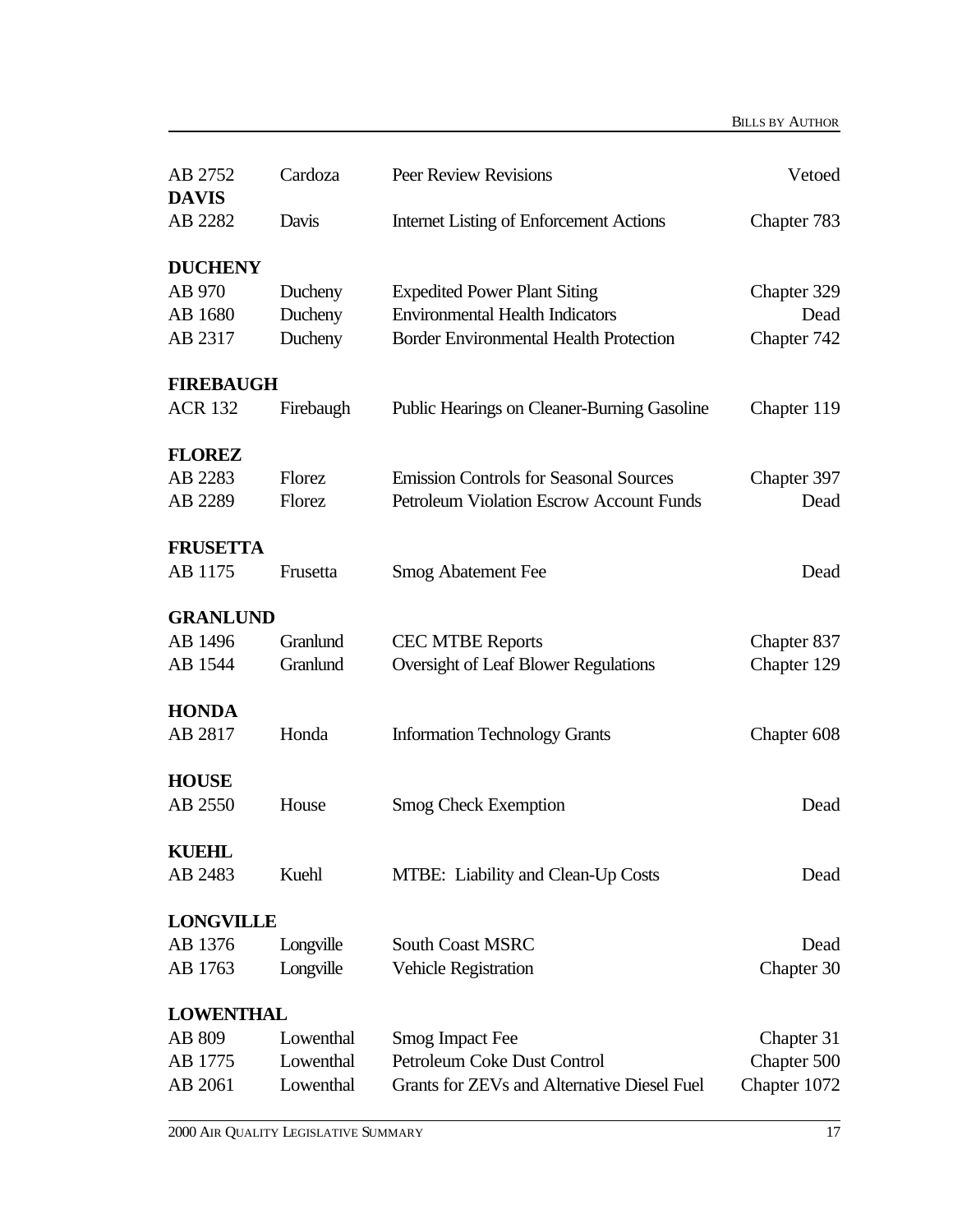| | | | |
|---|---|---|---|
| AB 2752 | Cardoza | Peer Review Revisions | Vetoed |

**DAVIS**

| | | | |
|---|---|---|---|
| AB 2282 | Davis | Internet Listing of Enforcement Actions | Chapter 783 |

**DUCHENY**

| | | | |
|---|---|---|---|
| AB 970 | Ducheny | Expedited Power Plant Siting | Chapter 329 |
| AB 1680 | Ducheny | Environmental Health Indicators | Dead |
| AB 2317 | Ducheny | Border Environmental Health Protection | Chapter 742 |

**FIREBAUGH**

| | | | |
|---|---|---|---|
| ACR 132 | Firebaugh | Public Hearings on Cleaner-Burning Gasoline | Chapter 119 |

**FLOREZ**

| | | | |
|---|---|---|---|
| AB 2283 | Florez | Emission Controls for Seasonal Sources | Chapter 397 |
| AB 2289 | Florez | Petroleum Violation Escrow Account Funds | Dead |

**FRUSETTA**

| | | | |
|---|---|---|---|
| AB 1175 | Frusetta | Smog Abatement Fee | Dead |

**GRANLUND**

| | | | |
|---|---|---|---|
| AB 1496 | Granlund | CEC MTBE Reports | Chapter 837 |
| AB 1544 | Granlund | Oversight of Leaf Blower Regulations | Chapter 129 |

**HONDA**

| | | | |
|---|---|---|---|
| AB 2817 | Honda | Information Technology Grants | Chapter 608 |

**HOUSE**

| | | | |
|---|---|---|---|
| AB 2550 | House | Smog Check Exemption | Dead |

**KUEHL**

| | | | |
|---|---|---|---|
| AB 2483 | Kuehl | MTBE: Liability and Clean-Up Costs | Dead |

**LONGVILLE**

| | | | |
|---|---|---|---|
| AB 1376 | Longville | South Coast MSRC | Dead |
| AB 1763 | Longville | Vehicle Registration | Chapter 30 |

**LOWENTHAL**

| | | | |
|---|---|---|---|
| AB 809 | Lowenthal | Smog Impact Fee | Chapter 31 |
| AB 1775 | Lowenthal | Petroleum Coke Dust Control | Chapter 500 |
| AB 2061 | Lowenthal | Grants for ZEVs and Alternative Diesel Fuel | Chapter 1072 |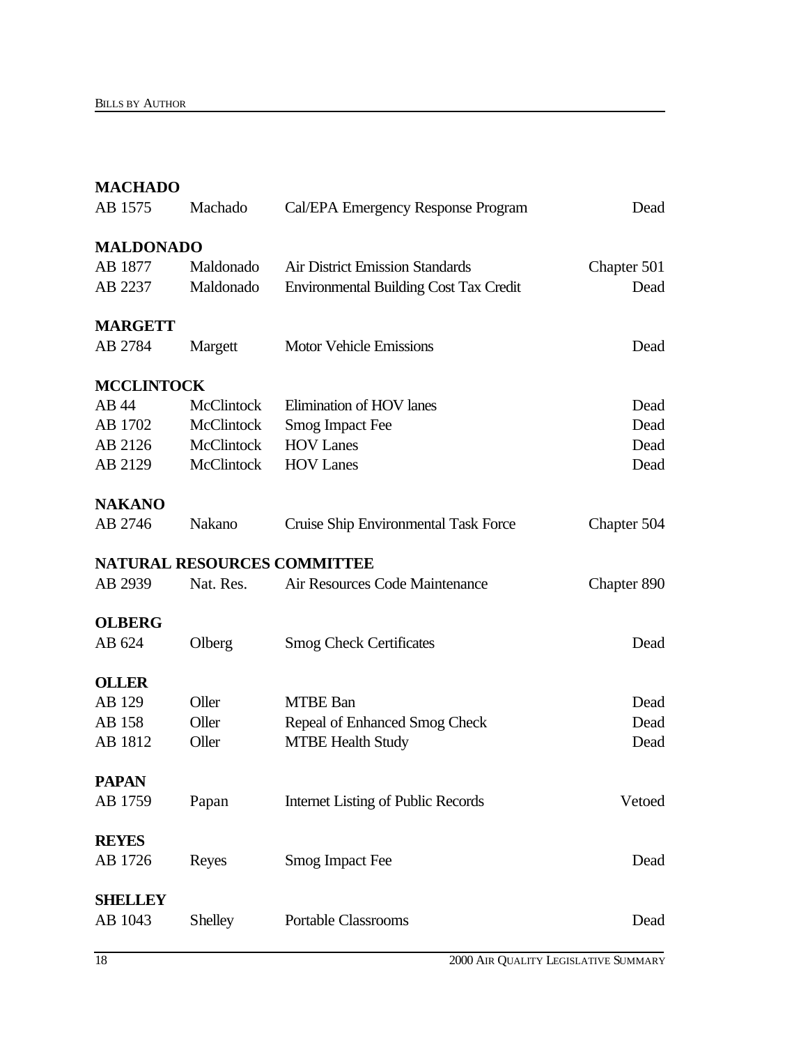**MACHADO**

| | | | |
|---|---|---|---|
| AB 1575 | Machado | Cal/EPA Emergency Response Program | Dead |

**MALDONADO**

| | | | |
|---|---|---|---|
| AB 1877 | Maldonado | Air District Emission Standards | Chapter 501 |
| AB 2237 | Maldonado | Environmental Building Cost Tax Credit | Dead |

**MARGETT**

| | | | |
|---|---|---|---|
| AB 2784 | Margett | Motor Vehicle Emissions | Dead |

**MCCLINTOCK**

| | | | |
|---|---|---|---|
| AB 44 | McClintock | Elimination of HOV lanes | Dead |
| AB 1702 | McClintock | Smog Impact Fee | Dead |
| AB 2126 | McClintock | HOV Lanes | Dead |
| AB 2129 | McClintock | HOV Lanes | Dead |

**NAKANO**

| | | | |
|---|---|---|---|
| AB 2746 | Nakano | Cruise Ship Environmental Task Force | Chapter 504 |

**NATURAL RESOURCES COMMITTEE**

| | | | |
|---|---|---|---|
| AB 2939 | Nat. Res. | Air Resources Code Maintenance | Chapter 890 |

**OLBERG**

| | | | |
|---|---|---|---|
| AB 624 | Olberg | Smog Check Certificates | Dead |

**OLLER**

| | | | |
|---|---|---|---|
| AB 129 | Oller | MTBE Ban | Dead |
| AB 158 | Oller | Repeal of Enhanced Smog Check | Dead |
| AB 1812 | Oller | MTBE Health Study | Dead |

**PAPAN**

| | | | |
|---|---|---|---|
| AB 1759 | Papan | Internet Listing of Public Records | Vetoed |

**REYES**

| | | | |
|---|---|---|---|
| AB 1726 | Reyes | Smog Impact Fee | Dead |

**SHELLEY**

| | | | |
|---|---|---|---|
| AB 1043 | Shelley | Portable Classrooms | Dead |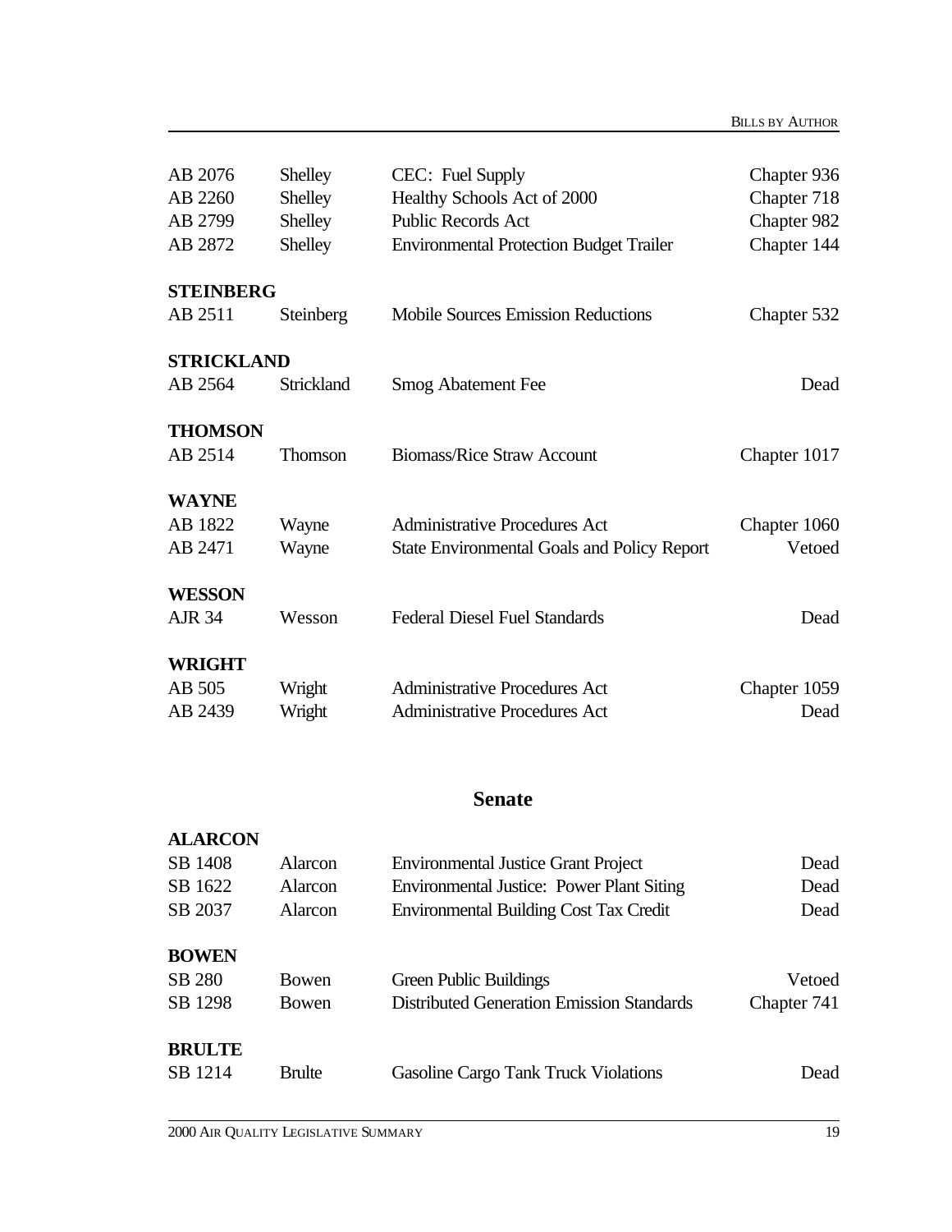| | | | |
|---|---|---|---|
| AB 2076 | Shelley | CEC: Fuel Supply | Chapter 936 |
| AB 2260 | Shelley | Healthy Schools Act of 2000 | Chapter 718 |
| AB 2799 | Shelley | Public Records Act | Chapter 982 |
| AB 2872 | Shelley | Environmental Protection Budget Trailer | Chapter 144 |

**STEINBERG**

| | | | |
|---|---|---|---|
| AB 2511 | Steinberg | Mobile Sources Emission Reductions | Chapter 532 |

**STRICKLAND**

| | | | |
|---|---|---|---|
| AB 2564 | Strickland | Smog Abatement Fee | Dead |

**THOMSON**

| | | | |
|---|---|---|---|
| AB 2514 | Thomson | Biomass/Rice Straw Account | Chapter 1017 |

**WAYNE**

| | | | |
|---|---|---|---|
| AB 1822 | Wayne | Administrative Procedures Act | Chapter 1060 |
| AB 2471 | Wayne | State Environmental Goals and Policy Report | Vetoed |

**WESSON**

| | | | |
|---|---|---|---|
| AJR 34 | Wesson | Federal Diesel Fuel Standards | Dead |

**WRIGHT**

| | | | |
|---|---|---|---|
| AB 505 | Wright | Administrative Procedures Act | Chapter 1059 |
| AB 2439 | Wright | Administrative Procedures Act | Dead |

## Senate

**ALARCON**

| | | | |
|---|---|---|---|
| SB 1408 | Alarcon | Environmental Justice Grant Project | Dead |
| SB 1622 | Alarcon | Environmental Justice: Power Plant Siting | Dead |
| SB 2037 | Alarcon | Environmental Building Cost Tax Credit | Dead |

**BOWEN**

| | | | |
|---|---|---|---|
| SB 280 | Bowen | Green Public Buildings | Vetoed |
| SB 1298 | Bowen | Distributed Generation Emission Standards | Chapter 741 |

**BRULTE**

| | | | |
|---|---|---|---|
| SB 1214 | Brulte | Gasoline Cargo Tank Truck Violations | Dead |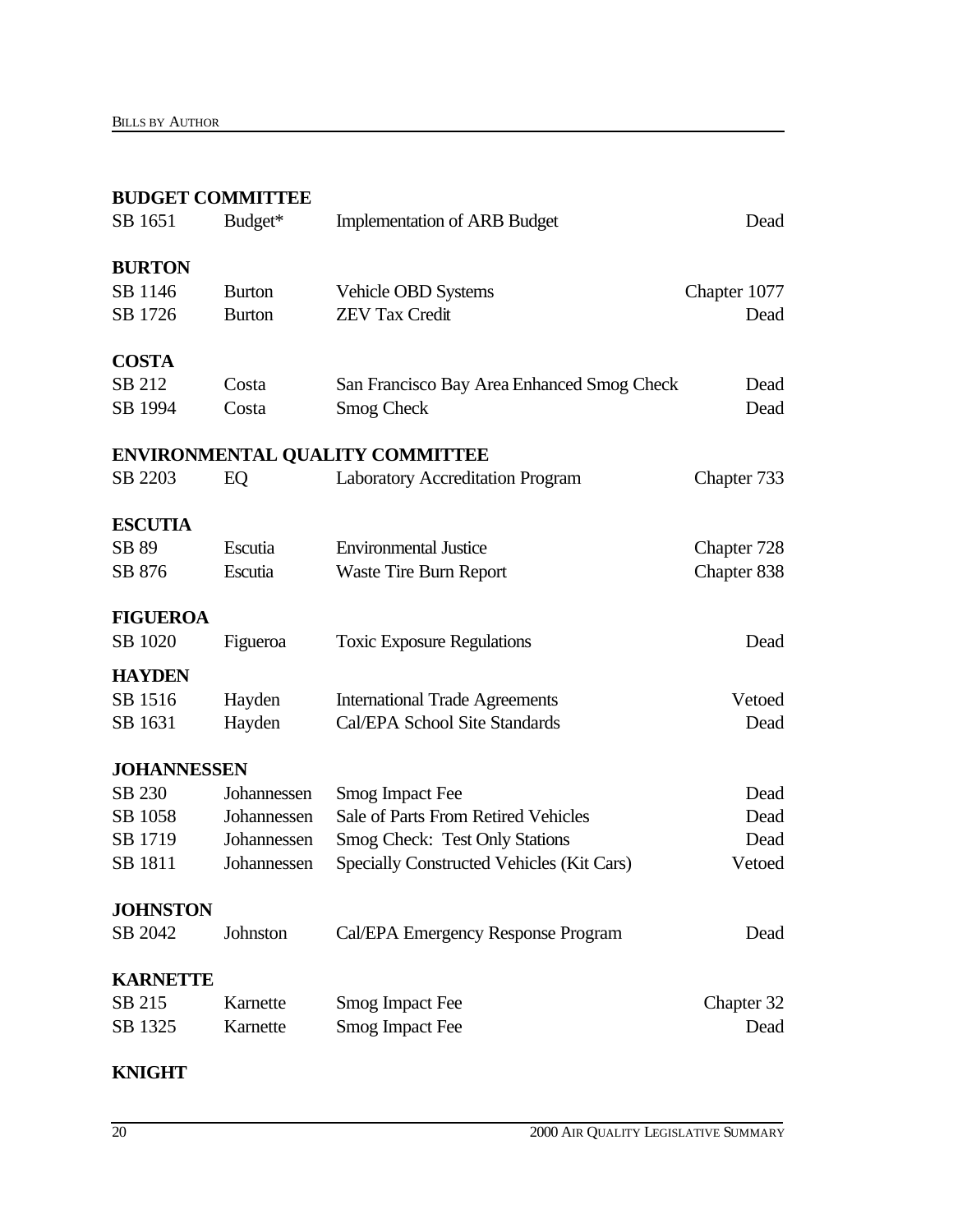**BUDGET COMMITTEE**

| | | | |
|---|---|---|---|
| SB 1651 | Budget* | Implementation of ARB Budget | Dead |

**BURTON**

| | | | |
|---|---|---|---|
| SB 1146 | Burton | Vehicle OBD Systems | Chapter 1077 |
| SB 1726 | Burton | ZEV Tax Credit | Dead |

**COSTA**

| | | | |
|---|---|---|---|
| SB 212 | Costa | San Francisco Bay Area Enhanced Smog Check | Dead |
| SB 1994 | Costa | Smog Check | Dead |

**ENVIRONMENTAL QUALITY COMMITTEE**

| | | | |
|---|---|---|---|
| SB 2203 | EQ | Laboratory Accreditation Program | Chapter 733 |

**ESCUTIA**

| | | | |
|---|---|---|---|
| SB 89 | Escutia | Environmental Justice | Chapter 728 |
| SB 876 | Escutia | Waste Tire Burn Report | Chapter 838 |

**FIGUEROA**

| | | | |
|---|---|---|---|
| SB 1020 | Figueroa | Toxic Exposure Regulations | Dead |

**HAYDEN**

| | | | |
|---|---|---|---|
| SB 1516 | Hayden | International Trade Agreements | Vetoed |
| SB 1631 | Hayden | Cal/EPA School Site Standards | Dead |

**JOHANNESSEN**

| | | | |
|---|---|---|---|
| SB 230 | Johannessen | Smog Impact Fee | Dead |
| SB 1058 | Johannessen | Sale of Parts From Retired Vehicles | Dead |
| SB 1719 | Johannessen | Smog Check: Test Only Stations | Dead |
| SB 1811 | Johannessen | Specially Constructed Vehicles (Kit Cars) | Vetoed |

**JOHNSTON**

| | | | |
|---|---|---|---|
| SB 2042 | Johnston | Cal/EPA Emergency Response Program | Dead |

**KARNETTE**

| | | | |
|---|---|---|---|
| SB 215 | Karnette | Smog Impact Fee | Chapter 32 |
| SB 1325 | Karnette | Smog Impact Fee | Dead |

**KNIGHT**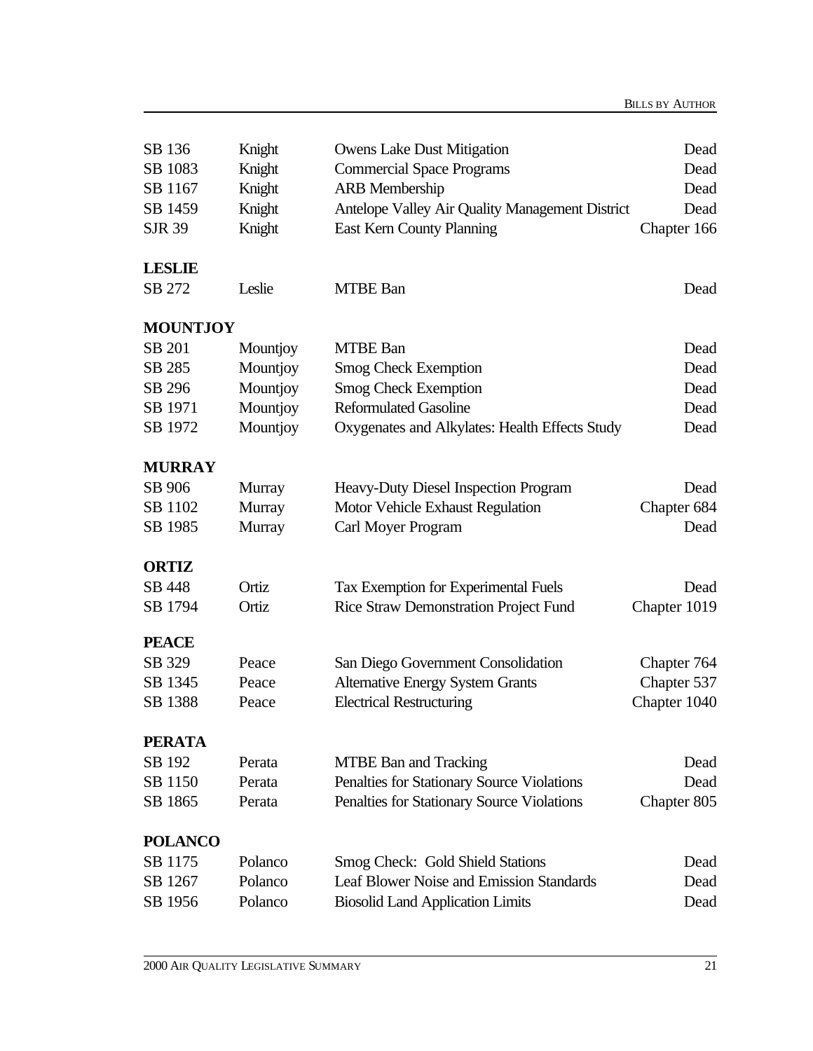| | | | |
|---|---|---|---|
| SB 136 | Knight | Owens Lake Dust Mitigation | Dead |
| SB 1083 | Knight | Commercial Space Programs | Dead |
| SB 1167 | Knight | ARB Membership | Dead |
| SB 1459 | Knight | Antelope Valley Air Quality Management District | Dead |
| SJR 39 | Knight | East Kern County Planning | Chapter 166 |

**LESLIE**

| | | | |
|---|---|---|---|
| SB 272 | Leslie | MTBE Ban | Dead |

**MOUNTJOY**

| | | | |
|---|---|---|---|
| SB 201 | Mountjoy | MTBE Ban | Dead |
| SB 285 | Mountjoy | Smog Check Exemption | Dead |
| SB 296 | Mountjoy | Smog Check Exemption | Dead |
| SB 1971 | Mountjoy | Reformulated Gasoline | Dead |
| SB 1972 | Mountjoy | Oxygenates and Alkylates: Health Effects Study | Dead |

**MURRAY**

| | | | |
|---|---|---|---|
| SB 906 | Murray | Heavy-Duty Diesel Inspection Program | Dead |
| SB 1102 | Murray | Motor Vehicle Exhaust Regulation | Chapter 684 |
| SB 1985 | Murray | Carl Moyer Program | Dead |

**ORTIZ**

| | | | |
|---|---|---|---|
| SB 448 | Ortiz | Tax Exemption for Experimental Fuels | Dead |
| SB 1794 | Ortiz | Rice Straw Demonstration Project Fund | Chapter 1019 |

**PEACE**

| | | | |
|---|---|---|---|
| SB 329 | Peace | San Diego Government Consolidation | Chapter 764 |
| SB 1345 | Peace | Alternative Energy System Grants | Chapter 537 |
| SB 1388 | Peace | Electrical Restructuring | Chapter 1040 |

**PERATA**

| | | | |
|---|---|---|---|
| SB 192 | Perata | MTBE Ban and Tracking | Dead |
| SB 1150 | Perata | Penalties for Stationary Source Violations | Dead |
| SB 1865 | Perata | Penalties for Stationary Source Violations | Chapter 805 |

**POLANCO**

| | | | |
|---|---|---|---|
| SB 1175 | Polanco | Smog Check: Gold Shield Stations | Dead |
| SB 1267 | Polanco | Leaf Blower Noise and Emission Standards | Dead |
| SB 1956 | Polanco | Biosolid Land Application Limits | Dead |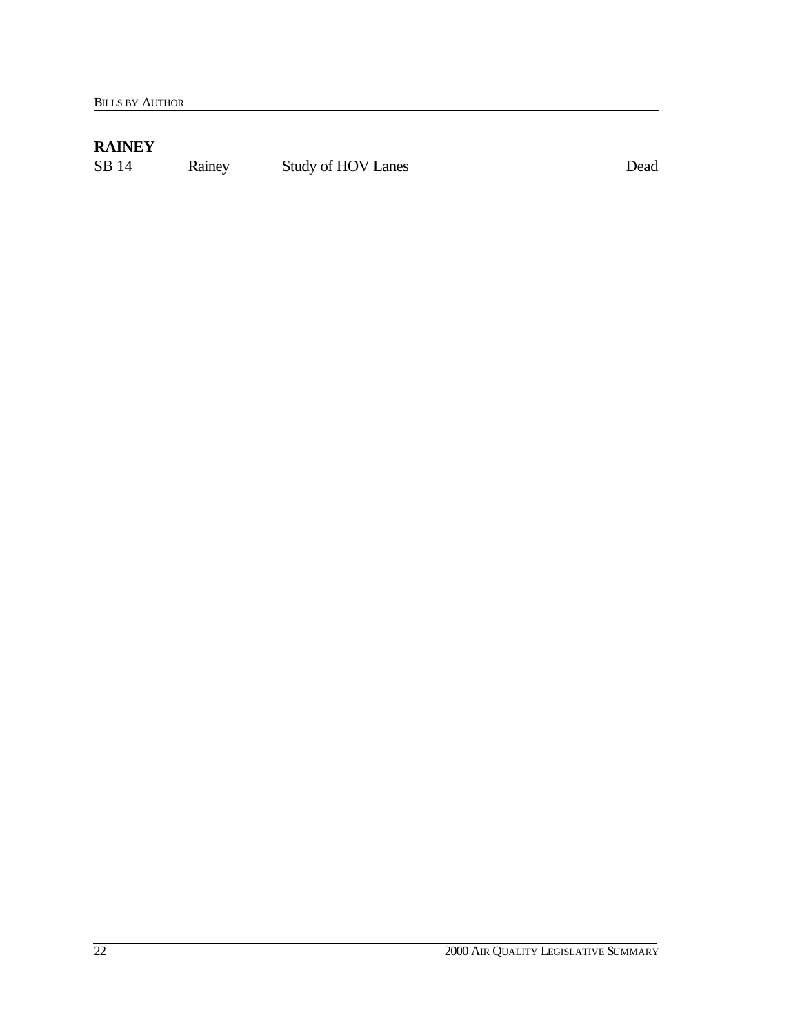**RAINEY**

| | | | |
|---|---|---|---|
| SB 14 | Rainey | Study of HOV Lanes | Dead |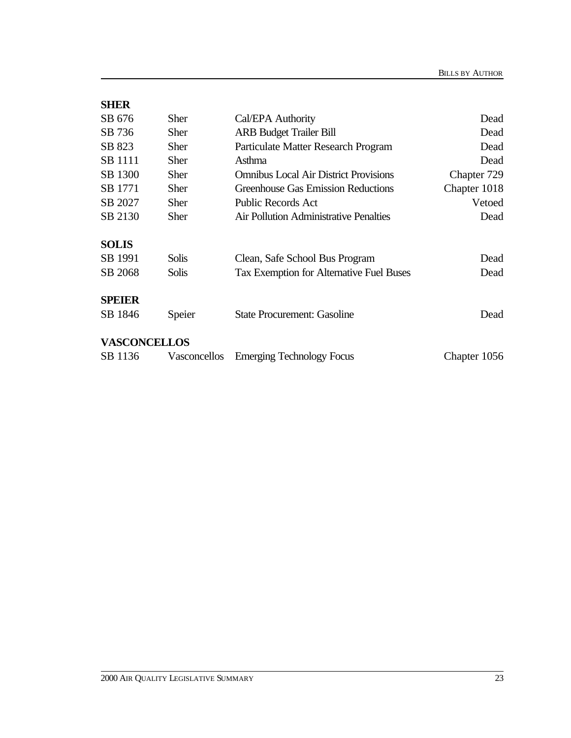**SHER**

| | | | |
|---|---|---|---|
| SB 676 | Sher | Cal/EPA Authority | Dead |
| SB 736 | Sher | ARB Budget Trailer Bill | Dead |
| SB 823 | Sher | Particulate Matter Research Program | Dead |
| SB 1111 | Sher | Asthma | Dead |
| SB 1300 | Sher | Omnibus Local Air District Provisions | Chapter 729 |
| SB 1771 | Sher | Greenhouse Gas Emission Reductions | Chapter 1018 |
| SB 2027 | Sher | Public Records Act | Vetoed |
| SB 2130 | Sher | Air Pollution Administrative Penalties | Dead |

**SOLIS**

| | | | |
|---|---|---|---|
| SB 1991 | Solis | Clean, Safe School Bus Program | Dead |
| SB 2068 | Solis | Tax Exemption for Alternative Fuel Buses | Dead |

**SPEIER**

| | | | |
|---|---|---|---|
| SB 1846 | Speier | State Procurement: Gasoline | Dead |

**VASCONCELLOS**

| | | | |
|---|---|---|---|
| SB 1136 | Vasconcellos | Emerging Technology Focus | Chapter 1056 |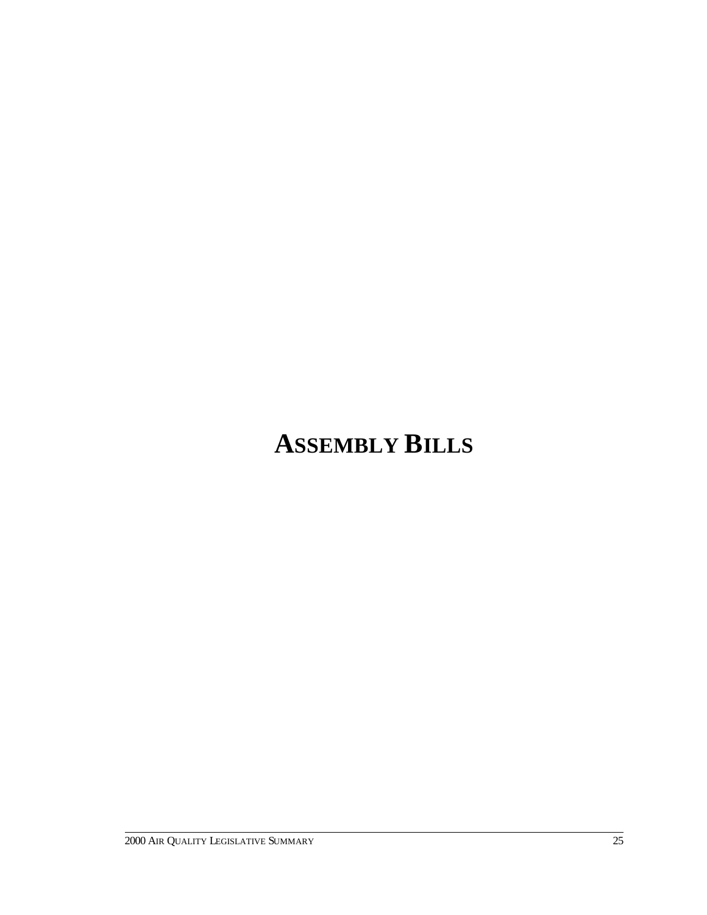# ASSEMBLY BILLS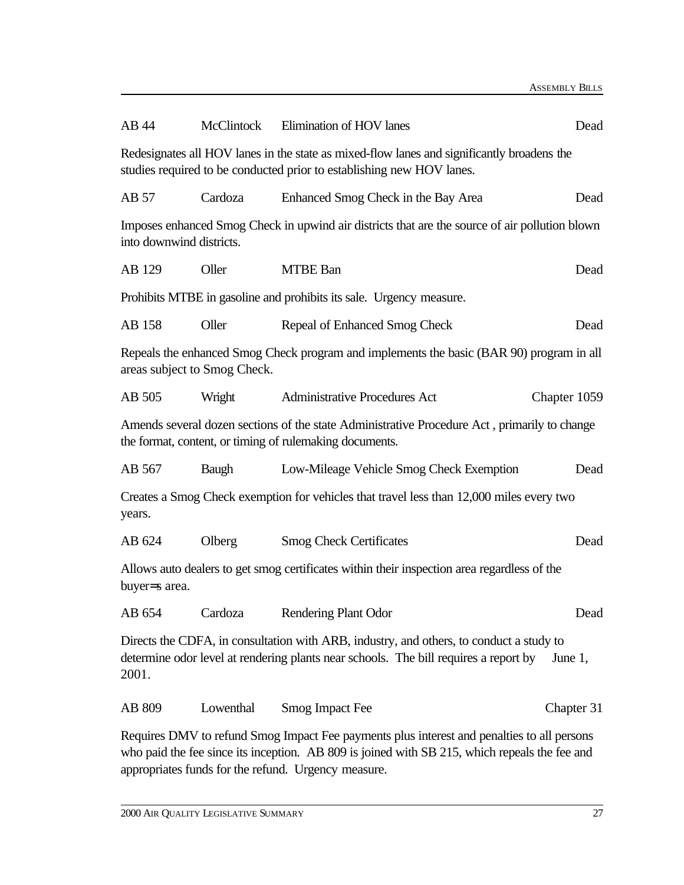AB 44 McClintock Elimination of HOV lanes Dead

Redesignates all HOV lanes in the state as mixed-flow lanes and significantly broadens the studies required to be conducted prior to establishing new HOV lanes.

AB 57 Cardoza Enhanced Smog Check in the Bay Area Dead

Imposes enhanced Smog Check in upwind air districts that are the source of air pollution blown into downwind districts.

AB 129 Oller MTBE Ban Dead

Prohibits MTBE in gasoline and prohibits its sale. Urgency measure.

AB 158 Oller Repeal of Enhanced Smog Check Dead

Repeals the enhanced Smog Check program and implements the basic (BAR 90) program in all areas subject to Smog Check.

AB 505 Wright Administrative Procedures Act Chapter 1059

Amends several dozen sections of the state Administrative Procedure Act , primarily to change the format, content, or timing of rulemaking documents.

AB 567 Baugh Low-Mileage Vehicle Smog Check Exemption Dead

Creates a Smog Check exemption for vehicles that travel less than 12,000 miles every two years.

AB 624 Olberg Smog Check Certificates Dead

Allows auto dealers to get smog certificates within their inspection area regardless of the buyer=s area.

AB 654 Cardoza Rendering Plant Odor Dead

Directs the CDFA, in consultation with ARB, industry, and others, to conduct a study to determine odor level at rendering plants near schools. The bill requires a report by June 1, 2001.

AB 809 Lowenthal Smog Impact Fee Chapter 31

Requires DMV to refund Smog Impact Fee payments plus interest and penalties to all persons who paid the fee since its inception. AB 809 is joined with SB 215, which repeals the fee and appropriates funds for the refund. Urgency measure.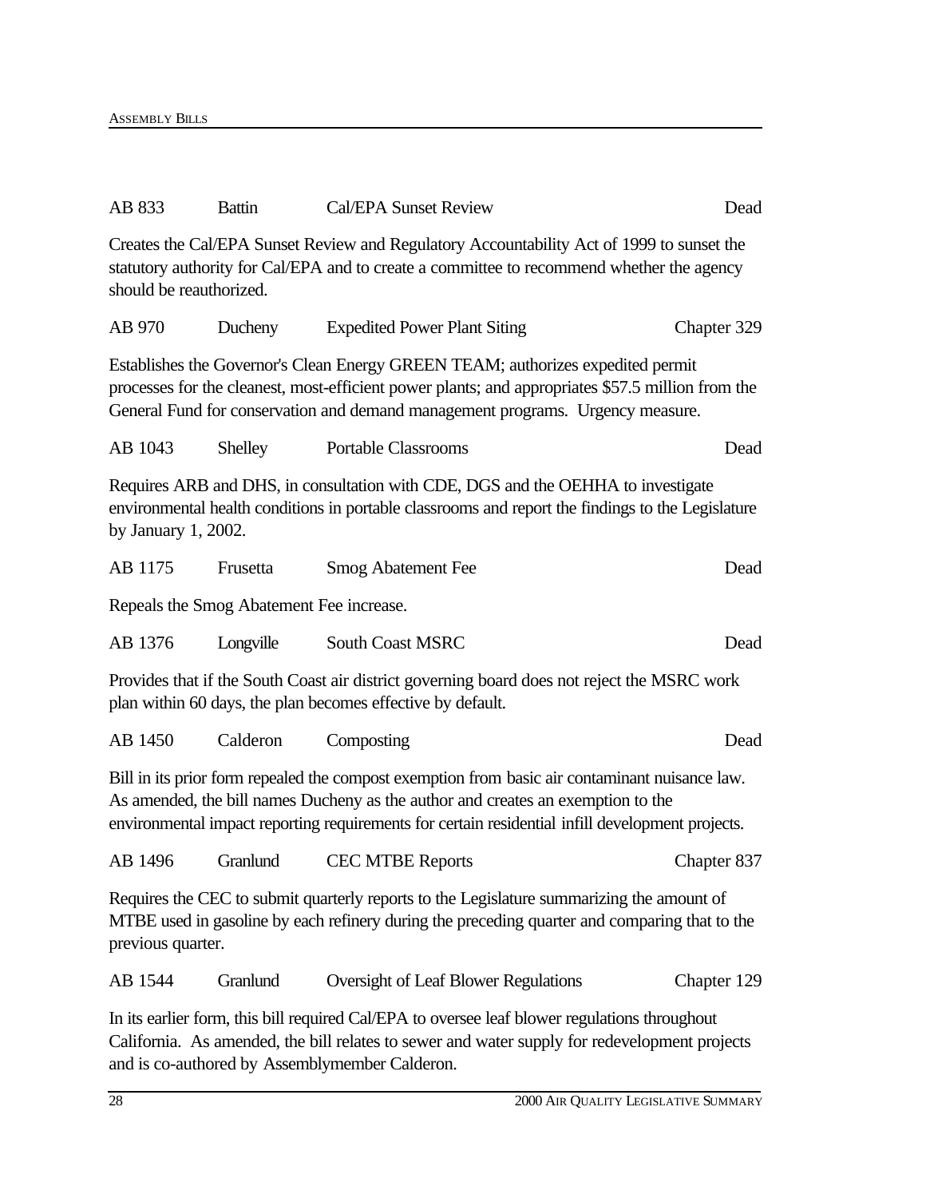AB 833 | Battin | Cal/EPA Sunset Review | Dead

Creates the Cal/EPA Sunset Review and Regulatory Accountability Act of 1999 to sunset the statutory authority for Cal/EPA and to create a committee to recommend whether the agency should be reauthorized.

AB 970 | Ducheny | Expedited Power Plant Siting | Chapter 329

Establishes the Governor's Clean Energy GREEN TEAM; authorizes expedited permit processes for the cleanest, most-efficient power plants; and appropriates $57.5 million from the General Fund for conservation and demand management programs. Urgency measure.

AB 1043 | Shelley | Portable Classrooms | Dead

Requires ARB and DHS, in consultation with CDE, DGS and the OEHHA to investigate environmental health conditions in portable classrooms and report the findings to the Legislature by January 1, 2002.

AB 1175 | Frusetta | Smog Abatement Fee | Dead

Repeals the Smog Abatement Fee increase.

AB 1376 | Longville | South Coast MSRC | Dead

Provides that if the South Coast air district governing board does not reject the MSRC work plan within 60 days, the plan becomes effective by default.

AB 1450 | Calderon | Composting | Dead

Bill in its prior form repealed the compost exemption from basic air contaminant nuisance law. As amended, the bill names Ducheny as the author and creates an exemption to the environmental impact reporting requirements for certain residential infill development projects.

AB 1496 | Granlund | CEC MTBE Reports | Chapter 837

Requires the CEC to submit quarterly reports to the Legislature summarizing the amount of MTBE used in gasoline by each refinery during the preceding quarter and comparing that to the previous quarter.

AB 1544 | Granlund | Oversight of Leaf Blower Regulations | Chapter 129

In its earlier form, this bill required Cal/EPA to oversee leaf blower regulations throughout California. As amended, the bill relates to sewer and water supply for redevelopment projects and is co-authored by Assemblymember Calderon.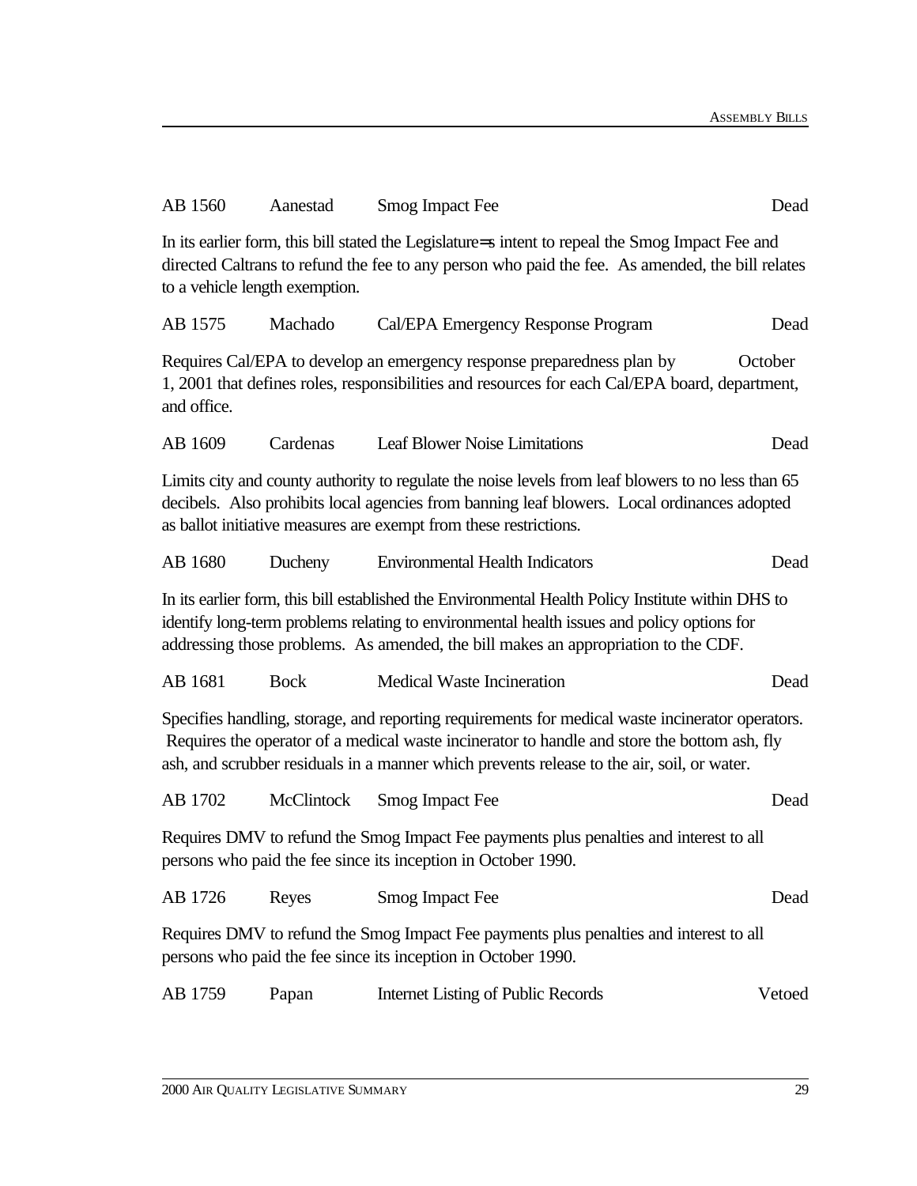| | | | |
|---|---|---|---|
| AB 1560 | Aanestad | Smog Impact Fee | Dead |

In its earlier form, this bill stated the Legislature=s intent to repeal the Smog Impact Fee and directed Caltrans to refund the fee to any person who paid the fee. As amended, the bill relates to a vehicle length exemption.

| | | | |
|---|---|---|---|
| AB 1575 | Machado | Cal/EPA Emergency Response Program | Dead |

Requires Cal/EPA to develop an emergency response preparedness plan by October 1, 2001 that defines roles, responsibilities and resources for each Cal/EPA board, department, and office.

| | | | |
|---|---|---|---|
| AB 1609 | Cardenas | Leaf Blower Noise Limitations | Dead |

Limits city and county authority to regulate the noise levels from leaf blowers to no less than 65 decibels. Also prohibits local agencies from banning leaf blowers. Local ordinances adopted as ballot initiative measures are exempt from these restrictions.

| | | | |
|---|---|---|---|
| AB 1680 | Ducheny | Environmental Health Indicators | Dead |

In its earlier form, this bill established the Environmental Health Policy Institute within DHS to identify long-term problems relating to environmental health issues and policy options for addressing those problems. As amended, the bill makes an appropriation to the CDF.

| | | | |
|---|---|---|---|
| AB 1681 | Bock | Medical Waste Incineration | Dead |

Specifies handling, storage, and reporting requirements for medical waste incinerator operators. Requires the operator of a medical waste incinerator to handle and store the bottom ash, fly ash, and scrubber residuals in a manner which prevents release to the air, soil, or water.

| | | | |
|---|---|---|---|
| AB 1702 | McClintock | Smog Impact Fee | Dead |

Requires DMV to refund the Smog Impact Fee payments plus penalties and interest to all persons who paid the fee since its inception in October 1990.

| | | | |
|---|---|---|---|
| AB 1726 | Reyes | Smog Impact Fee | Dead |

Requires DMV to refund the Smog Impact Fee payments plus penalties and interest to all persons who paid the fee since its inception in October 1990.

| | | | |
|---|---|---|---|
| AB 1759 | Papan | Internet Listing of Public Records | Vetoed |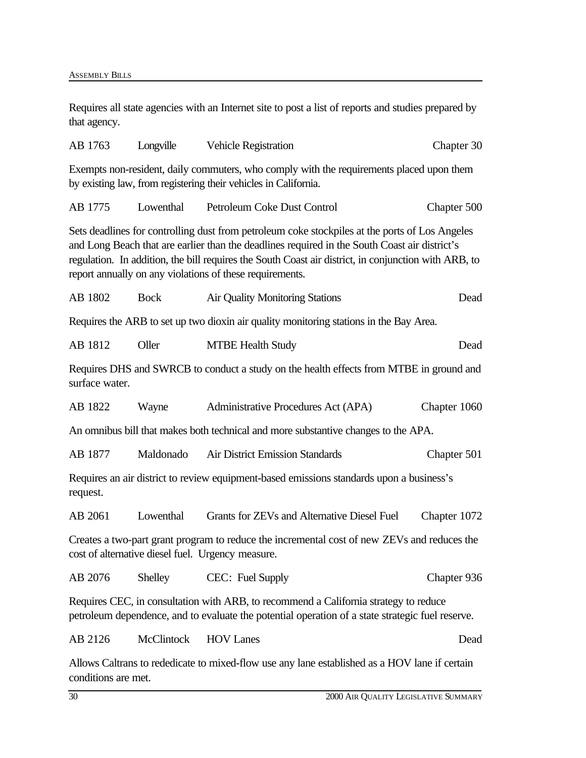Requires all state agencies with an Internet site to post a list of reports and studies prepared by that agency.

AB 1763 Longville Vehicle Registration Chapter 30

Exempts non-resident, daily commuters, who comply with the requirements placed upon them by existing law, from registering their vehicles in California.

AB 1775 Lowenthal Petroleum Coke Dust Control Chapter 500

Sets deadlines for controlling dust from petroleum coke stockpiles at the ports of Los Angeles and Long Beach that are earlier than the deadlines required in the South Coast air district's regulation. In addition, the bill requires the South Coast air district, in conjunction with ARB, to report annually on any violations of these requirements.

AB 1802 Bock Air Quality Monitoring Stations Dead

Requires the ARB to set up two dioxin air quality monitoring stations in the Bay Area.

AB 1812 Oller MTBE Health Study Dead

Requires DHS and SWRCB to conduct a study on the health effects from MTBE in ground and surface water.

AB 1822 Wayne Administrative Procedures Act (APA) Chapter 1060

An omnibus bill that makes both technical and more substantive changes to the APA.

AB 1877 Maldonado Air District Emission Standards Chapter 501

Requires an air district to review equipment-based emissions standards upon a business's request.

AB 2061 Lowenthal Grants for ZEVs and Alternative Diesel Fuel Chapter 1072

Creates a two-part grant program to reduce the incremental cost of new ZEVs and reduces the cost of alternative diesel fuel. Urgency measure.

AB 2076 Shelley CEC: Fuel Supply Chapter 936

Requires CEC, in consultation with ARB, to recommend a California strategy to reduce petroleum dependence, and to evaluate the potential operation of a state strategic fuel reserve.

AB 2126 McClintock HOV Lanes Dead

Allows Caltrans to rededicate to mixed-flow use any lane established as a HOV lane if certain conditions are met.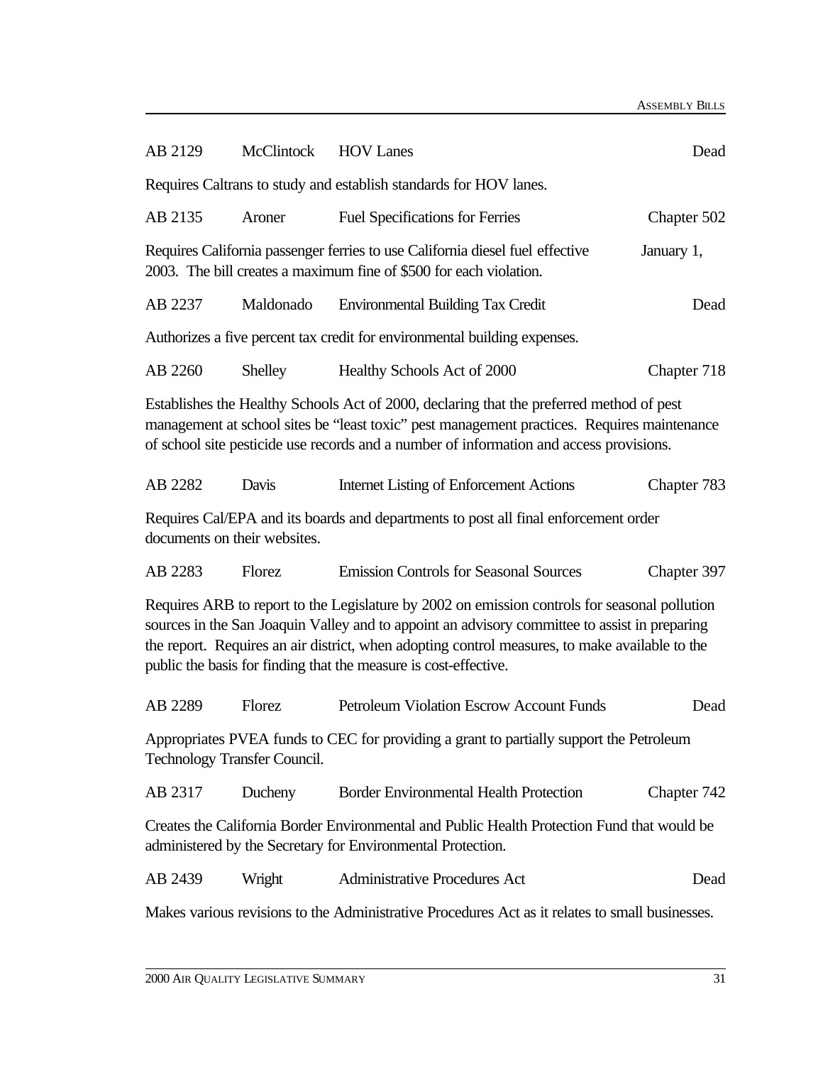AB 2129 McClintock HOV Lanes Dead

Requires Caltrans to study and establish standards for HOV lanes.

AB 2135 Aroner Fuel Specifications for Ferries Chapter 502

Requires California passenger ferries to use California diesel fuel effective January 1, 2003. The bill creates a maximum fine of $500 for each violation.

AB 2237 Maldonado Environmental Building Tax Credit Dead

Authorizes a five percent tax credit for environmental building expenses.

AB 2260 Shelley Healthy Schools Act of 2000 Chapter 718

Establishes the Healthy Schools Act of 2000, declaring that the preferred method of pest management at school sites be "least toxic" pest management practices. Requires maintenance of school site pesticide use records and a number of information and access provisions.

AB 2282 Davis Internet Listing of Enforcement Actions Chapter 783

Requires Cal/EPA and its boards and departments to post all final enforcement order documents on their websites.

AB 2283 Florez Emission Controls for Seasonal Sources Chapter 397

Requires ARB to report to the Legislature by 2002 on emission controls for seasonal pollution sources in the San Joaquin Valley and to appoint an advisory committee to assist in preparing the report. Requires an air district, when adopting control measures, to make available to the public the basis for finding that the measure is cost-effective.

AB 2289 Florez Petroleum Violation Escrow Account Funds Dead

Appropriates PVEA funds to CEC for providing a grant to partially support the Petroleum Technology Transfer Council.

AB 2317 Ducheny Border Environmental Health Protection Chapter 742

Creates the California Border Environmental and Public Health Protection Fund that would be administered by the Secretary for Environmental Protection.

AB 2439 Wright Administrative Procedures Act Dead

Makes various revisions to the Administrative Procedures Act as it relates to small businesses.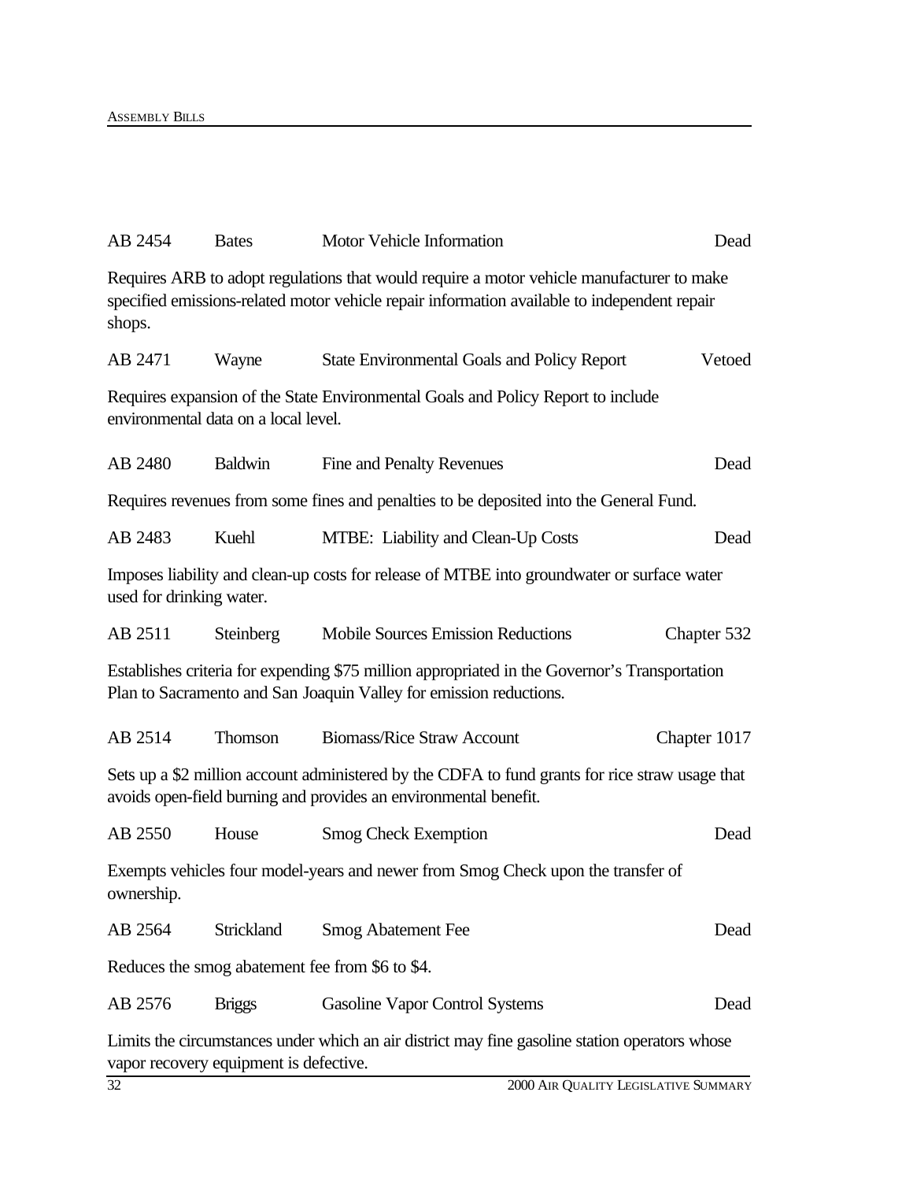AB 2454 | Bates | Motor Vehicle Information | Dead

Requires ARB to adopt regulations that would require a motor vehicle manufacturer to make specified emissions-related motor vehicle repair information available to independent repair shops.

AB 2471 | Wayne | State Environmental Goals and Policy Report | Vetoed

Requires expansion of the State Environmental Goals and Policy Report to include environmental data on a local level.

AB 2480 | Baldwin | Fine and Penalty Revenues | Dead

Requires revenues from some fines and penalties to be deposited into the General Fund.

AB 2483 | Kuehl | MTBE: Liability and Clean-Up Costs | Dead

Imposes liability and clean-up costs for release of MTBE into groundwater or surface water used for drinking water.

AB 2511 | Steinberg | Mobile Sources Emission Reductions | Chapter 532

Establishes criteria for expending $75 million appropriated in the Governor's Transportation Plan to Sacramento and San Joaquin Valley for emission reductions.

AB 2514 | Thomson | Biomass/Rice Straw Account | Chapter 1017

Sets up a $2 million account administered by the CDFA to fund grants for rice straw usage that avoids open-field burning and provides an environmental benefit.

AB 2550 | House | Smog Check Exemption | Dead

Exempts vehicles four model-years and newer from Smog Check upon the transfer of ownership.

AB 2564 | Strickland | Smog Abatement Fee | Dead

Reduces the smog abatement fee from $6 to $4.

AB 2576 | Briggs | Gasoline Vapor Control Systems | Dead

Limits the circumstances under which an air district may fine gasoline station operators whose vapor recovery equipment is defective.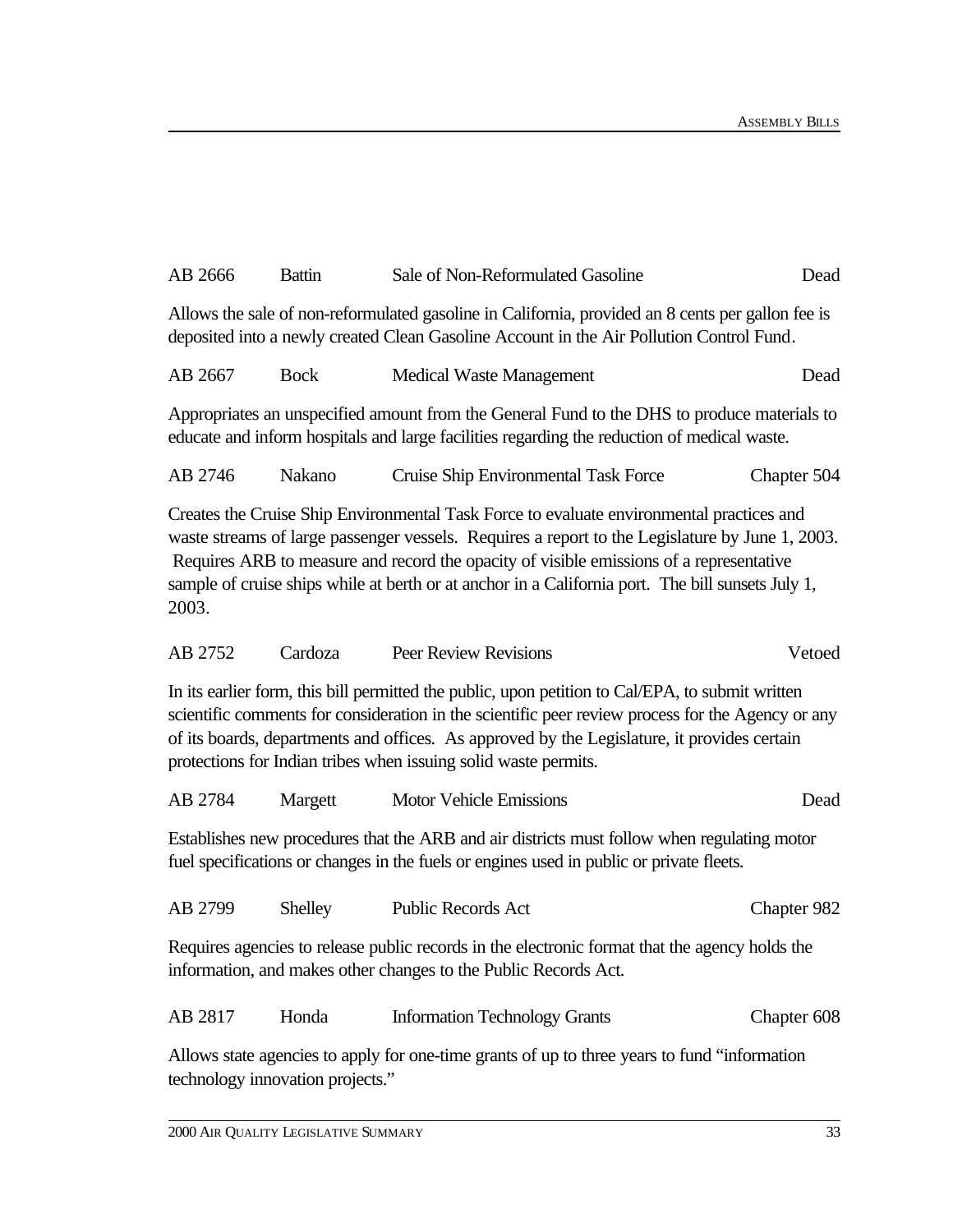AB 2666 Battin Sale of Non-Reformulated Gasoline Dead

Allows the sale of non-reformulated gasoline in California, provided an 8 cents per gallon fee is deposited into a newly created Clean Gasoline Account in the Air Pollution Control Fund.

AB 2667 Bock Medical Waste Management Dead

Appropriates an unspecified amount from the General Fund to the DHS to produce materials to educate and inform hospitals and large facilities regarding the reduction of medical waste.

AB 2746 Nakano Cruise Ship Environmental Task Force Chapter 504

Creates the Cruise Ship Environmental Task Force to evaluate environmental practices and waste streams of large passenger vessels. Requires a report to the Legislature by June 1, 2003. Requires ARB to measure and record the opacity of visible emissions of a representative sample of cruise ships while at berth or at anchor in a California port. The bill sunsets July 1, 2003.

AB 2752 Cardoza Peer Review Revisions Vetoed

In its earlier form, this bill permitted the public, upon petition to Cal/EPA, to submit written scientific comments for consideration in the scientific peer review process for the Agency or any of its boards, departments and offices. As approved by the Legislature, it provides certain protections for Indian tribes when issuing solid waste permits.

AB 2784 Margett Motor Vehicle Emissions Dead

Establishes new procedures that the ARB and air districts must follow when regulating motor fuel specifications or changes in the fuels or engines used in public or private fleets.

AB 2799 Shelley Public Records Act Chapter 982

Requires agencies to release public records in the electronic format that the agency holds the information, and makes other changes to the Public Records Act.

AB 2817 Honda Information Technology Grants Chapter 608

Allows state agencies to apply for one-time grants of up to three years to fund "information technology innovation projects."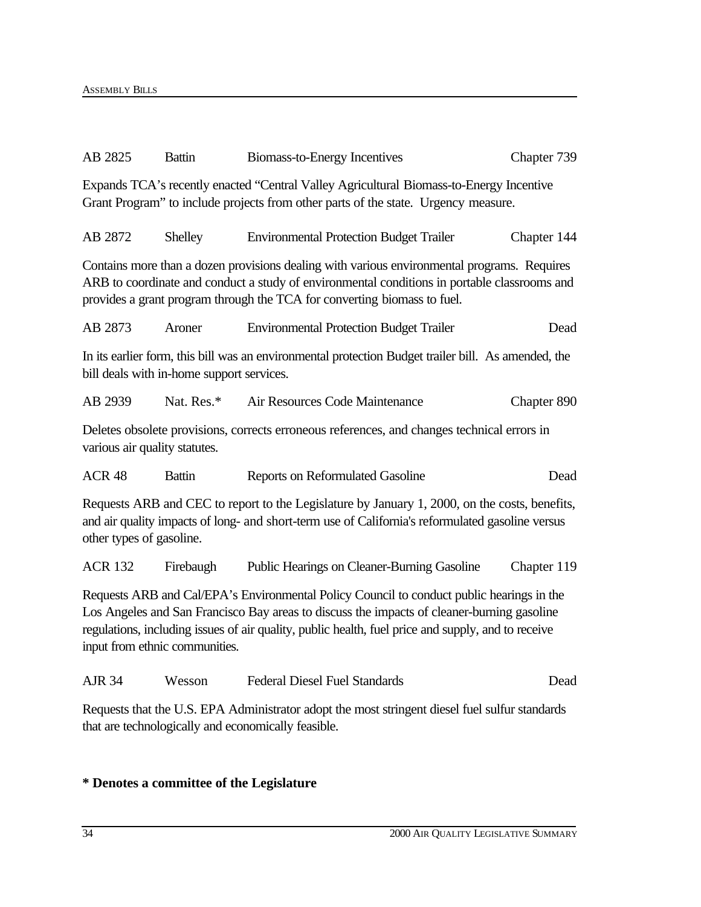AB 2825 Battin Biomass-to-Energy Incentives Chapter 739

Expands TCA's recently enacted "Central Valley Agricultural Biomass-to-Energy Incentive Grant Program" to include projects from other parts of the state. Urgency measure.

AB 2872 Shelley Environmental Protection Budget Trailer Chapter 144

Contains more than a dozen provisions dealing with various environmental programs. Requires ARB to coordinate and conduct a study of environmental conditions in portable classrooms and provides a grant program through the TCA for converting biomass to fuel.

AB 2873 Aroner Environmental Protection Budget Trailer Dead

In its earlier form, this bill was an environmental protection Budget trailer bill. As amended, the bill deals with in-home support services.

AB 2939 Nat. Res.* Air Resources Code Maintenance Chapter 890

Deletes obsolete provisions, corrects erroneous references, and changes technical errors in various air quality statutes.

ACR 48 Battin Reports on Reformulated Gasoline Dead

Requests ARB and CEC to report to the Legislature by January 1, 2000, on the costs, benefits, and air quality impacts of long- and short-term use of California's reformulated gasoline versus other types of gasoline.

ACR 132 Firebaugh Public Hearings on Cleaner-Burning Gasoline Chapter 119

Requests ARB and Cal/EPA's Environmental Policy Council to conduct public hearings in the Los Angeles and San Francisco Bay areas to discuss the impacts of cleaner-burning gasoline regulations, including issues of air quality, public health, fuel price and supply, and to receive input from ethnic communities.

AJR 34 Wesson Federal Diesel Fuel Standards Dead

Requests that the U.S. EPA Administrator adopt the most stringent diesel fuel sulfur standards that are technologically and economically feasible.

**\* Denotes a committee of the Legislature**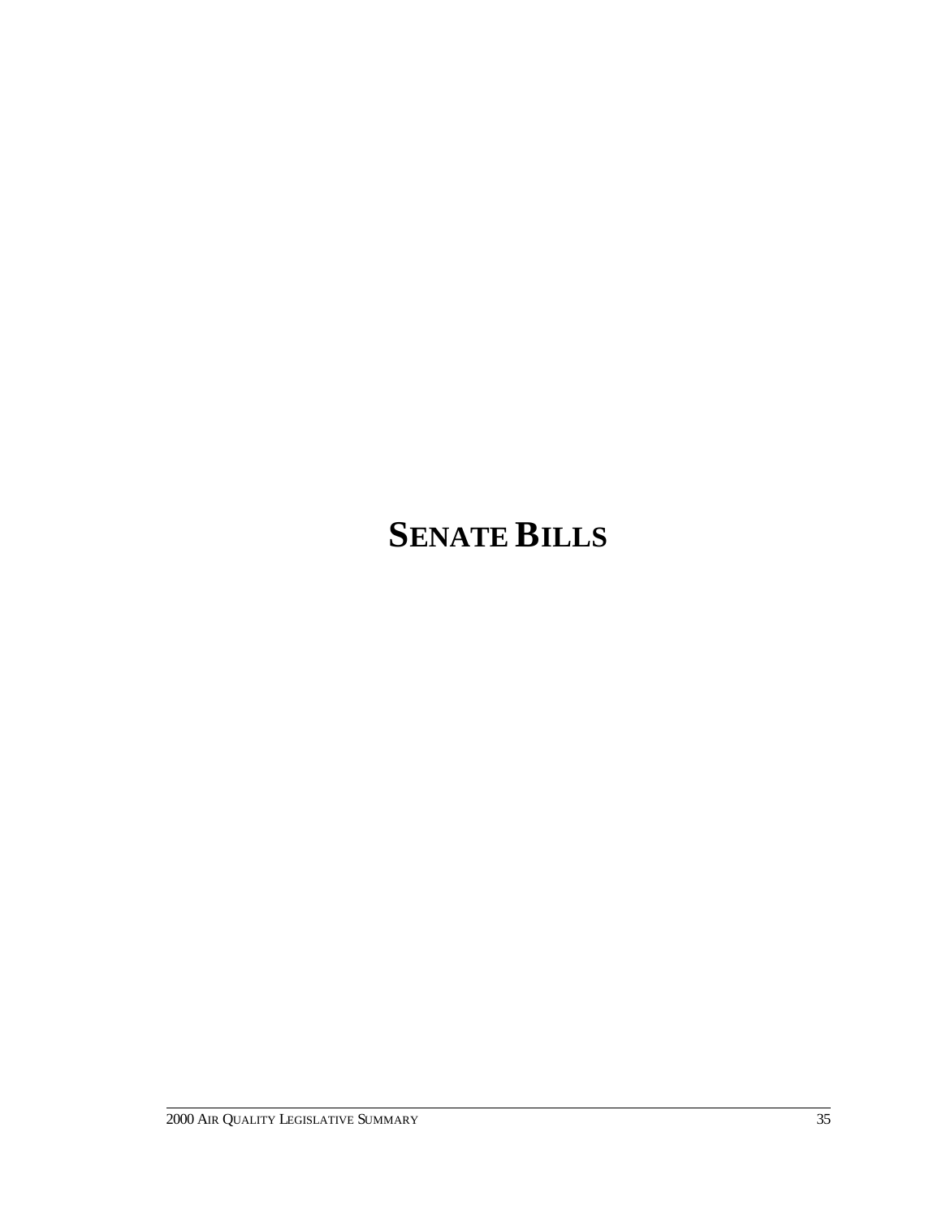# SENATE BILLS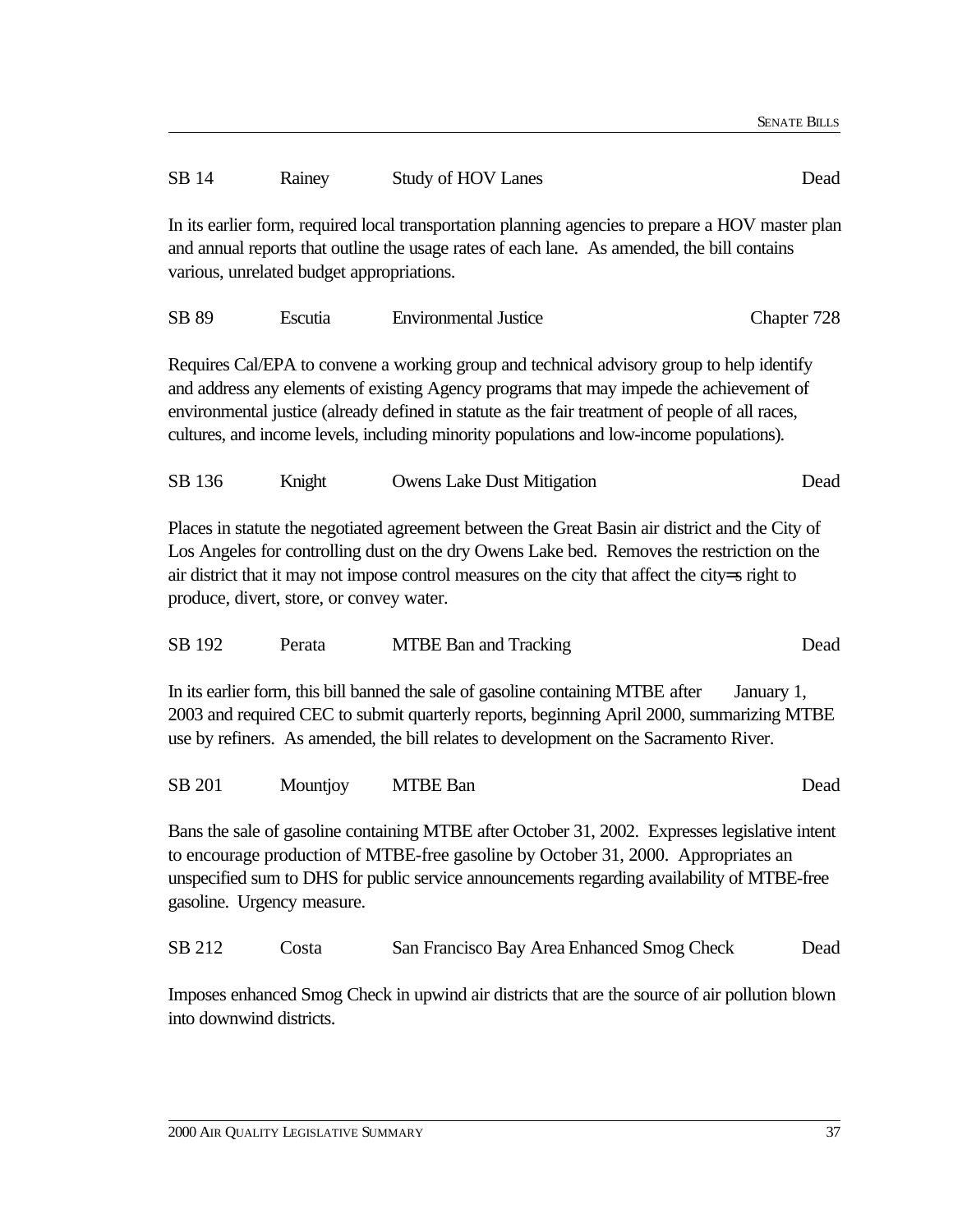| SB 14 | Rainey | Study of HOV Lanes | Dead |
|---|---|---|---|

In its earlier form, required local transportation planning agencies to prepare a HOV master plan and annual reports that outline the usage rates of each lane. As amended, the bill contains various, unrelated budget appropriations.

| SB 89 | Escutia | Environmental Justice | Chapter 728 |
|---|---|---|---|

Requires Cal/EPA to convene a working group and technical advisory group to help identify and address any elements of existing Agency programs that may impede the achievement of environmental justice (already defined in statute as the fair treatment of people of all races, cultures, and income levels, including minority populations and low-income populations).

| SB 136 | Knight | Owens Lake Dust Mitigation | Dead |
|---|---|---|---|

Places in statute the negotiated agreement between the Great Basin air district and the City of Los Angeles for controlling dust on the dry Owens Lake bed. Removes the restriction on the air district that it may not impose control measures on the city that affect the city=s right to produce, divert, store, or convey water.

| SB 192 | Perata | MTBE Ban and Tracking | Dead |
|---|---|---|---|

In its earlier form, this bill banned the sale of gasoline containing MTBE after January 1, 2003 and required CEC to submit quarterly reports, beginning April 2000, summarizing MTBE use by refiners. As amended, the bill relates to development on the Sacramento River.

| SB 201 | Mountjoy | MTBE Ban | Dead |
|---|---|---|---|

Bans the sale of gasoline containing MTBE after October 31, 2002. Expresses legislative intent to encourage production of MTBE-free gasoline by October 31, 2000. Appropriates an unspecified sum to DHS for public service announcements regarding availability of MTBE-free gasoline. Urgency measure.

| SB 212 | Costa | San Francisco Bay Area Enhanced Smog Check | Dead |
|---|---|---|---|

Imposes enhanced Smog Check in upwind air districts that are the source of air pollution blown into downwind districts.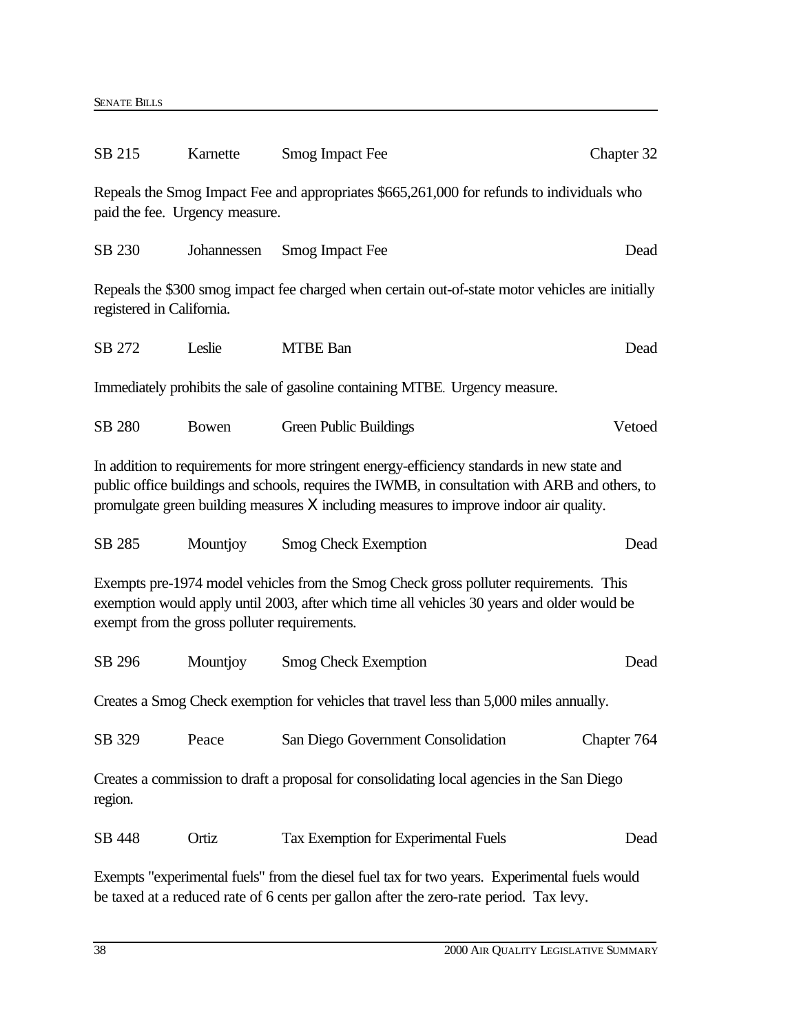| | | | |
|---|---|---|---|
| SB 215 | Karnette | Smog Impact Fee | Chapter 32 |

Repeals the Smog Impact Fee and appropriates $665,261,000 for refunds to individuals who paid the fee. Urgency measure.

| | | | |
|---|---|---|---|
| SB 230 | Johannessen | Smog Impact Fee | Dead |

Repeals the $300 smog impact fee charged when certain out-of-state motor vehicles are initially registered in California.

| | | | |
|---|---|---|---|
| SB 272 | Leslie | MTBE Ban | Dead |

Immediately prohibits the sale of gasoline containing MTBE. Urgency measure.

| | | | |
|---|---|---|---|
| SB 280 | Bowen | Green Public Buildings | Vetoed |

In addition to requirements for more stringent energy-efficiency standards in new state and public office buildings and schools, requires the IWMB, in consultation with ARB and others, to promulgate green building measures X including measures to improve indoor air quality.

| | | | |
|---|---|---|---|
| SB 285 | Mountjoy | Smog Check Exemption | Dead |

Exempts pre-1974 model vehicles from the Smog Check gross polluter requirements. This exemption would apply until 2003, after which time all vehicles 30 years and older would be exempt from the gross polluter requirements.

| | | | |
|---|---|---|---|
| SB 296 | Mountjoy | Smog Check Exemption | Dead |

Creates a Smog Check exemption for vehicles that travel less than 5,000 miles annually.

| | | | |
|---|---|---|---|
| SB 329 | Peace | San Diego Government Consolidation | Chapter 764 |

Creates a commission to draft a proposal for consolidating local agencies in the San Diego region.

| | | | |
|---|---|---|---|
| SB 448 | Ortiz | Tax Exemption for Experimental Fuels | Dead |

Exempts "experimental fuels" from the diesel fuel tax for two years. Experimental fuels would be taxed at a reduced rate of 6 cents per gallon after the zero-rate period. Tax levy.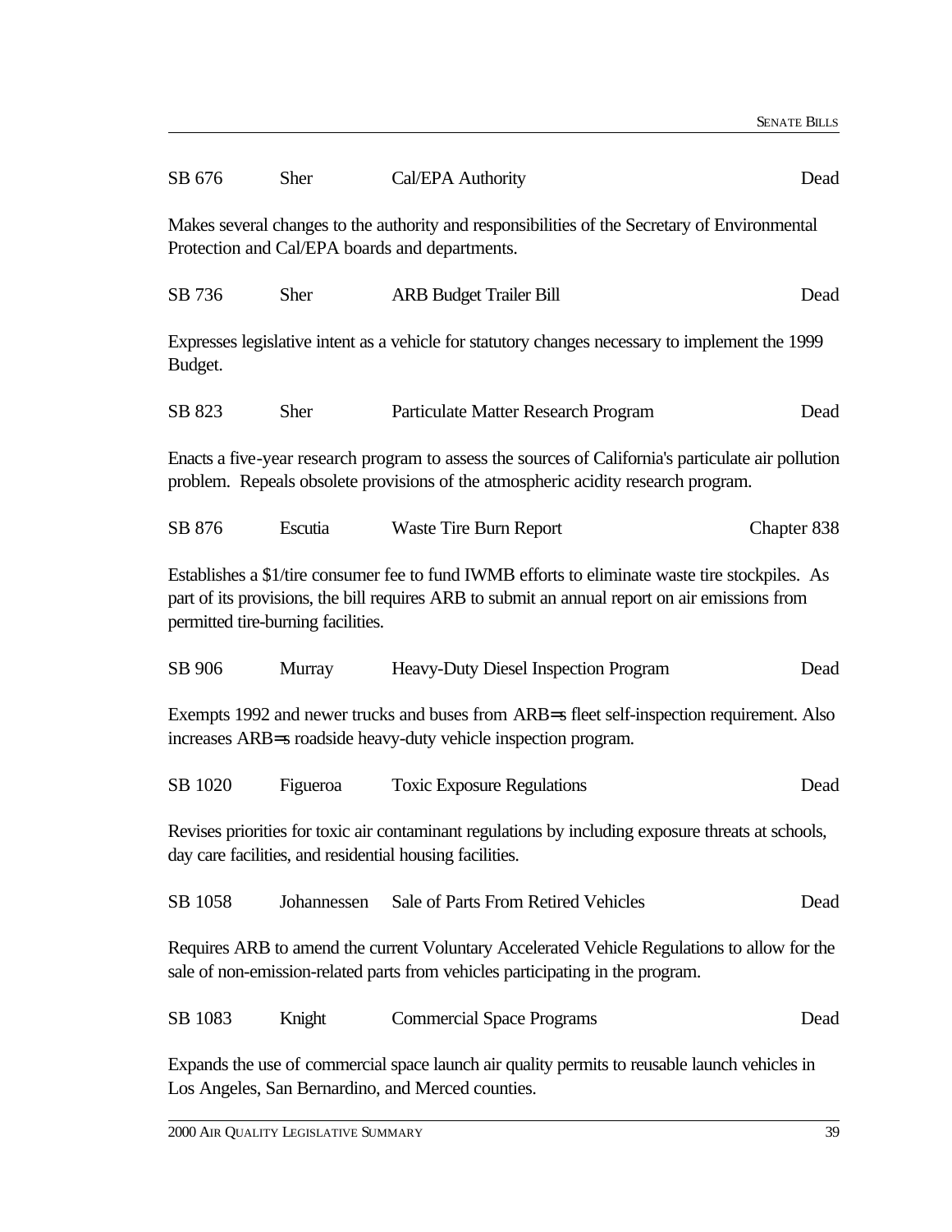SB 676 | Sher | Cal/EPA Authority | Dead

Makes several changes to the authority and responsibilities of the Secretary of Environmental Protection and Cal/EPA boards and departments.

SB 736 | Sher | ARB Budget Trailer Bill | Dead

Expresses legislative intent as a vehicle for statutory changes necessary to implement the 1999 Budget.

SB 823 | Sher | Particulate Matter Research Program | Dead

Enacts a five-year research program to assess the sources of California's particulate air pollution problem. Repeals obsolete provisions of the atmospheric acidity research program.

SB 876 | Escutia | Waste Tire Burn Report | Chapter 838

Establishes a $1/tire consumer fee to fund IWMB efforts to eliminate waste tire stockpiles. As part of its provisions, the bill requires ARB to submit an annual report on air emissions from permitted tire-burning facilities.

SB 906 | Murray | Heavy-Duty Diesel Inspection Program | Dead

Exempts 1992 and newer trucks and buses from ARB=s fleet self-inspection requirement. Also increases ARB=s roadside heavy-duty vehicle inspection program.

SB 1020 | Figueroa | Toxic Exposure Regulations | Dead

Revises priorities for toxic air contaminant regulations by including exposure threats at schools, day care facilities, and residential housing facilities.

SB 1058 | Johannessen | Sale of Parts From Retired Vehicles | Dead

Requires ARB to amend the current Voluntary Accelerated Vehicle Regulations to allow for the sale of non-emission-related parts from vehicles participating in the program.

SB 1083 | Knight | Commercial Space Programs | Dead

Expands the use of commercial space launch air quality permits to reusable launch vehicles in Los Angeles, San Bernardino, and Merced counties.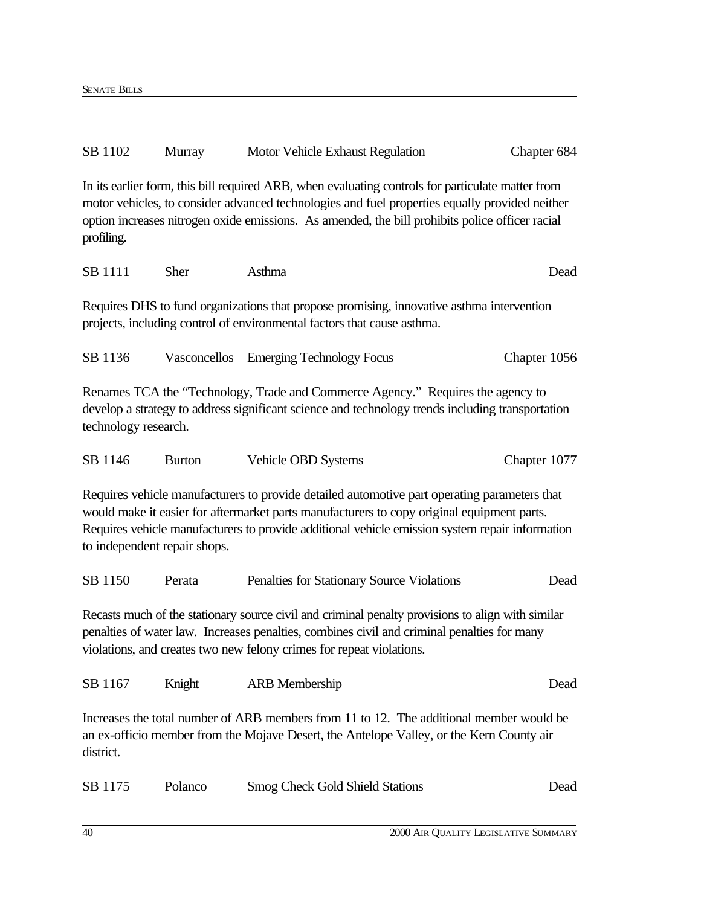| | | | |
|---|---|---|---|
| SB 1102 | Murray | Motor Vehicle Exhaust Regulation | Chapter 684 |

In its earlier form, this bill required ARB, when evaluating controls for particulate matter from motor vehicles, to consider advanced technologies and fuel properties equally provided neither option increases nitrogen oxide emissions. As amended, the bill prohibits police officer racial profiling.

| | | | |
|---|---|---|---|
| SB 1111 | Sher | Asthma | Dead |

Requires DHS to fund organizations that propose promising, innovative asthma intervention projects, including control of environmental factors that cause asthma.

| | | | |
|---|---|---|---|
| SB 1136 | Vasconcellos | Emerging Technology Focus | Chapter 1056 |

Renames TCA the "Technology, Trade and Commerce Agency." Requires the agency to develop a strategy to address significant science and technology trends including transportation technology research.

| | | | |
|---|---|---|---|
| SB 1146 | Burton | Vehicle OBD Systems | Chapter 1077 |

Requires vehicle manufacturers to provide detailed automotive part operating parameters that would make it easier for aftermarket parts manufacturers to copy original equipment parts. Requires vehicle manufacturers to provide additional vehicle emission system repair information to independent repair shops.

| | | | |
|---|---|---|---|
| SB 1150 | Perata | Penalties for Stationary Source Violations | Dead |

Recasts much of the stationary source civil and criminal penalty provisions to align with similar penalties of water law. Increases penalties, combines civil and criminal penalties for many violations, and creates two new felony crimes for repeat violations.

| | | | |
|---|---|---|---|
| SB 1167 | Knight | ARB Membership | Dead |

Increases the total number of ARB members from 11 to 12. The additional member would be an ex-officio member from the Mojave Desert, the Antelope Valley, or the Kern County air district.

| | | | |
|---|---|---|---|
| SB 1175 | Polanco | Smog Check Gold Shield Stations | Dead |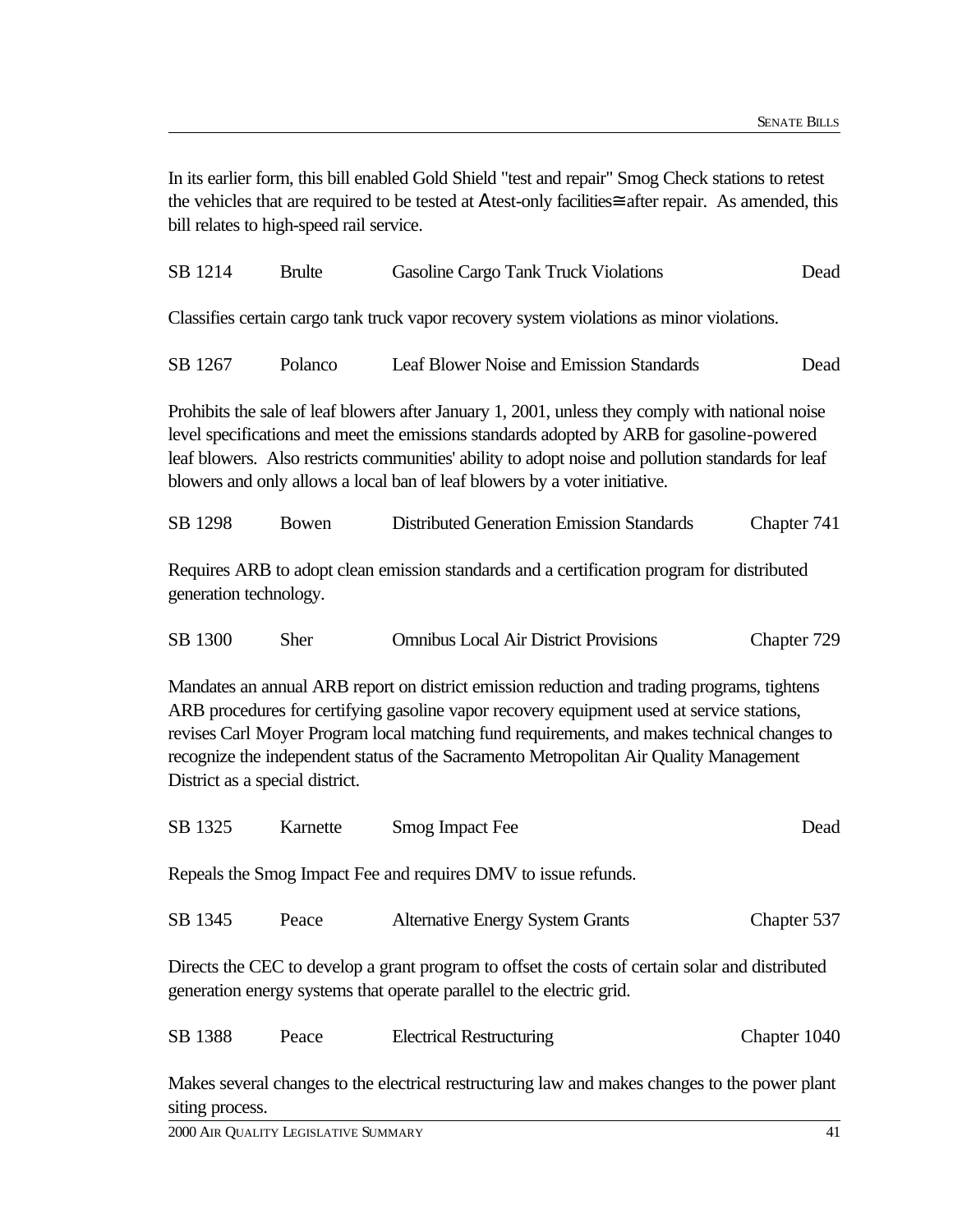In its earlier form, this bill enabled Gold Shield "test and repair" Smog Check stations to retest the vehicles that are required to be tested at Atest-only facilities≅ after repair. As amended, this bill relates to high-speed rail service.

| SB 1214 | Brulte | Gasoline Cargo Tank Truck Violations | Dead |
|---|---|---|---|

Classifies certain cargo tank truck vapor recovery system violations as minor violations.

| SB 1267 | Polanco | Leaf Blower Noise and Emission Standards | Dead |
|---|---|---|---|

Prohibits the sale of leaf blowers after January 1, 2001, unless they comply with national noise level specifications and meet the emissions standards adopted by ARB for gasoline-powered leaf blowers. Also restricts communities' ability to adopt noise and pollution standards for leaf blowers and only allows a local ban of leaf blowers by a voter initiative.

| SB 1298 | Bowen | Distributed Generation Emission Standards | Chapter 741 |
|---|---|---|---|

Requires ARB to adopt clean emission standards and a certification program for distributed generation technology.

| SB 1300 | Sher | Omnibus Local Air District Provisions | Chapter 729 |
|---|---|---|---|

Mandates an annual ARB report on district emission reduction and trading programs, tightens ARB procedures for certifying gasoline vapor recovery equipment used at service stations, revises Carl Moyer Program local matching fund requirements, and makes technical changes to recognize the independent status of the Sacramento Metropolitan Air Quality Management District as a special district.

| SB 1325 | Karnette | Smog Impact Fee | Dead |
|---|---|---|---|

Repeals the Smog Impact Fee and requires DMV to issue refunds.

| SB 1345 | Peace | Alternative Energy System Grants | Chapter 537 |
|---|---|---|---|

Directs the CEC to develop a grant program to offset the costs of certain solar and distributed generation energy systems that operate parallel to the electric grid.

| SB 1388 | Peace | Electrical Restructuring | Chapter 1040 |
|---|---|---|---|

Makes several changes to the electrical restructuring law and makes changes to the power plant siting process.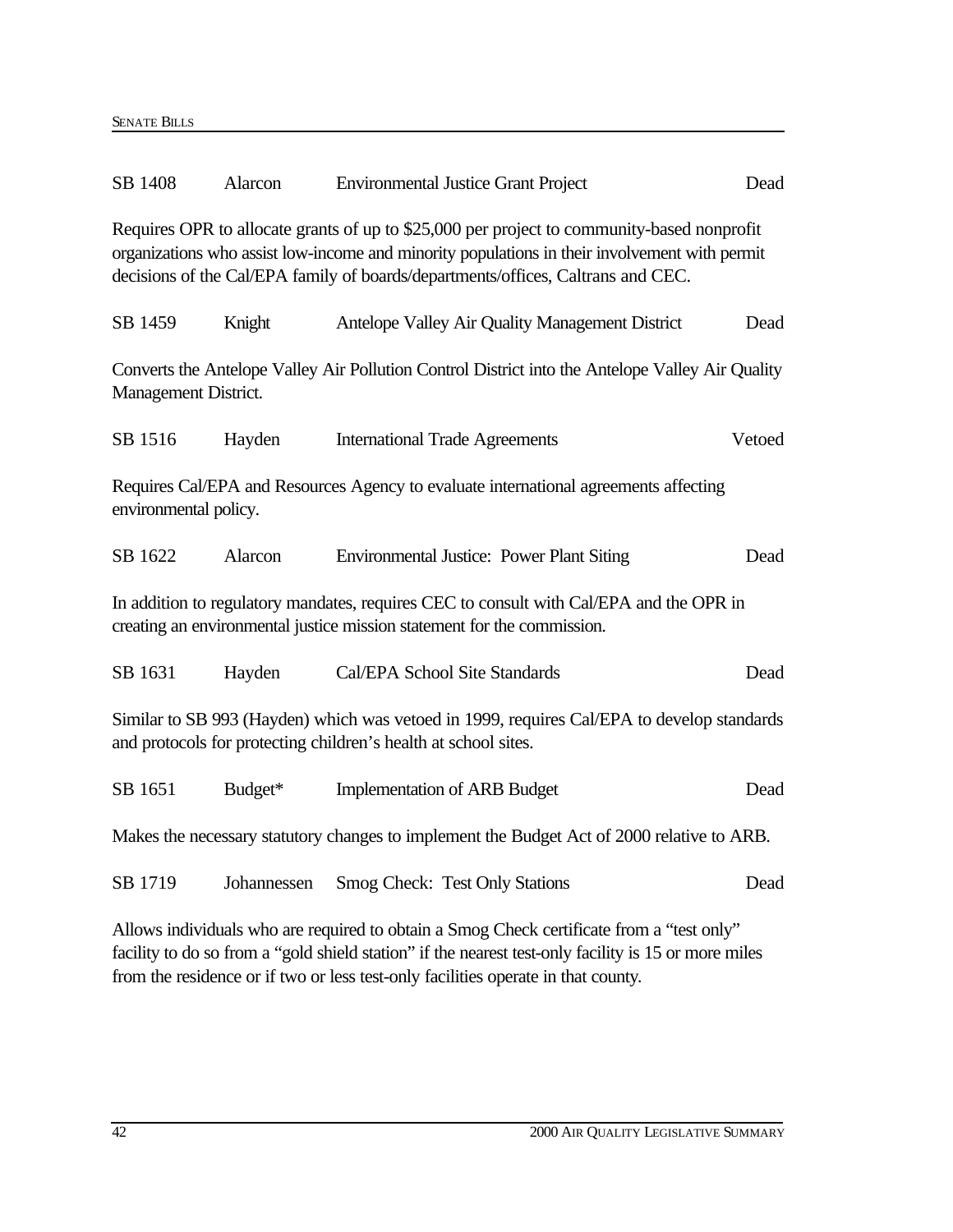SB 1408 | Alarcon | Environmental Justice Grant Project | Dead

Requires OPR to allocate grants of up to $25,000 per project to community-based nonprofit organizations who assist low-income and minority populations in their involvement with permit decisions of the Cal/EPA family of boards/departments/offices, Caltrans and CEC.

SB 1459 | Knight | Antelope Valley Air Quality Management District | Dead

Converts the Antelope Valley Air Pollution Control District into the Antelope Valley Air Quality Management District.

SB 1516 | Hayden | International Trade Agreements | Vetoed

Requires Cal/EPA and Resources Agency to evaluate international agreements affecting environmental policy.

SB 1622 | Alarcon | Environmental Justice: Power Plant Siting | Dead

In addition to regulatory mandates, requires CEC to consult with Cal/EPA and the OPR in creating an environmental justice mission statement for the commission.

SB 1631 | Hayden | Cal/EPA School Site Standards | Dead

Similar to SB 993 (Hayden) which was vetoed in 1999, requires Cal/EPA to develop standards and protocols for protecting children's health at school sites.

SB 1651 | Budget* | Implementation of ARB Budget | Dead

Makes the necessary statutory changes to implement the Budget Act of 2000 relative to ARB.

SB 1719 | Johannessen | Smog Check: Test Only Stations | Dead

Allows individuals who are required to obtain a Smog Check certificate from a "test only" facility to do so from a "gold shield station" if the nearest test-only facility is 15 or more miles from the residence or if two or less test-only facilities operate in that county.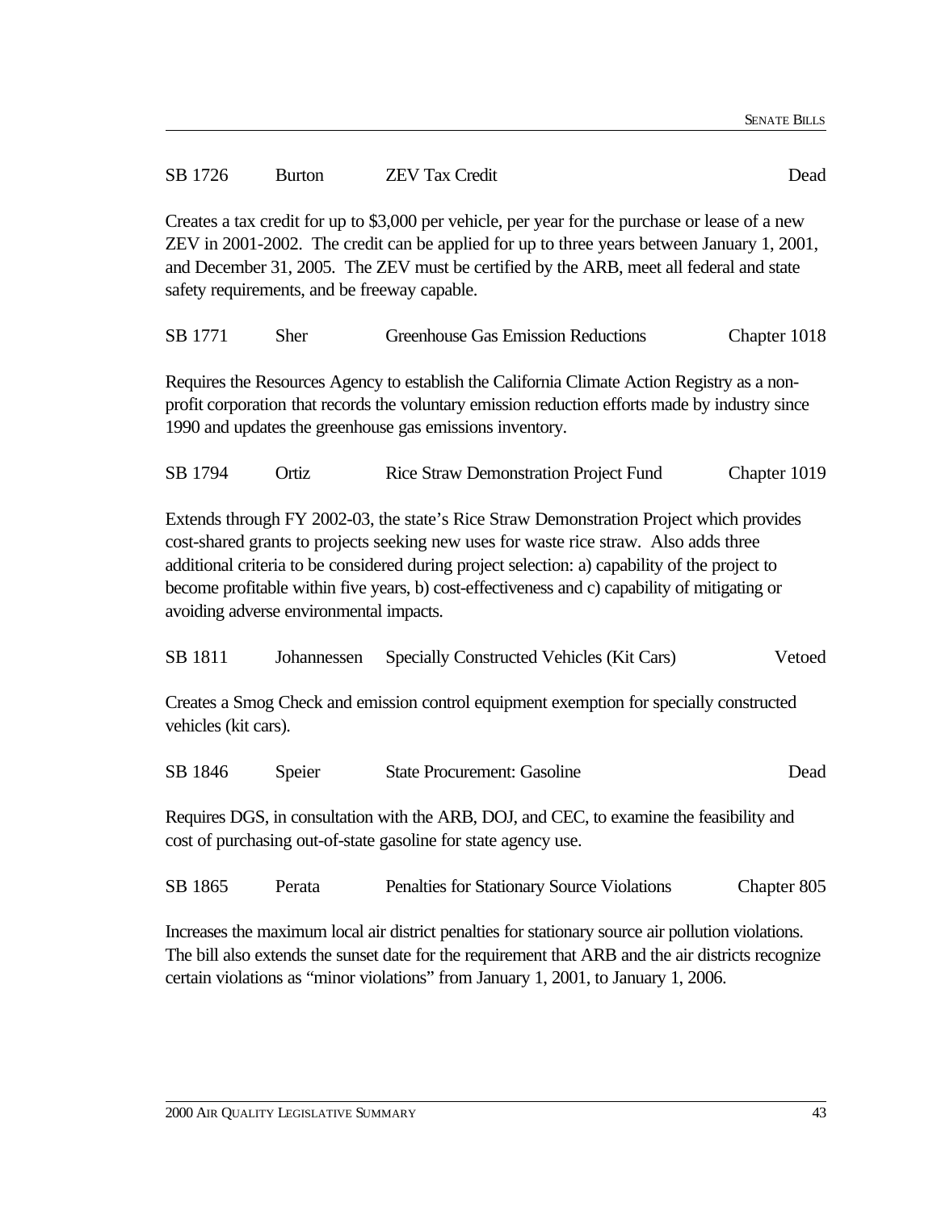SB 1726 Burton ZEV Tax Credit Dead

Creates a tax credit for up to $3,000 per vehicle, per year for the purchase or lease of a new ZEV in 2001-2002. The credit can be applied for up to three years between January 1, 2001, and December 31, 2005. The ZEV must be certified by the ARB, meet all federal and state safety requirements, and be freeway capable.

SB 1771 Sher Greenhouse Gas Emission Reductions Chapter 1018

Requires the Resources Agency to establish the California Climate Action Registry as a non-profit corporation that records the voluntary emission reduction efforts made by industry since 1990 and updates the greenhouse gas emissions inventory.

SB 1794 Ortiz Rice Straw Demonstration Project Fund Chapter 1019

Extends through FY 2002-03, the state's Rice Straw Demonstration Project which provides cost-shared grants to projects seeking new uses for waste rice straw. Also adds three additional criteria to be considered during project selection: a) capability of the project to become profitable within five years, b) cost-effectiveness and c) capability of mitigating or avoiding adverse environmental impacts.

SB 1811 Johannessen Specially Constructed Vehicles (Kit Cars) Vetoed

Creates a Smog Check and emission control equipment exemption for specially constructed vehicles (kit cars).

SB 1846 Speier State Procurement: Gasoline Dead

Requires DGS, in consultation with the ARB, DOJ, and CEC, to examine the feasibility and cost of purchasing out-of-state gasoline for state agency use.

SB 1865 Perata Penalties for Stationary Source Violations Chapter 805

Increases the maximum local air district penalties for stationary source air pollution violations. The bill also extends the sunset date for the requirement that ARB and the air districts recognize certain violations as "minor violations" from January 1, 2001, to January 1, 2006.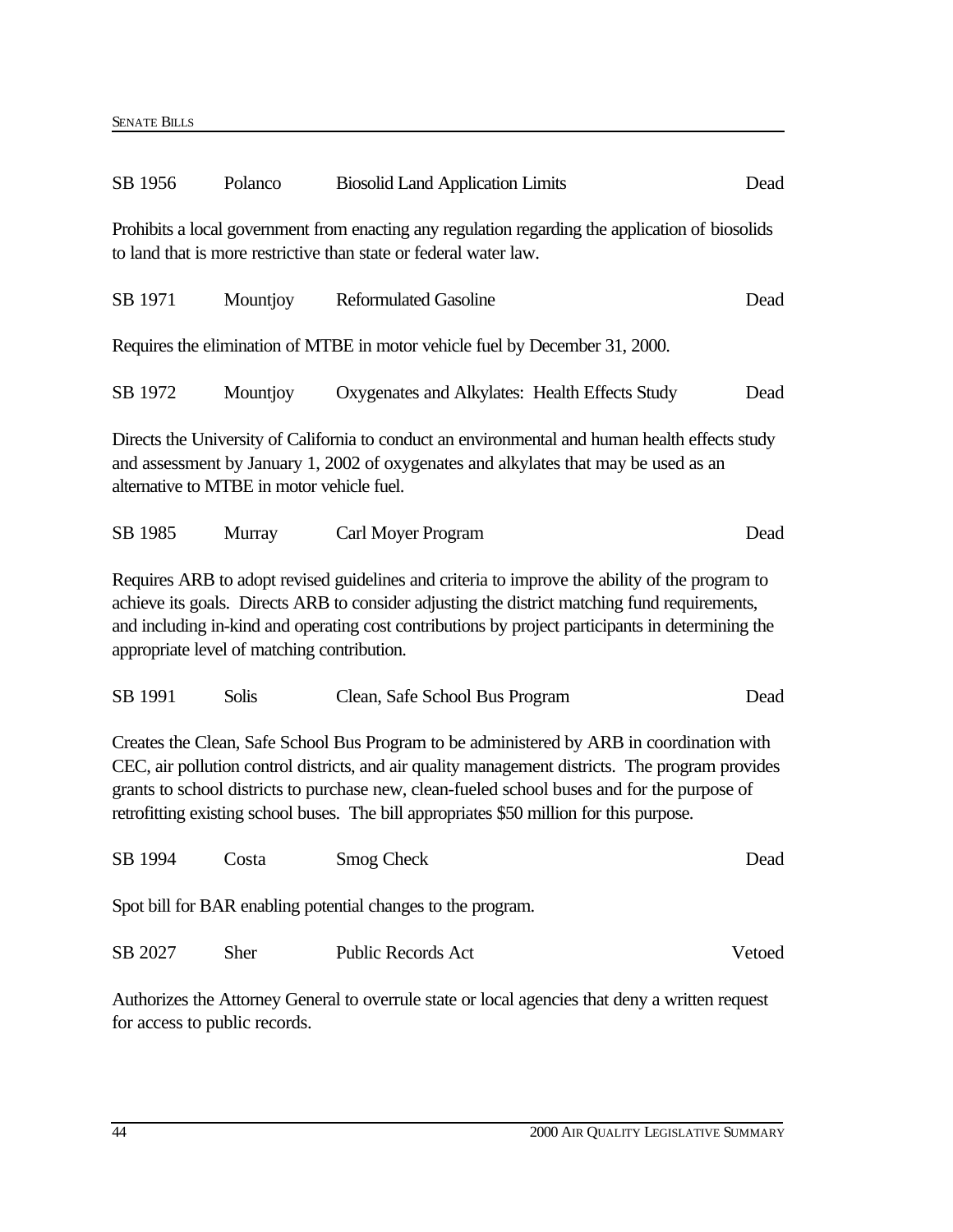| SB 1956 | Polanco | Biosolid Land Application Limits | Dead |
|---|---|---|---|

Prohibits a local government from enacting any regulation regarding the application of biosolids to land that is more restrictive than state or federal water law.

| SB 1971 | Mountjoy | Reformulated Gasoline | Dead |
|---|---|---|---|

Requires the elimination of MTBE in motor vehicle fuel by December 31, 2000.

| SB 1972 | Mountjoy | Oxygenates and Alkylates: Health Effects Study | Dead |
|---|---|---|---|

Directs the University of California to conduct an environmental and human health effects study and assessment by January 1, 2002 of oxygenates and alkylates that may be used as an alternative to MTBE in motor vehicle fuel.

| SB 1985 | Murray | Carl Moyer Program | Dead |
|---|---|---|---|

Requires ARB to adopt revised guidelines and criteria to improve the ability of the program to achieve its goals. Directs ARB to consider adjusting the district matching fund requirements, and including in-kind and operating cost contributions by project participants in determining the appropriate level of matching contribution.

| SB 1991 | Solis | Clean, Safe School Bus Program | Dead |
|---|---|---|---|

Creates the Clean, Safe School Bus Program to be administered by ARB in coordination with CEC, air pollution control districts, and air quality management districts. The program provides grants to school districts to purchase new, clean-fueled school buses and for the purpose of retrofitting existing school buses. The bill appropriates $50 million for this purpose.

| SB 1994 | Costa | Smog Check | Dead |
|---|---|---|---|

Spot bill for BAR enabling potential changes to the program.

| SB 2027 | Sher | Public Records Act | Vetoed |
|---|---|---|---|

Authorizes the Attorney General to overrule state or local agencies that deny a written request for access to public records.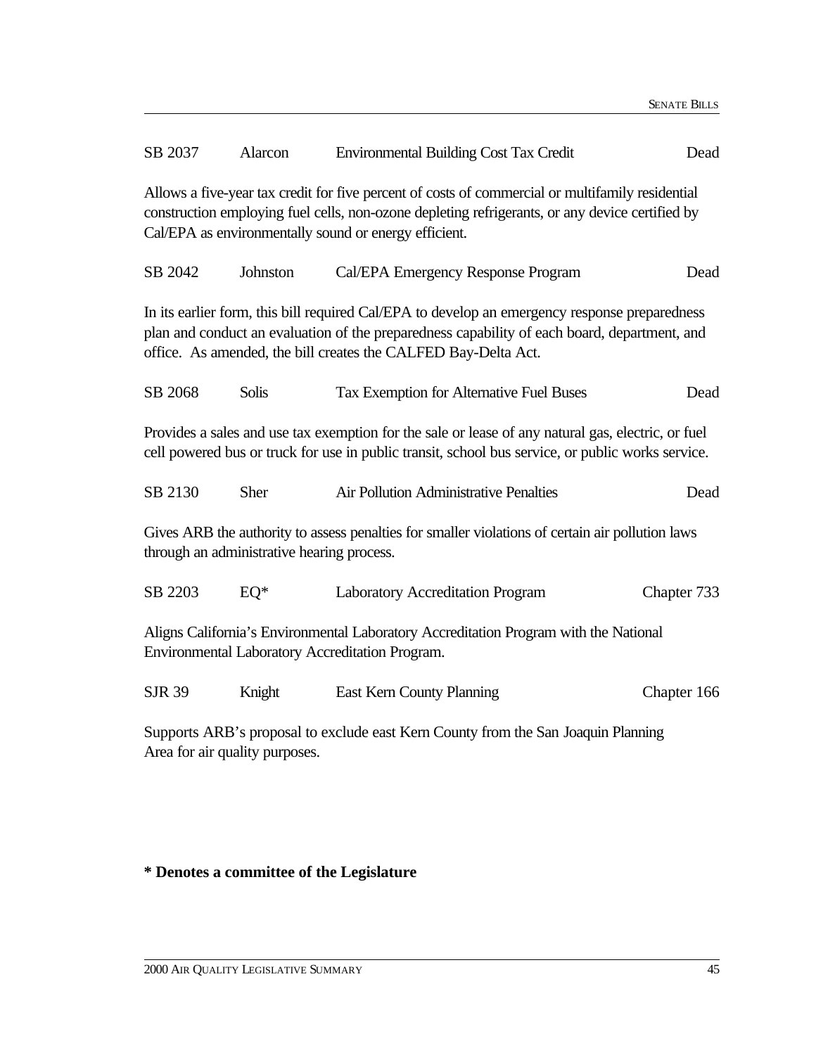| | | | |
|---|---|---|---|
| SB 2037 | Alarcon | Environmental Building Cost Tax Credit | Dead |

Allows a five-year tax credit for five percent of costs of commercial or multifamily residential construction employing fuel cells, non-ozone depleting refrigerants, or any device certified by Cal/EPA as environmentally sound or energy efficient.

| | | | |
|---|---|---|---|
| SB 2042 | Johnston | Cal/EPA Emergency Response Program | Dead |

In its earlier form, this bill required Cal/EPA to develop an emergency response preparedness plan and conduct an evaluation of the preparedness capability of each board, department, and office. As amended, the bill creates the CALFED Bay-Delta Act.

| | | | |
|---|---|---|---|
| SB 2068 | Solis | Tax Exemption for Alternative Fuel Buses | Dead |

Provides a sales and use tax exemption for the sale or lease of any natural gas, electric, or fuel cell powered bus or truck for use in public transit, school bus service, or public works service.

| | | | |
|---|---|---|---|
| SB 2130 | Sher | Air Pollution Administrative Penalties | Dead |

Gives ARB the authority to assess penalties for smaller violations of certain air pollution laws through an administrative hearing process.

| | | | |
|---|---|---|---|
| SB 2203 | EQ* | Laboratory Accreditation Program | Chapter 733 |

Aligns California's Environmental Laboratory Accreditation Program with the National Environmental Laboratory Accreditation Program.

| | | | |
|---|---|---|---|
| SJR 39 | Knight | East Kern County Planning | Chapter 166 |

Supports ARB's proposal to exclude east Kern County from the San Joaquin Planning Area for air quality purposes.

**\* Denotes a committee of the Legislature**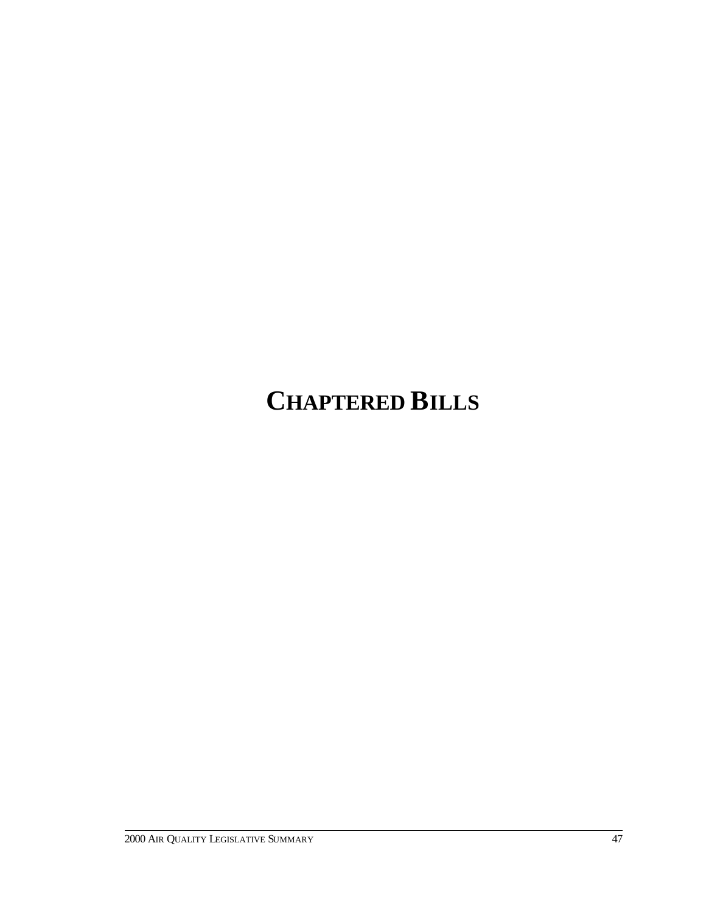# CHAPTERED BILLS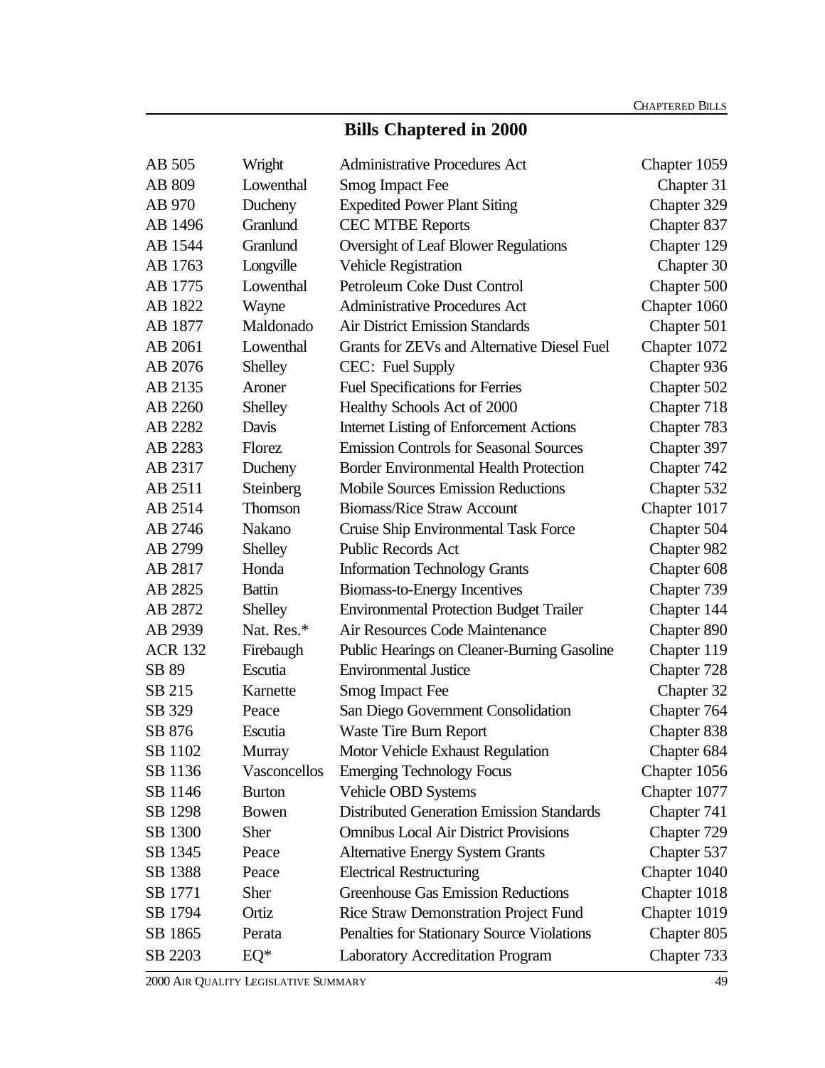## Bills Chaptered in 2000

| | | | |
|---|---|---|---|
| AB 505 | Wright | Administrative Procedures Act | Chapter 1059 |
| AB 809 | Lowenthal | Smog Impact Fee | Chapter 31 |
| AB 970 | Ducheny | Expedited Power Plant Siting | Chapter 329 |
| AB 1496 | Granlund | CEC MTBE Reports | Chapter 837 |
| AB 1544 | Granlund | Oversight of Leaf Blower Regulations | Chapter 129 |
| AB 1763 | Longville | Vehicle Registration | Chapter 30 |
| AB 1775 | Lowenthal | Petroleum Coke Dust Control | Chapter 500 |
| AB 1822 | Wayne | Administrative Procedures Act | Chapter 1060 |
| AB 1877 | Maldonado | Air District Emission Standards | Chapter 501 |
| AB 2061 | Lowenthal | Grants for ZEVs and Alternative Diesel Fuel | Chapter 1072 |
| AB 2076 | Shelley | CEC: Fuel Supply | Chapter 936 |
| AB 2135 | Aroner | Fuel Specifications for Ferries | Chapter 502 |
| AB 2260 | Shelley | Healthy Schools Act of 2000 | Chapter 718 |
| AB 2282 | Davis | Internet Listing of Enforcement Actions | Chapter 783 |
| AB 2283 | Florez | Emission Controls for Seasonal Sources | Chapter 397 |
| AB 2317 | Ducheny | Border Environmental Health Protection | Chapter 742 |
| AB 2511 | Steinberg | Mobile Sources Emission Reductions | Chapter 532 |
| AB 2514 | Thomson | Biomass/Rice Straw Account | Chapter 1017 |
| AB 2746 | Nakano | Cruise Ship Environmental Task Force | Chapter 504 |
| AB 2799 | Shelley | Public Records Act | Chapter 982 |
| AB 2817 | Honda | Information Technology Grants | Chapter 608 |
| AB 2825 | Battin | Biomass-to-Energy Incentives | Chapter 739 |
| AB 2872 | Shelley | Environmental Protection Budget Trailer | Chapter 144 |
| AB 2939 | Nat. Res.* | Air Resources Code Maintenance | Chapter 890 |
| ACR 132 | Firebaugh | Public Hearings on Cleaner-Burning Gasoline | Chapter 119 |
| SB 89 | Escutia | Environmental Justice | Chapter 728 |
| SB 215 | Karnette | Smog Impact Fee | Chapter 32 |
| SB 329 | Peace | San Diego Government Consolidation | Chapter 764 |
| SB 876 | Escutia | Waste Tire Burn Report | Chapter 838 |
| SB 1102 | Murray | Motor Vehicle Exhaust Regulation | Chapter 684 |
| SB 1136 | Vasconcellos | Emerging Technology Focus | Chapter 1056 |
| SB 1146 | Burton | Vehicle OBD Systems | Chapter 1077 |
| SB 1298 | Bowen | Distributed Generation Emission Standards | Chapter 741 |
| SB 1300 | Sher | Omnibus Local Air District Provisions | Chapter 729 |
| SB 1345 | Peace | Alternative Energy System Grants | Chapter 537 |
| SB 1388 | Peace | Electrical Restructuring | Chapter 1040 |
| SB 1771 | Sher | Greenhouse Gas Emission Reductions | Chapter 1018 |
| SB 1794 | Ortiz | Rice Straw Demonstration Project Fund | Chapter 1019 |
| SB 1865 | Perata | Penalties for Stationary Source Violations | Chapter 805 |
| SB 2203 | EQ* | Laboratory Accreditation Program | Chapter 733 |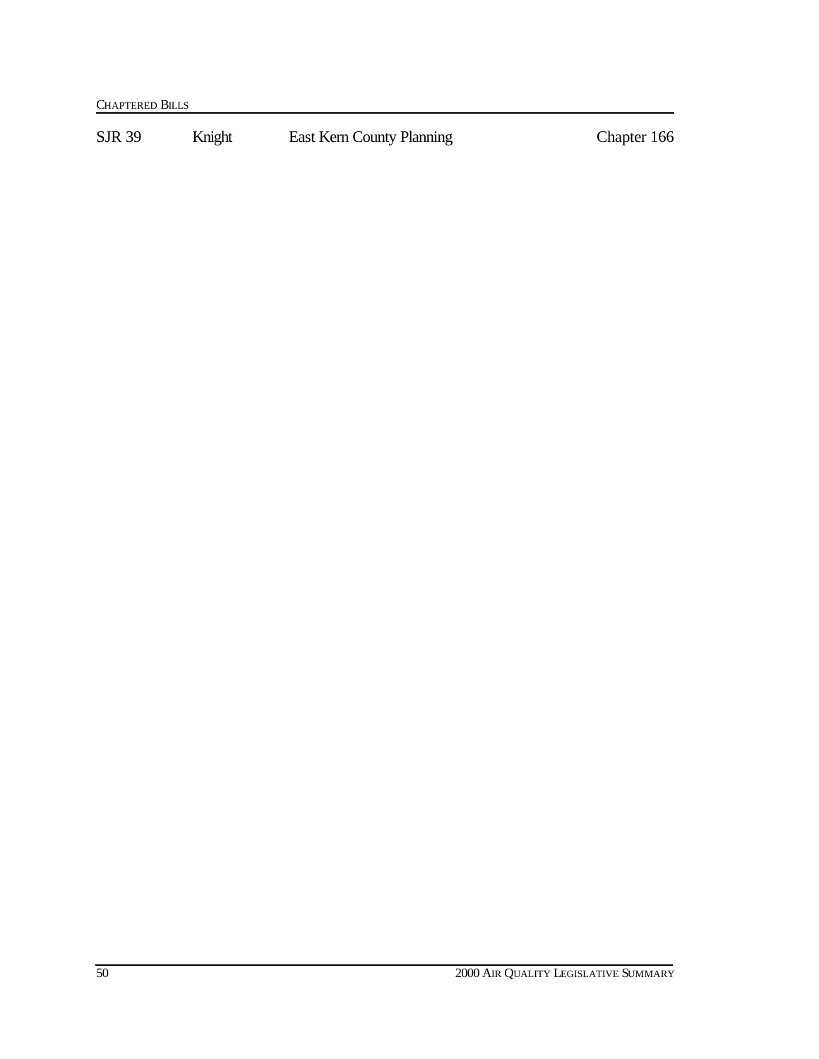| SJR 39 | Knight | East Kern County Planning | Chapter 166 |
|---|---|---|---|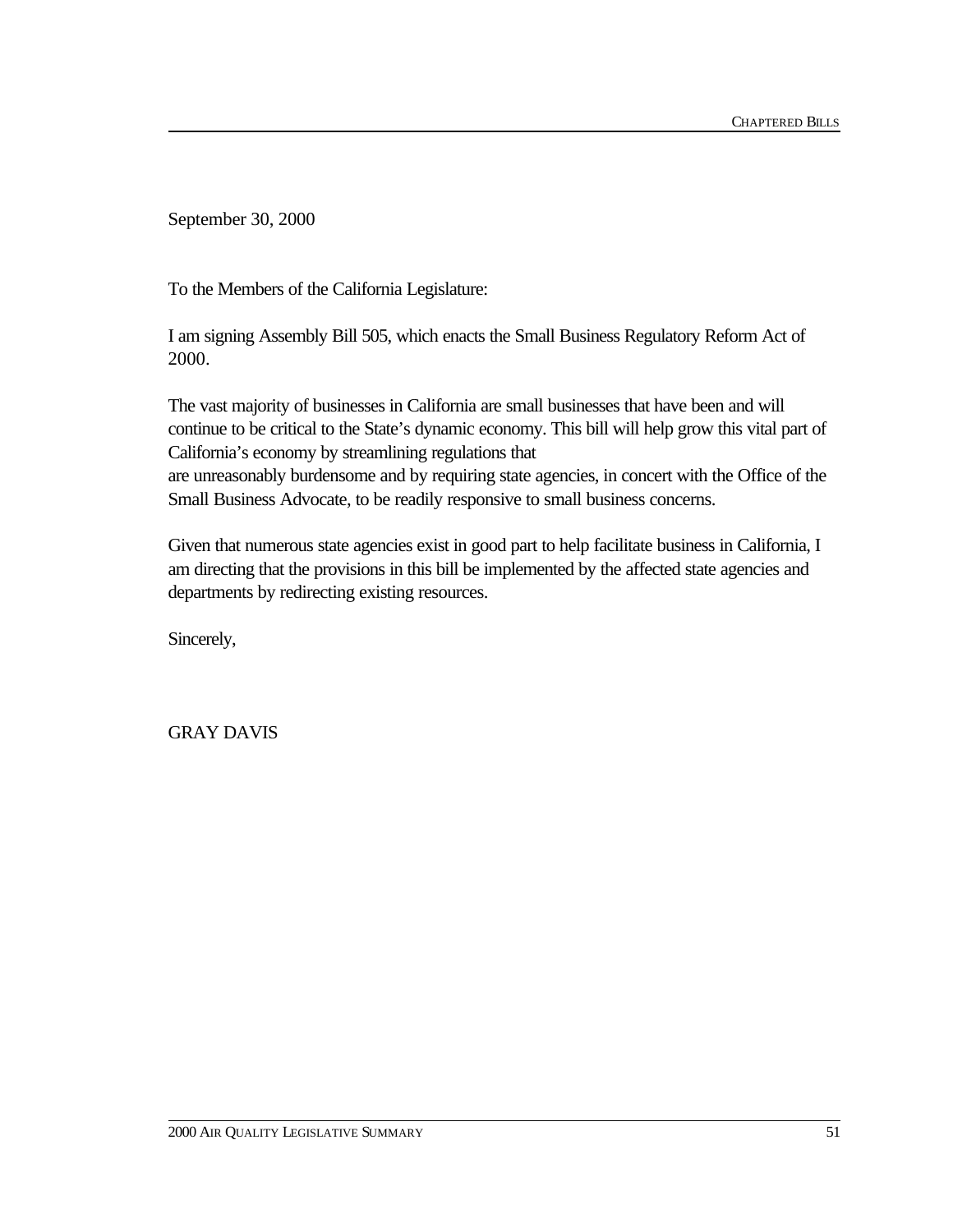September 30, 2000

To the Members of the California Legislature:

I am signing Assembly Bill 505, which enacts the Small Business Regulatory Reform Act of 2000.

The vast majority of businesses in California are small businesses that have been and will continue to be critical to the State's dynamic economy. This bill will help grow this vital part of California's economy by streamlining regulations that are unreasonably burdensome and by requiring state agencies, in concert with the Office of the Small Business Advocate, to be readily responsive to small business concerns.

Given that numerous state agencies exist in good part to help facilitate business in California, I am directing that the provisions in this bill be implemented by the affected state agencies and departments by redirecting existing resources.

Sincerely,

GRAY DAVIS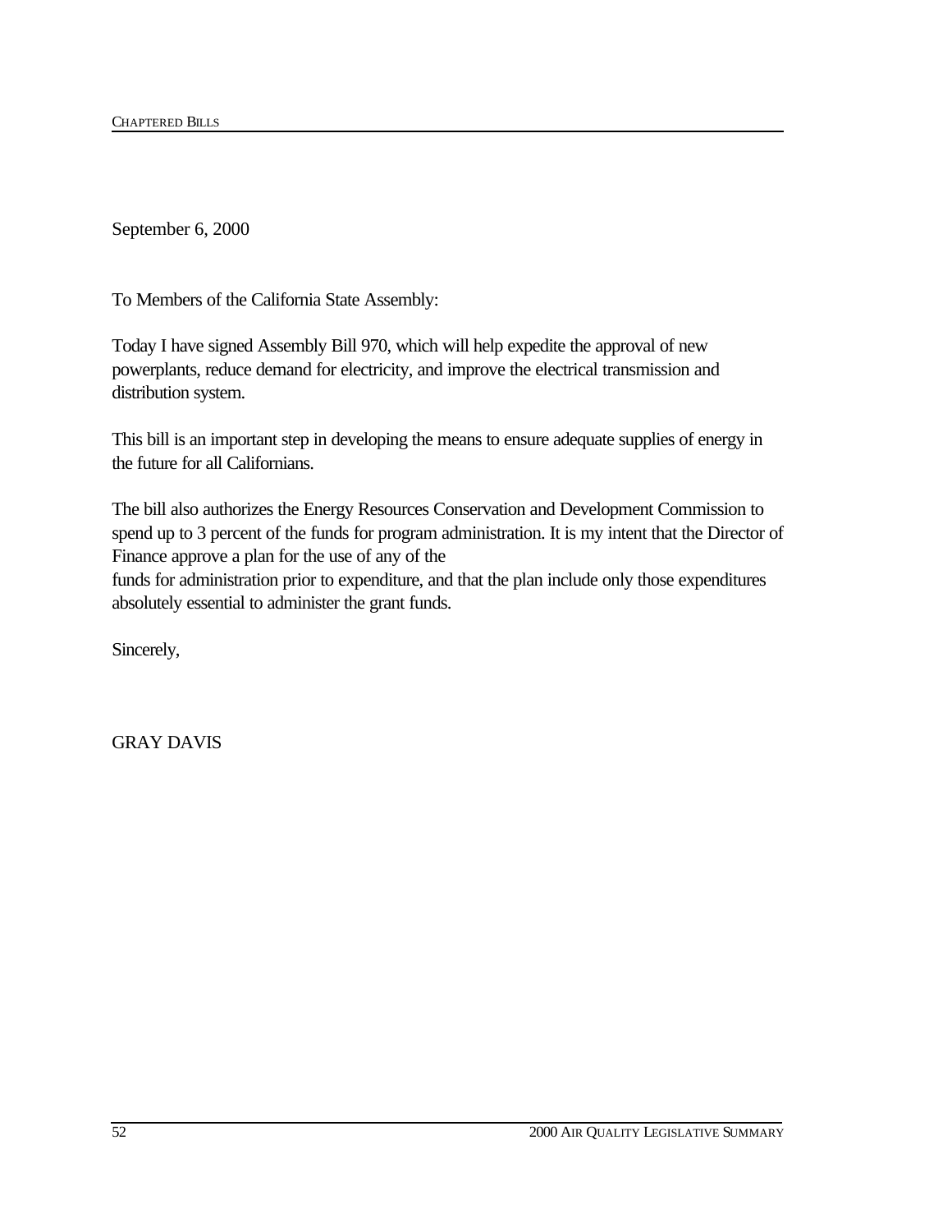September 6, 2000

To Members of the California State Assembly:

Today I have signed Assembly Bill 970, which will help expedite the approval of new powerplants, reduce demand for electricity, and improve the electrical transmission and distribution system.

This bill is an important step in developing the means to ensure adequate supplies of energy in the future for all Californians.

The bill also authorizes the Energy Resources Conservation and Development Commission to spend up to 3 percent of the funds for program administration. It is my intent that the Director of Finance approve a plan for the use of any of the funds for administration prior to expenditure, and that the plan include only those expenditures absolutely essential to administer the grant funds.

Sincerely,

GRAY DAVIS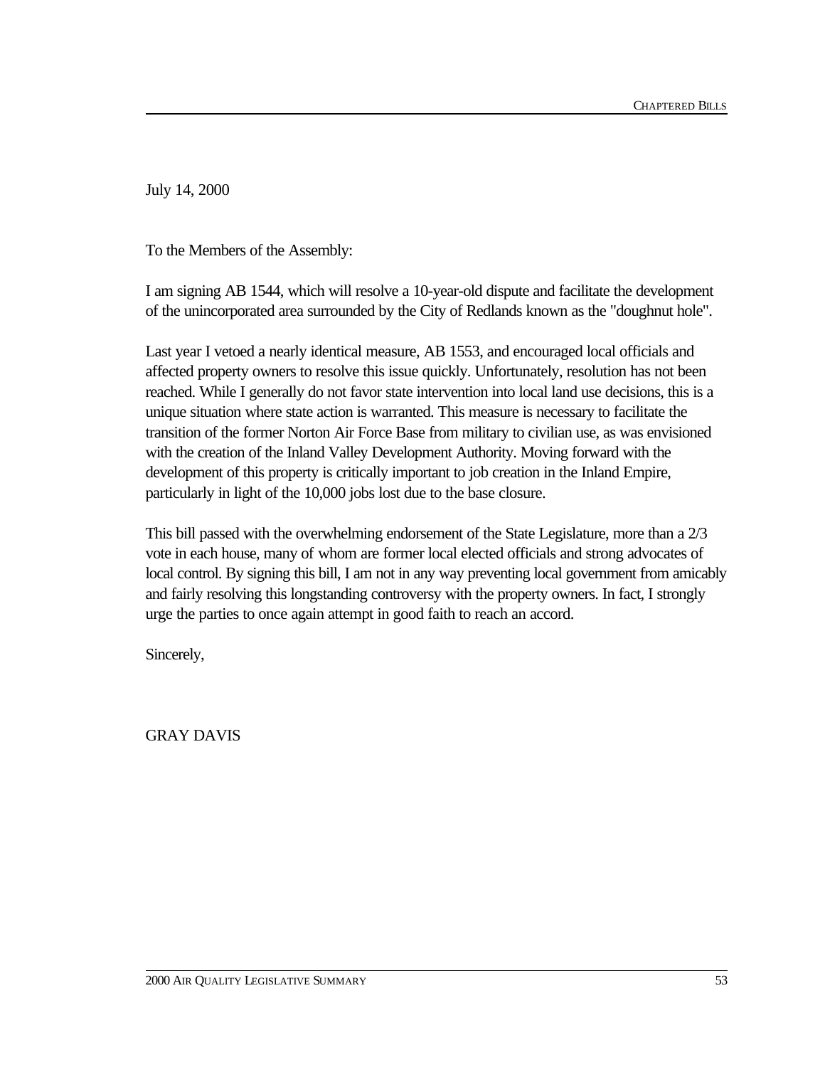July 14, 2000

To the Members of the Assembly:

I am signing AB 1544, which will resolve a 10-year-old dispute and facilitate the development of the unincorporated area surrounded by the City of Redlands known as the "doughnut hole".

Last year I vetoed a nearly identical measure, AB 1553, and encouraged local officials and affected property owners to resolve this issue quickly. Unfortunately, resolution has not been reached. While I generally do not favor state intervention into local land use decisions, this is a unique situation where state action is warranted. This measure is necessary to facilitate the transition of the former Norton Air Force Base from military to civilian use, as was envisioned with the creation of the Inland Valley Development Authority. Moving forward with the development of this property is critically important to job creation in the Inland Empire, particularly in light of the 10,000 jobs lost due to the base closure.

This bill passed with the overwhelming endorsement of the State Legislature, more than a 2/3 vote in each house, many of whom are former local elected officials and strong advocates of local control. By signing this bill, I am not in any way preventing local government from amicably and fairly resolving this longstanding controversy with the property owners. In fact, I strongly urge the parties to once again attempt in good faith to reach an accord.

Sincerely,

GRAY DAVIS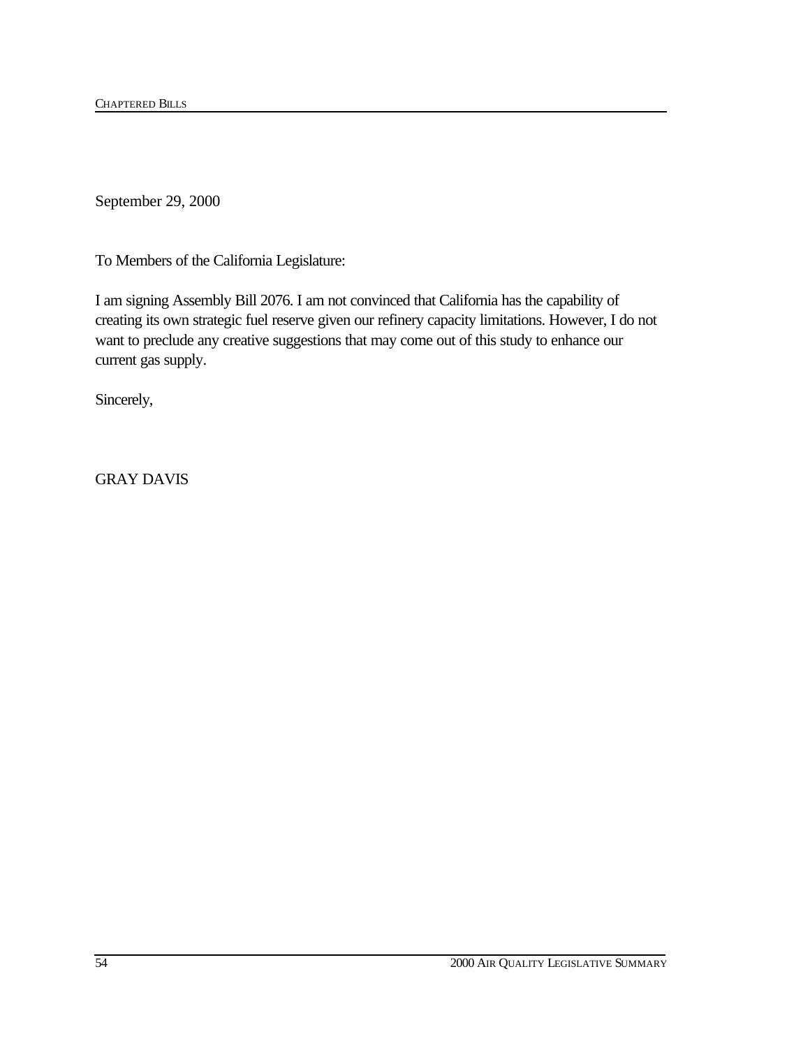September 29, 2000

To Members of the California Legislature:

I am signing Assembly Bill 2076. I am not convinced that California has the capability of creating its own strategic fuel reserve given our refinery capacity limitations. However, I do not want to preclude any creative suggestions that may come out of this study to enhance our current gas supply.

Sincerely,

GRAY DAVIS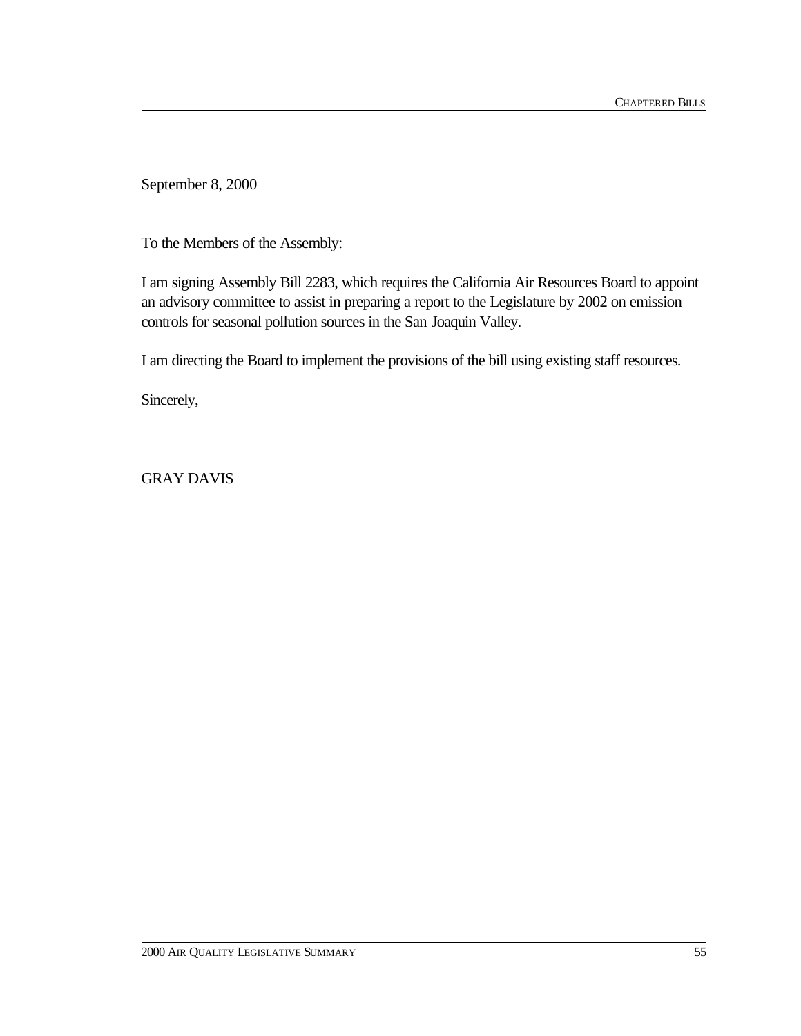September 8, 2000

To the Members of the Assembly:

I am signing Assembly Bill 2283, which requires the California Air Resources Board to appoint an advisory committee to assist in preparing a report to the Legislature by 2002 on emission controls for seasonal pollution sources in the San Joaquin Valley.

I am directing the Board to implement the provisions of the bill using existing staff resources.

Sincerely,

GRAY DAVIS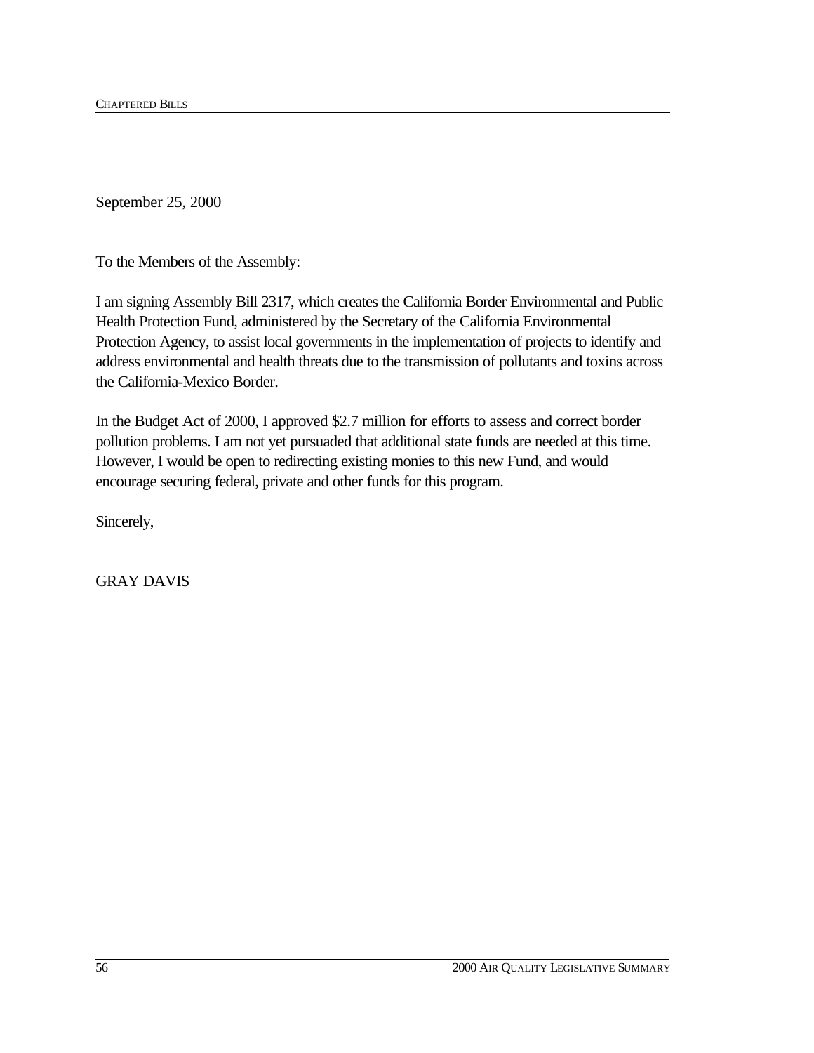September 25, 2000

To the Members of the Assembly:

I am signing Assembly Bill 2317, which creates the California Border Environmental and Public Health Protection Fund, administered by the Secretary of the California Environmental Protection Agency, to assist local governments in the implementation of projects to identify and address environmental and health threats due to the transmission of pollutants and toxins across the California-Mexico Border.

In the Budget Act of 2000, I approved $2.7 million for efforts to assess and correct border pollution problems. I am not yet pursuaded that additional state funds are needed at this time. However, I would be open to redirecting existing monies to this new Fund, and would encourage securing federal, private and other funds for this program.

Sincerely,

GRAY DAVIS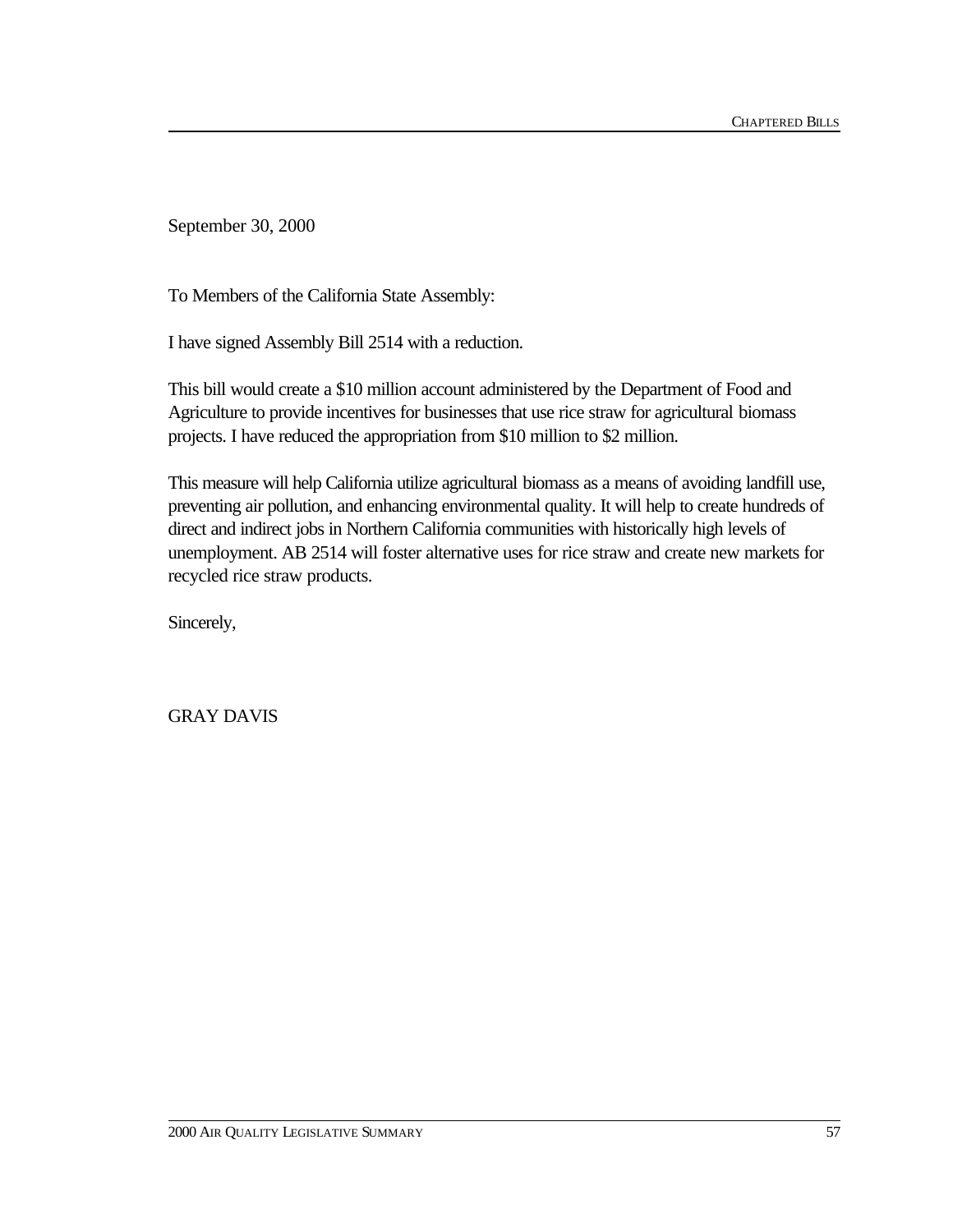September 30, 2000

To Members of the California State Assembly:

I have signed Assembly Bill 2514 with a reduction.

This bill would create a $10 million account administered by the Department of Food and Agriculture to provide incentives for businesses that use rice straw for agricultural biomass projects. I have reduced the appropriation from $10 million to $2 million.

This measure will help California utilize agricultural biomass as a means of avoiding landfill use, preventing air pollution, and enhancing environmental quality. It will help to create hundreds of direct and indirect jobs in Northern California communities with historically high levels of unemployment. AB 2514 will foster alternative uses for rice straw and create new markets for recycled rice straw products.

Sincerely,

GRAY DAVIS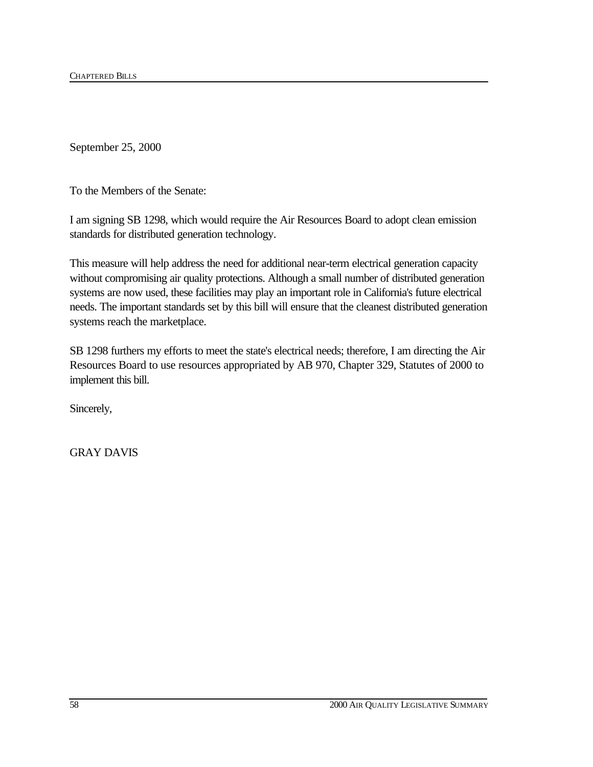September 25, 2000

To the Members of the Senate:

I am signing SB 1298, which would require the Air Resources Board to adopt clean emission standards for distributed generation technology.

This measure will help address the need for additional near-term electrical generation capacity without compromising air quality protections. Although a small number of distributed generation systems are now used, these facilities may play an important role in California's future electrical needs. The important standards set by this bill will ensure that the cleanest distributed generation systems reach the marketplace.

SB 1298 furthers my efforts to meet the state's electrical needs; therefore, I am directing the Air Resources Board to use resources appropriated by AB 970, Chapter 329, Statutes of 2000 to implement this bill.

Sincerely,

GRAY DAVIS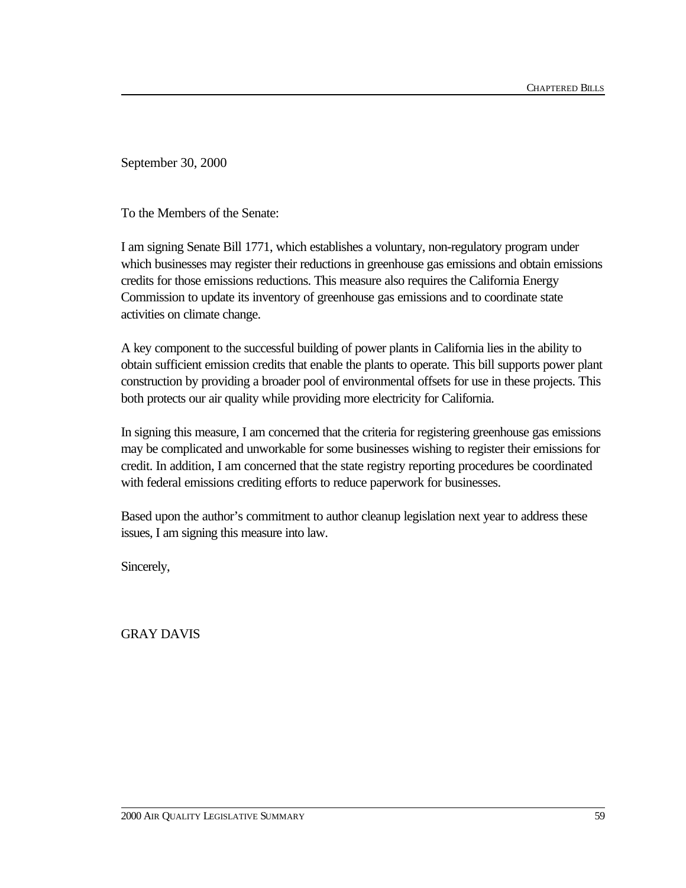September 30, 2000

To the Members of the Senate:

I am signing Senate Bill 1771, which establishes a voluntary, non-regulatory program under which businesses may register their reductions in greenhouse gas emissions and obtain emissions credits for those emissions reductions. This measure also requires the California Energy Commission to update its inventory of greenhouse gas emissions and to coordinate state activities on climate change.

A key component to the successful building of power plants in California lies in the ability to obtain sufficient emission credits that enable the plants to operate. This bill supports power plant construction by providing a broader pool of environmental offsets for use in these projects. This both protects our air quality while providing more electricity for California.

In signing this measure, I am concerned that the criteria for registering greenhouse gas emissions may be complicated and unworkable for some businesses wishing to register their emissions for credit. In addition, I am concerned that the state registry reporting procedures be coordinated with federal emissions crediting efforts to reduce paperwork for businesses.

Based upon the author's commitment to author cleanup legislation next year to address these issues, I am signing this measure into law.

Sincerely,

GRAY DAVIS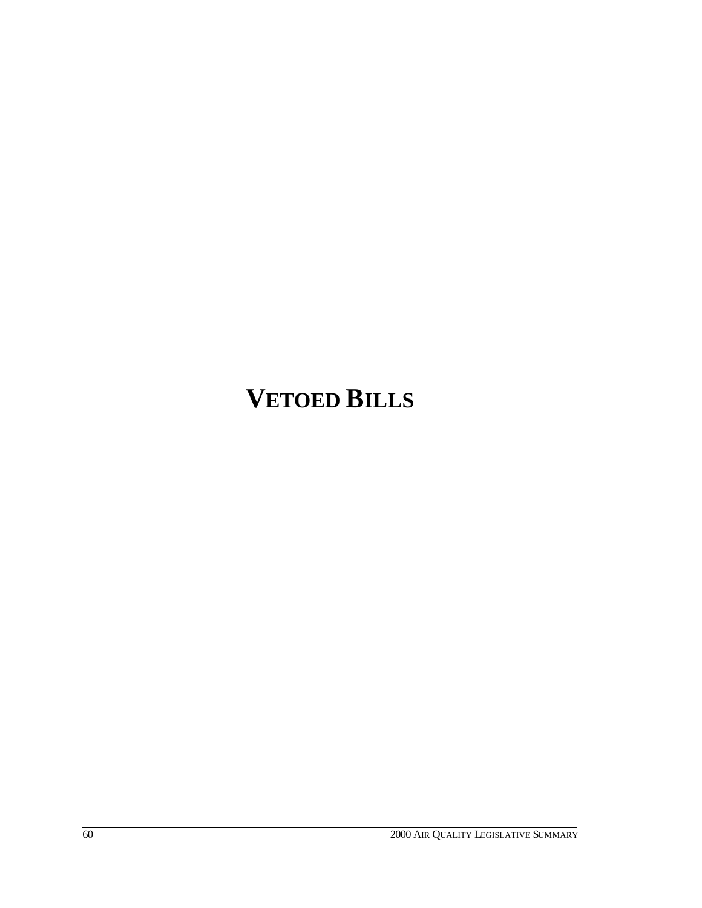# VETOED BILLS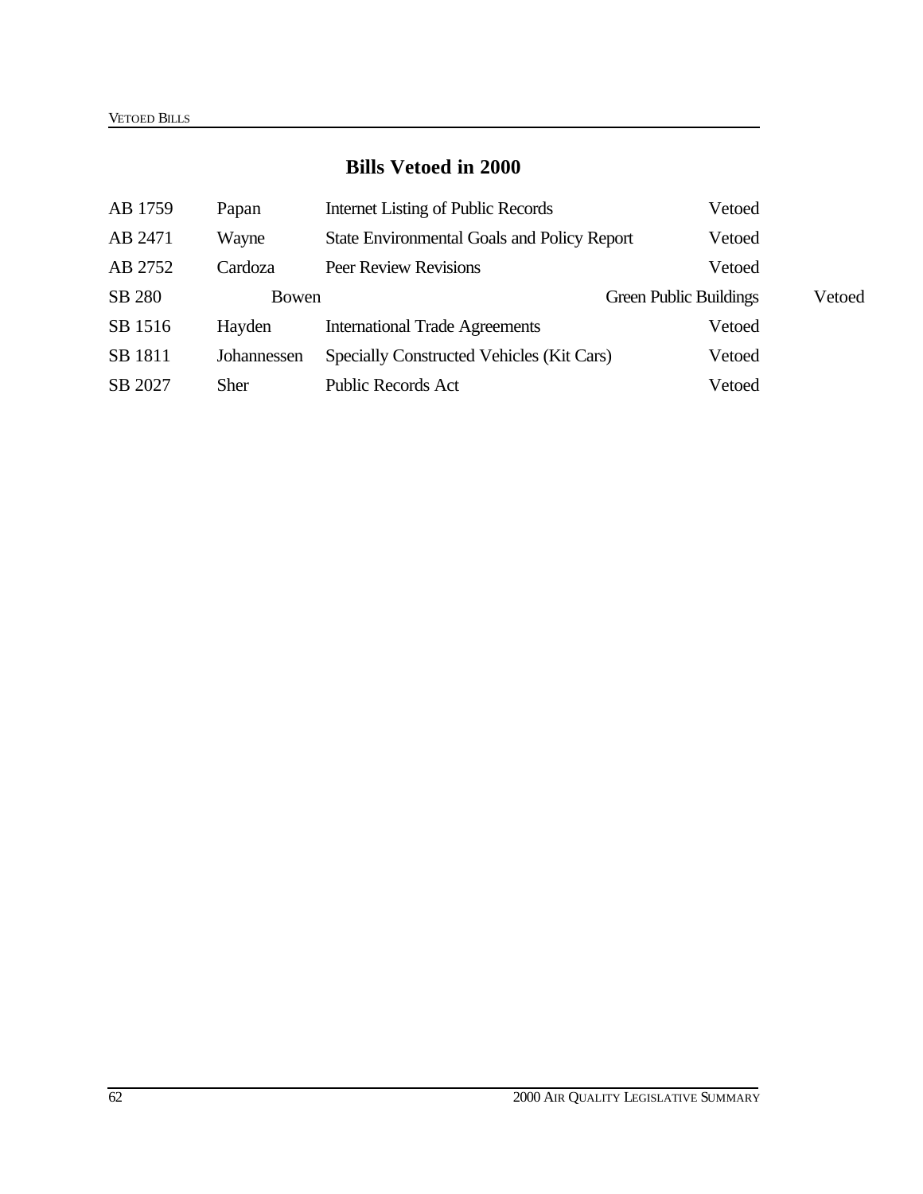## Bills Vetoed in 2000

| | | | |
|---|---|---|---|
| AB 1759 | Papan | Internet Listing of Public Records | Vetoed |
| AB 2471 | Wayne | State Environmental Goals and Policy Report | Vetoed |
| AB 2752 | Cardoza | Peer Review Revisions | Vetoed |
| SB 280 | Bowen | Green Public Buildings | Vetoed |
| SB 1516 | Hayden | International Trade Agreements | Vetoed |
| SB 1811 | Johannessen | Specially Constructed Vehicles (Kit Cars) | Vetoed |
| SB 2027 | Sher | Public Records Act | Vetoed |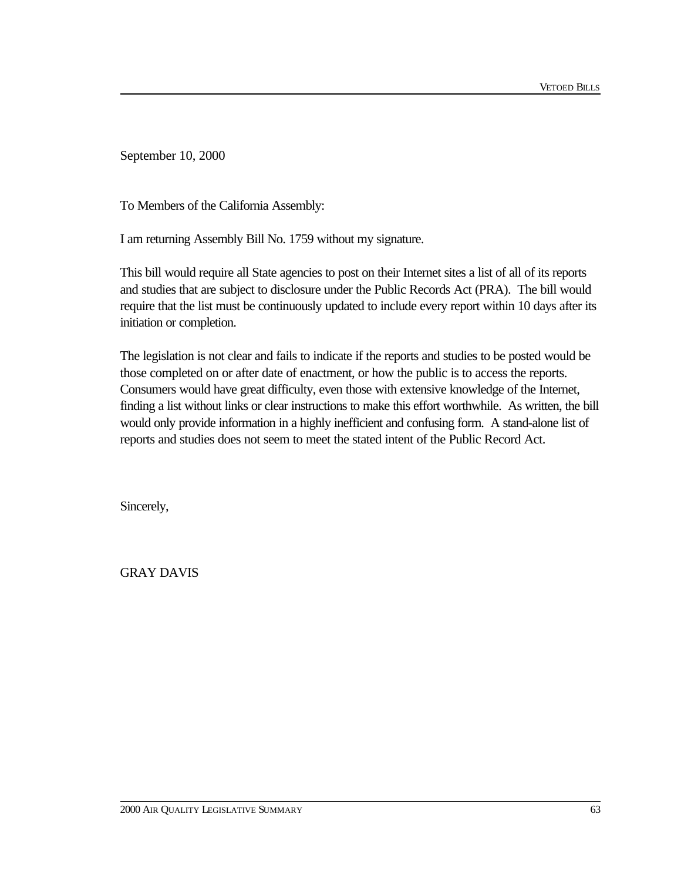September 10, 2000

To Members of the California Assembly:

I am returning Assembly Bill No. 1759 without my signature.

This bill would require all State agencies to post on their Internet sites a list of all of its reports and studies that are subject to disclosure under the Public Records Act (PRA). The bill would require that the list must be continuously updated to include every report within 10 days after its initiation or completion.

The legislation is not clear and fails to indicate if the reports and studies to be posted would be those completed on or after date of enactment, or how the public is to access the reports. Consumers would have great difficulty, even those with extensive knowledge of the Internet, finding a list without links or clear instructions to make this effort worthwhile. As written, the bill would only provide information in a highly inefficient and confusing form. A stand-alone list of reports and studies does not seem to meet the stated intent of the Public Record Act.

Sincerely,

GRAY DAVIS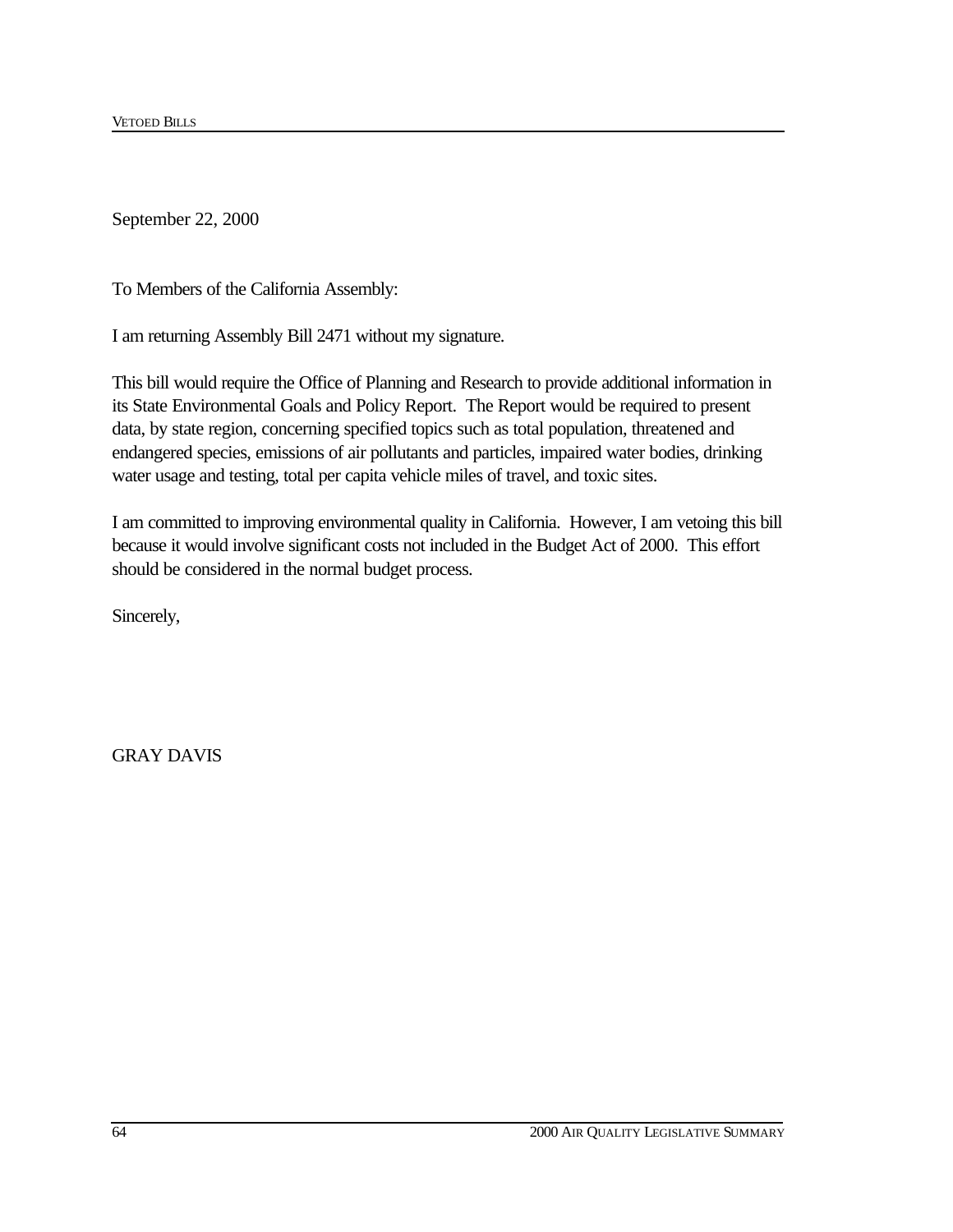September 22, 2000

To Members of the California Assembly:

I am returning Assembly Bill 2471 without my signature.

This bill would require the Office of Planning and Research to provide additional information in its State Environmental Goals and Policy Report. The Report would be required to present data, by state region, concerning specified topics such as total population, threatened and endangered species, emissions of air pollutants and particles, impaired water bodies, drinking water usage and testing, total per capita vehicle miles of travel, and toxic sites.

I am committed to improving environmental quality in California. However, I am vetoing this bill because it would involve significant costs not included in the Budget Act of 2000. This effort should be considered in the normal budget process.

Sincerely,

GRAY DAVIS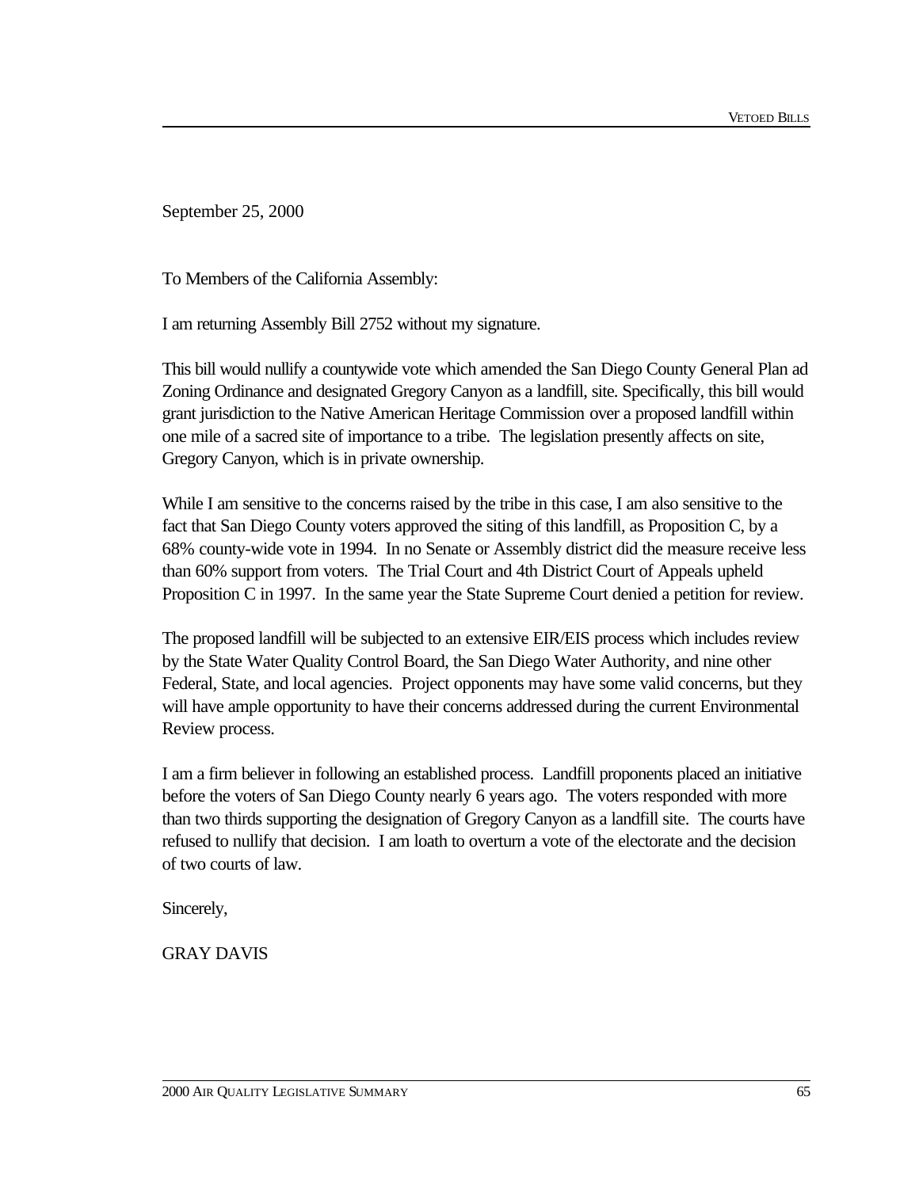September 25, 2000

To Members of the California Assembly:

I am returning Assembly Bill 2752 without my signature.

This bill would nullify a countywide vote which amended the San Diego County General Plan ad Zoning Ordinance and designated Gregory Canyon as a landfill, site. Specifically, this bill would grant jurisdiction to the Native American Heritage Commission over a proposed landfill within one mile of a sacred site of importance to a tribe. The legislation presently affects on site, Gregory Canyon, which is in private ownership.

While I am sensitive to the concerns raised by the tribe in this case, I am also sensitive to the fact that San Diego County voters approved the siting of this landfill, as Proposition C, by a 68% county-wide vote in 1994. In no Senate or Assembly district did the measure receive less than 60% support from voters. The Trial Court and 4th District Court of Appeals upheld Proposition C in 1997. In the same year the State Supreme Court denied a petition for review.

The proposed landfill will be subjected to an extensive EIR/EIS process which includes review by the State Water Quality Control Board, the San Diego Water Authority, and nine other Federal, State, and local agencies. Project opponents may have some valid concerns, but they will have ample opportunity to have their concerns addressed during the current Environmental Review process.

I am a firm believer in following an established process. Landfill proponents placed an initiative before the voters of San Diego County nearly 6 years ago. The voters responded with more than two thirds supporting the designation of Gregory Canyon as a landfill site. The courts have refused to nullify that decision. I am loath to overturn a vote of the electorate and the decision of two courts of law.

Sincerely,

GRAY DAVIS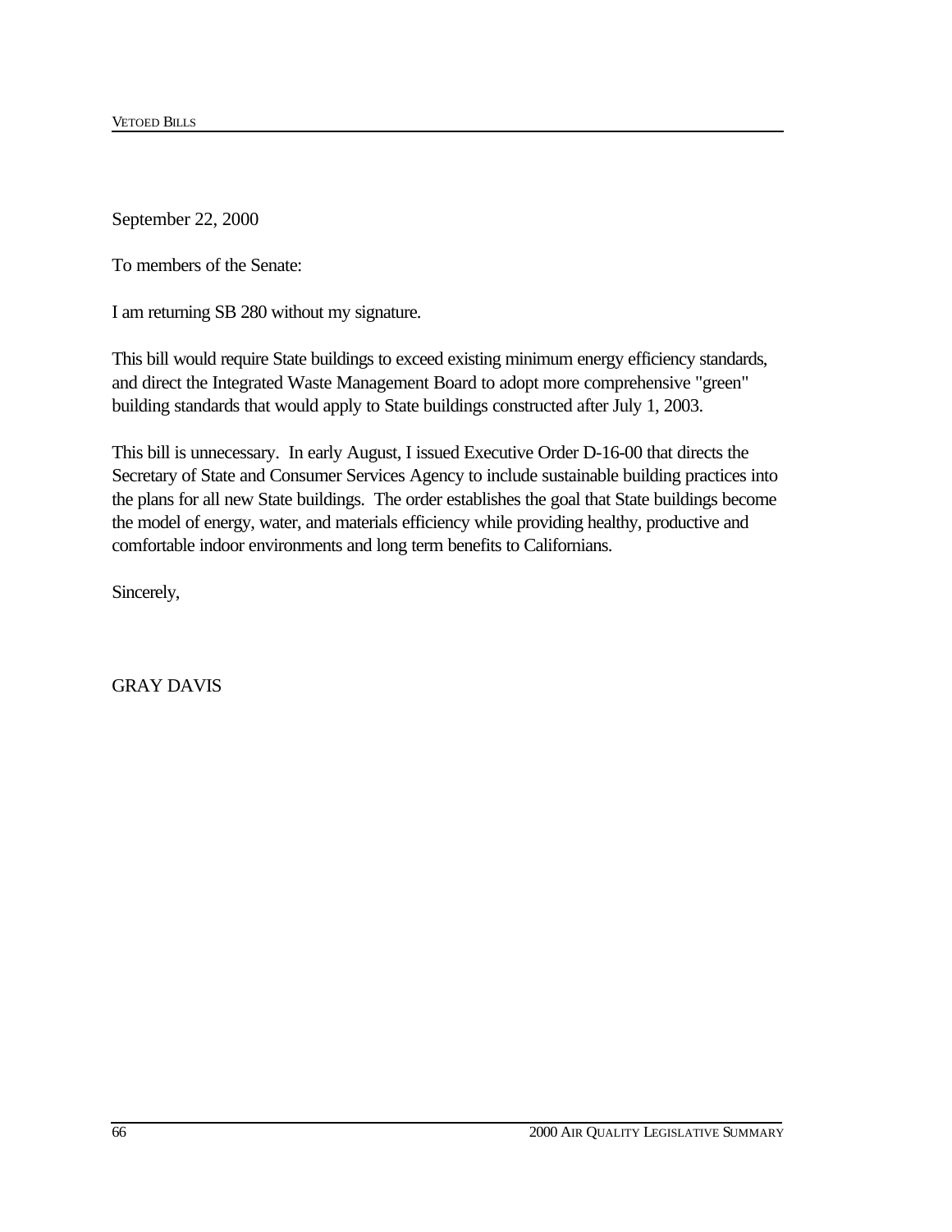September 22, 2000

To members of the Senate:

I am returning SB 280 without my signature.

This bill would require State buildings to exceed existing minimum energy efficiency standards, and direct the Integrated Waste Management Board to adopt more comprehensive "green" building standards that would apply to State buildings constructed after July 1, 2003.

This bill is unnecessary. In early August, I issued Executive Order D-16-00 that directs the Secretary of State and Consumer Services Agency to include sustainable building practices into the plans for all new State buildings. The order establishes the goal that State buildings become the model of energy, water, and materials efficiency while providing healthy, productive and comfortable indoor environments and long term benefits to Californians.

Sincerely,

GRAY DAVIS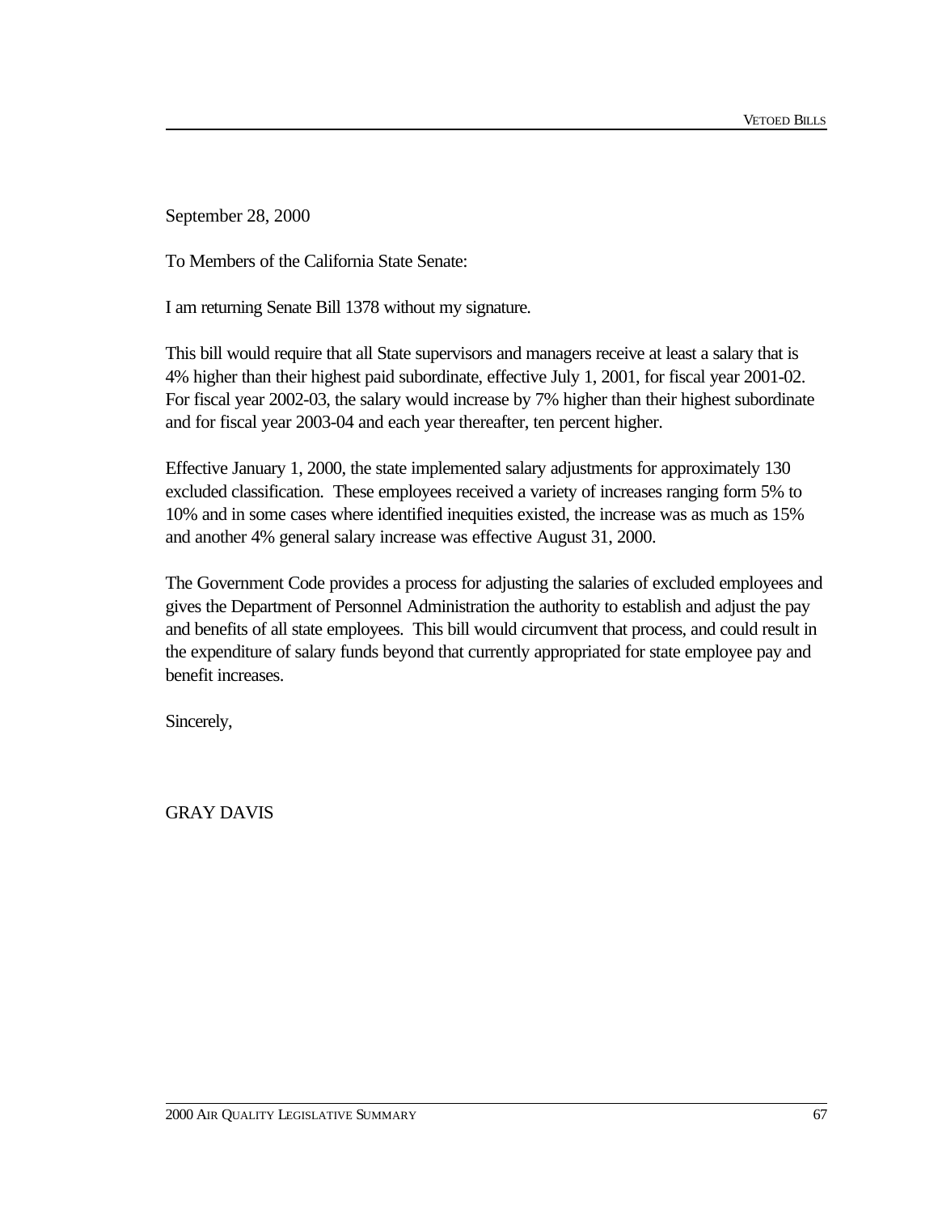September 28, 2000

To Members of the California State Senate:

I am returning Senate Bill 1378 without my signature.

This bill would require that all State supervisors and managers receive at least a salary that is 4% higher than their highest paid subordinate, effective July 1, 2001, for fiscal year 2001-02. For fiscal year 2002-03, the salary would increase by 7% higher than their highest subordinate and for fiscal year 2003-04 and each year thereafter, ten percent higher.

Effective January 1, 2000, the state implemented salary adjustments for approximately 130 excluded classification. These employees received a variety of increases ranging form 5% to 10% and in some cases where identified inequities existed, the increase was as much as 15% and another 4% general salary increase was effective August 31, 2000.

The Government Code provides a process for adjusting the salaries of excluded employees and gives the Department of Personnel Administration the authority to establish and adjust the pay and benefits of all state employees. This bill would circumvent that process, and could result in the expenditure of salary funds beyond that currently appropriated for state employee pay and benefit increases.

Sincerely,

GRAY DAVIS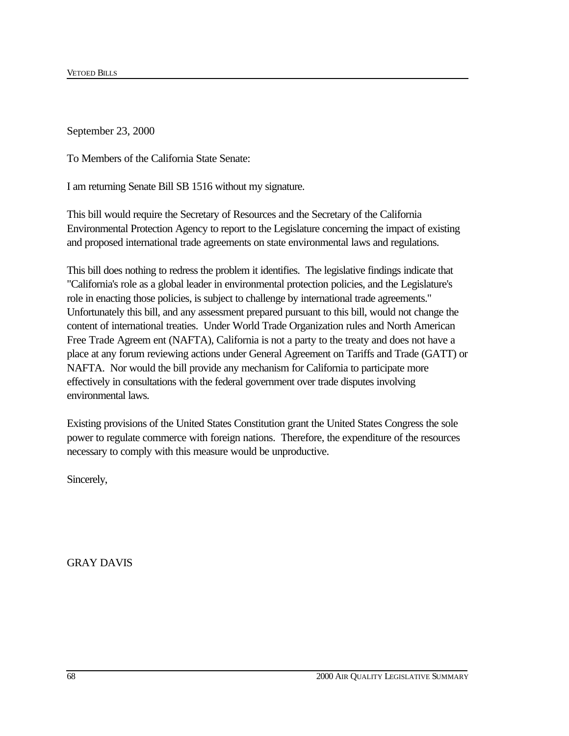September 23, 2000

To Members of the California State Senate:

I am returning Senate Bill SB 1516 without my signature.

This bill would require the Secretary of Resources and the Secretary of the California Environmental Protection Agency to report to the Legislature concerning the impact of existing and proposed international trade agreements on state environmental laws and regulations.

This bill does nothing to redress the problem it identifies. The legislative findings indicate that "California's role as a global leader in environmental protection policies, and the Legislature's role in enacting those policies, is subject to challenge by international trade agreements." Unfortunately this bill, and any assessment prepared pursuant to this bill, would not change the content of international treaties. Under World Trade Organization rules and North American Free Trade Agreem ent (NAFTA), California is not a party to the treaty and does not have a place at any forum reviewing actions under General Agreement on Tariffs and Trade (GATT) or NAFTA. Nor would the bill provide any mechanism for California to participate more effectively in consultations with the federal government over trade disputes involving environmental laws.

Existing provisions of the United States Constitution grant the United States Congress the sole power to regulate commerce with foreign nations. Therefore, the expenditure of the resources necessary to comply with this measure would be unproductive.

Sincerely,

GRAY DAVIS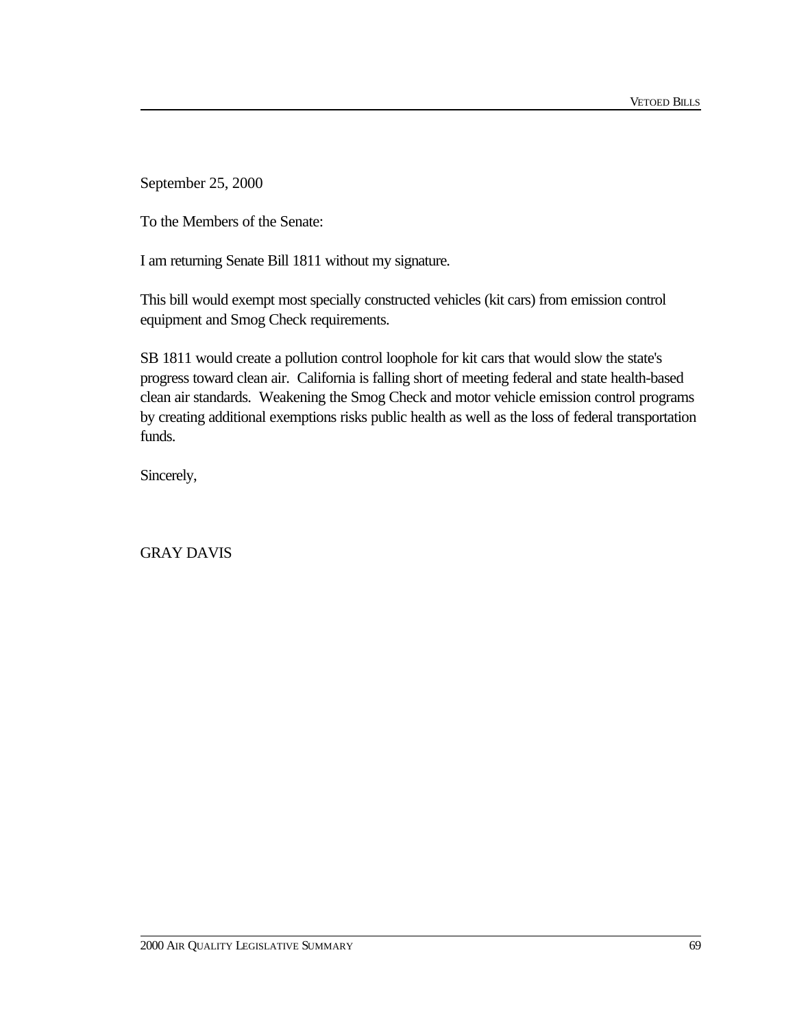September 25, 2000

To the Members of the Senate:

I am returning Senate Bill 1811 without my signature.

This bill would exempt most specially constructed vehicles (kit cars) from emission control equipment and Smog Check requirements.

SB 1811 would create a pollution control loophole for kit cars that would slow the state's progress toward clean air. California is falling short of meeting federal and state health-based clean air standards. Weakening the Smog Check and motor vehicle emission control programs by creating additional exemptions risks public health as well as the loss of federal transportation funds.

Sincerely,

GRAY DAVIS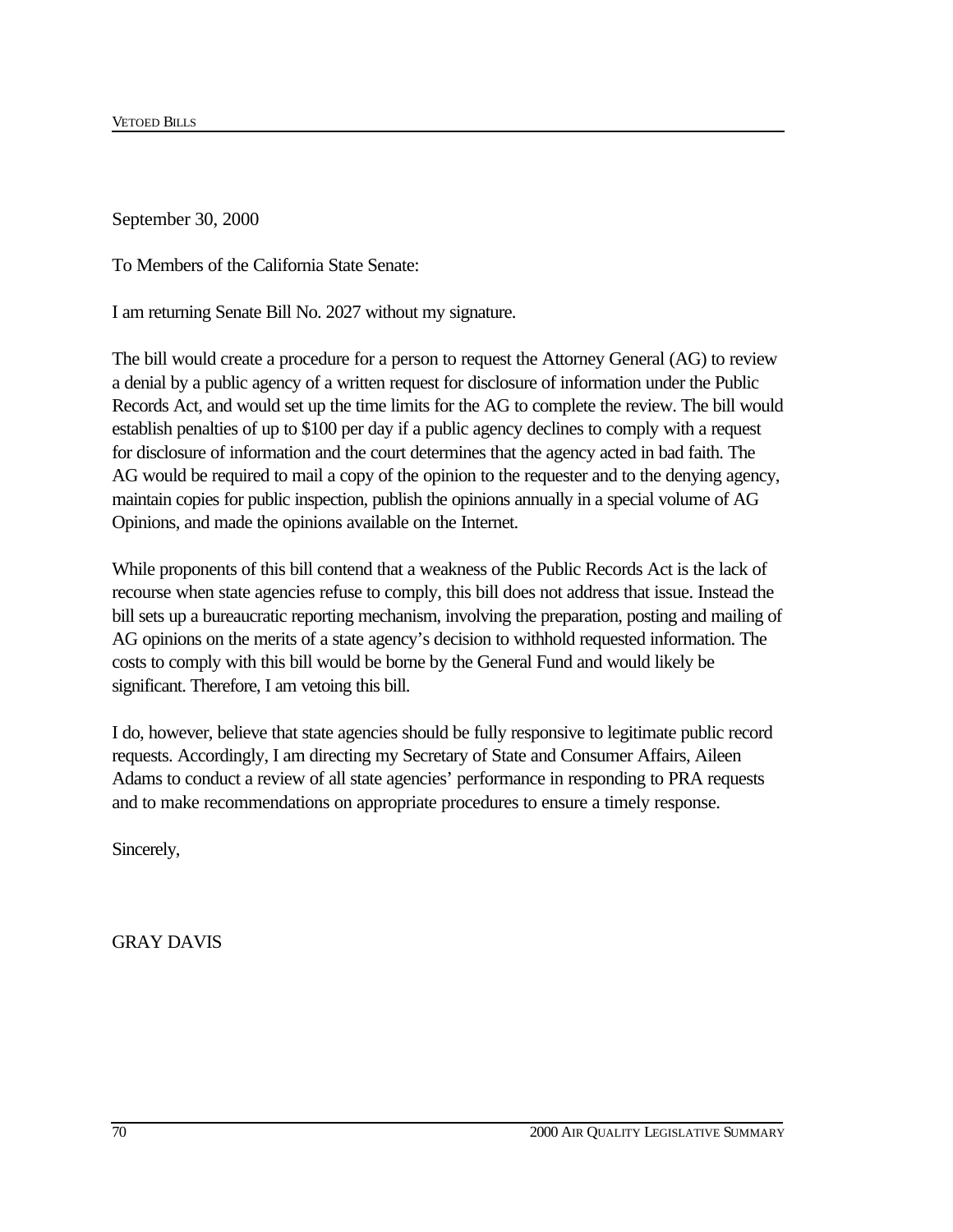September 30, 2000

To Members of the California State Senate:

I am returning Senate Bill No. 2027 without my signature.

The bill would create a procedure for a person to request the Attorney General (AG) to review a denial by a public agency of a written request for disclosure of information under the Public Records Act, and would set up the time limits for the AG to complete the review. The bill would establish penalties of up to $100 per day if a public agency declines to comply with a request for disclosure of information and the court determines that the agency acted in bad faith. The AG would be required to mail a copy of the opinion to the requester and to the denying agency, maintain copies for public inspection, publish the opinions annually in a special volume of AG Opinions, and made the opinions available on the Internet.

While proponents of this bill contend that a weakness of the Public Records Act is the lack of recourse when state agencies refuse to comply, this bill does not address that issue. Instead the bill sets up a bureaucratic reporting mechanism, involving the preparation, posting and mailing of AG opinions on the merits of a state agency's decision to withhold requested information. The costs to comply with this bill would be borne by the General Fund and would likely be significant. Therefore, I am vetoing this bill.

I do, however, believe that state agencies should be fully responsive to legitimate public record requests. Accordingly, I am directing my Secretary of State and Consumer Affairs, Aileen Adams to conduct a review of all state agencies' performance in responding to PRA requests and to make recommendations on appropriate procedures to ensure a timely response.

Sincerely,

GRAY DAVIS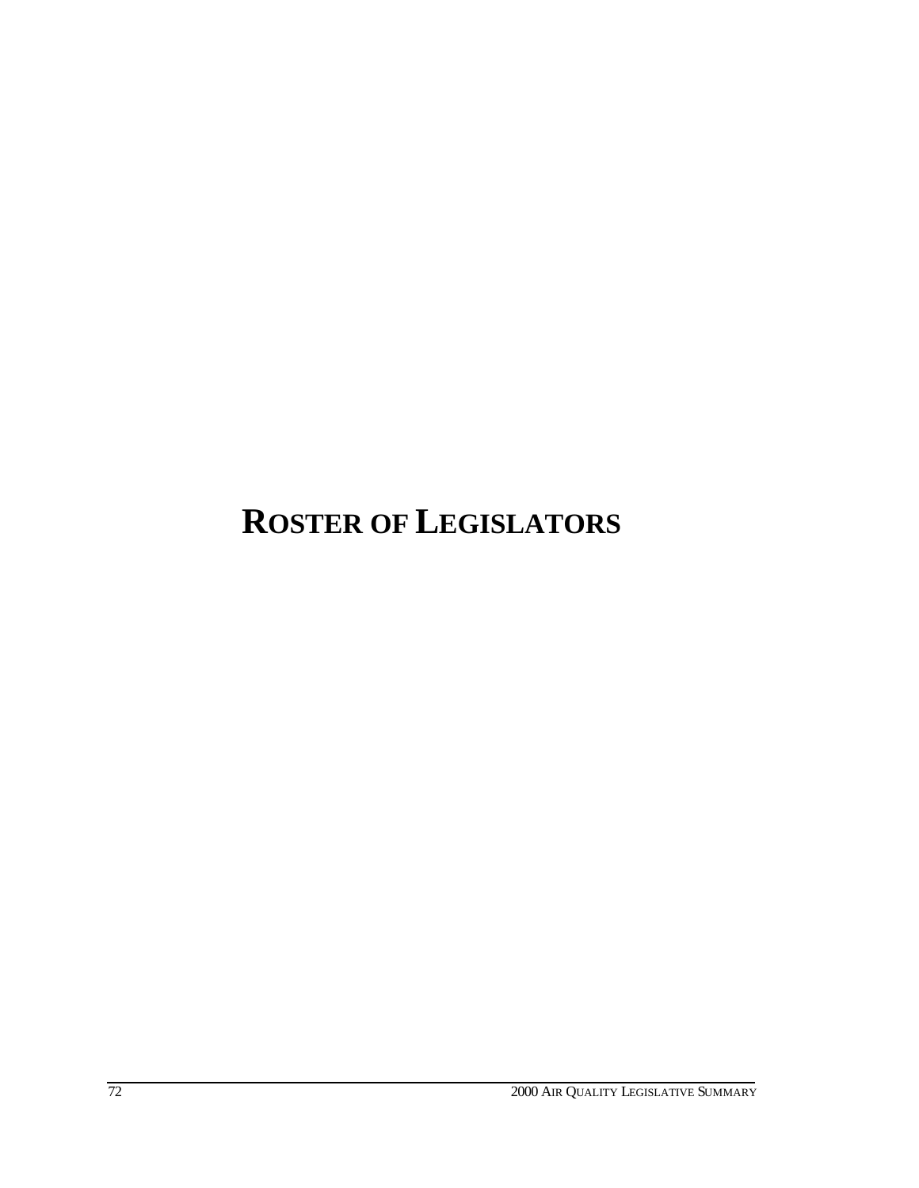# ROSTER OF LEGISLATORS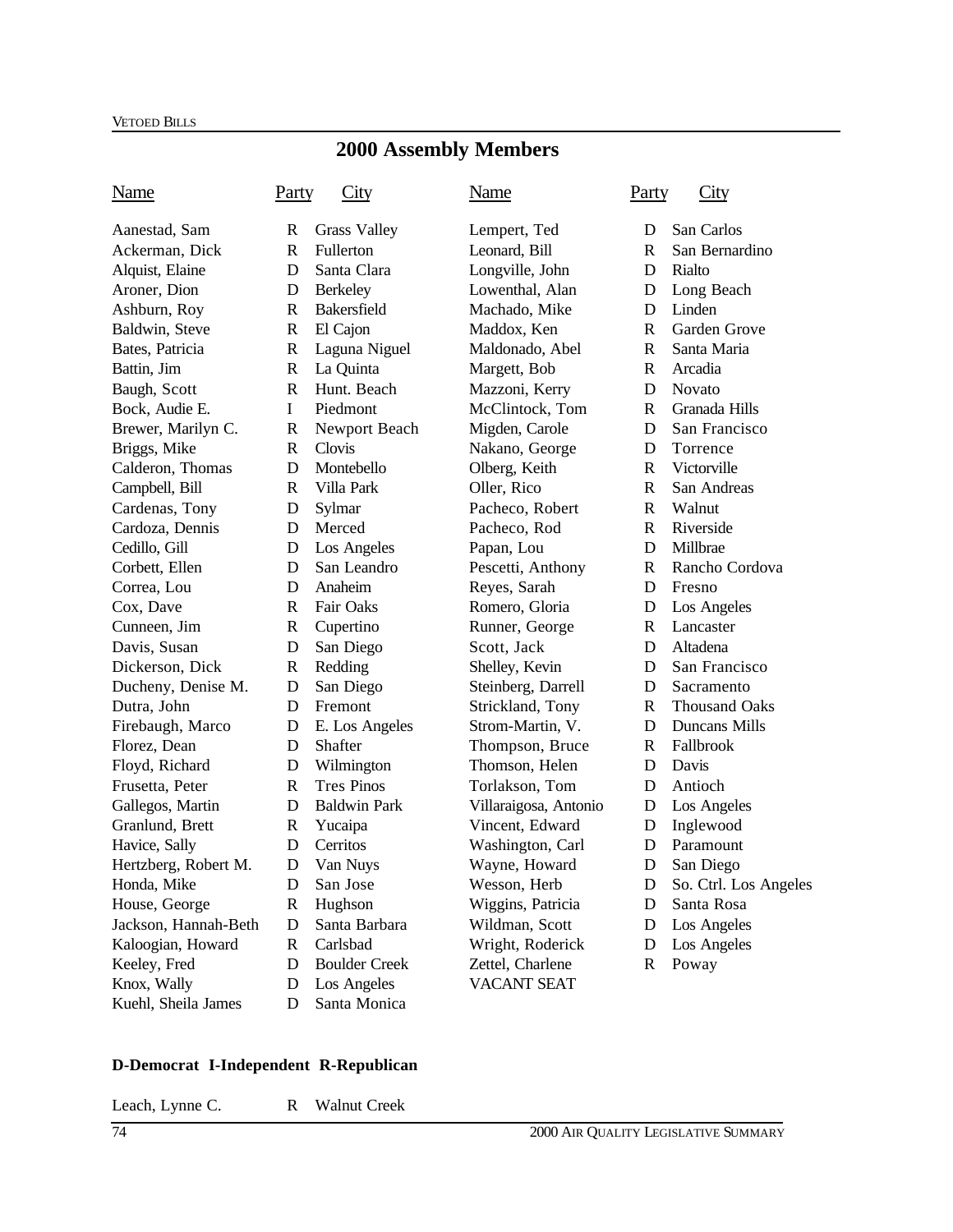## 2000 Assembly Members

| Name | Party | City | Name | Party | City |
|---|---|---|---|---|---|
| Aanestad, Sam | R | Grass Valley | Lempert, Ted | D | San Carlos |
| Ackerman, Dick | R | Fullerton | Leonard, Bill | R | San Bernardino |
| Alquist, Elaine | D | Santa Clara | Longville, John | D | Rialto |
| Aroner, Dion | D | Berkeley | Lowenthal, Alan | D | Long Beach |
| Ashburn, Roy | R | Bakersfield | Machado, Mike | D | Linden |
| Baldwin, Steve | R | El Cajon | Maddox, Ken | R | Garden Grove |
| Bates, Patricia | R | Laguna Niguel | Maldonado, Abel | R | Santa Maria |
| Battin, Jim | R | La Quinta | Margett, Bob | R | Arcadia |
| Baugh, Scott | R | Hunt. Beach | Mazzoni, Kerry | D | Novato |
| Bock, Audie E. | I | Piedmont | McClintock, Tom | R | Granada Hills |
| Brewer, Marilyn C. | R | Newport Beach | Migden, Carole | D | San Francisco |
| Briggs, Mike | R | Clovis | Nakano, George | D | Torrence |
| Calderon, Thomas | D | Montebello | Olberg, Keith | R | Victorville |
| Campbell, Bill | R | Villa Park | Oller, Rico | R | San Andreas |
| Cardenas, Tony | D | Sylmar | Pacheco, Robert | R | Walnut |
| Cardoza, Dennis | D | Merced | Pacheco, Rod | R | Riverside |
| Cedillo, Gill | D | Los Angeles | Papan, Lou | D | Millbrae |
| Corbett, Ellen | D | San Leandro | Pescetti, Anthony | R | Rancho Cordova |
| Correa, Lou | D | Anaheim | Reyes, Sarah | D | Fresno |
| Cox, Dave | R | Fair Oaks | Romero, Gloria | D | Los Angeles |
| Cunneen, Jim | R | Cupertino | Runner, George | R | Lancaster |
| Davis, Susan | D | San Diego | Scott, Jack | D | Altadena |
| Dickerson, Dick | R | Redding | Shelley, Kevin | D | San Francisco |
| Ducheny, Denise M. | D | San Diego | Steinberg, Darrell | D | Sacramento |
| Dutra, John | D | Fremont | Strickland, Tony | R | Thousand Oaks |
| Firebaugh, Marco | D | E. Los Angeles | Strom-Martin, V. | D | Duncans Mills |
| Florez, Dean | D | Shafter | Thompson, Bruce | R | Fallbrook |
| Floyd, Richard | D | Wilmington | Thomson, Helen | D | Davis |
| Frusetta, Peter | R | Tres Pinos | Torlakson, Tom | D | Antioch |
| Gallegos, Martin | D | Baldwin Park | Villaraigosa, Antonio | D | Los Angeles |
| Granlund, Brett | R | Yucaipa | Vincent, Edward | D | Inglewood |
| Havice, Sally | D | Cerritos | Washington, Carl | D | Paramount |
| Hertzberg, Robert M. | D | Van Nuys | Wayne, Howard | D | San Diego |
| Honda, Mike | D | San Jose | Wesson, Herb | D | So. Ctrl. Los Angeles |
| House, George | R | Hughson | Wiggins, Patricia | D | Santa Rosa |
| Jackson, Hannah-Beth | D | Santa Barbara | Wildman, Scott | D | Los Angeles |
| Kaloogian, Howard | R | Carlsbad | Wright, Roderick | D | Los Angeles |
| Keeley, Fred | D | Boulder Creek | Zettel, Charlene | R | Poway |
| Knox, Wally | D | Los Angeles | VACANT SEAT | | |
| Kuehl, Sheila James | D | Santa Monica | | | |

**D-Democrat I-Independent R-Republican**

| Name | Party | City |
|---|---|---|
| Leach, Lynne C. | R | Walnut Creek |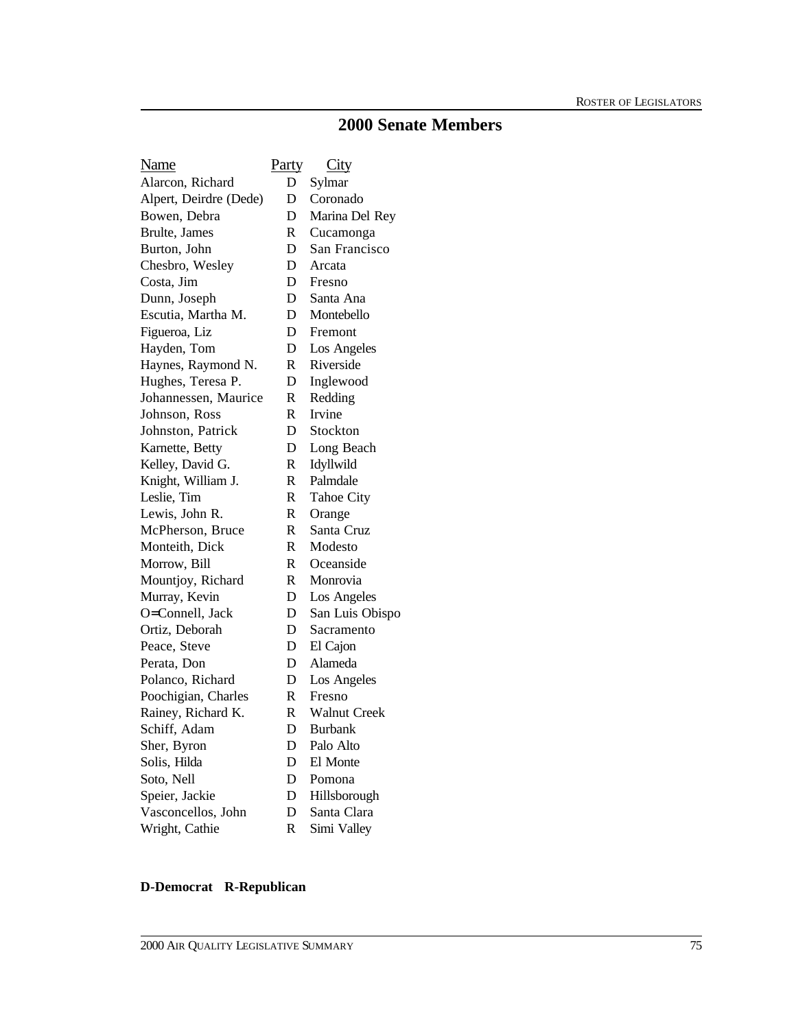## 2000 Senate Members

| Name | Party | City |
|---|---|---|
| Alarcon, Richard | D | Sylmar |
| Alpert, Deirdre (Dede) | D | Coronado |
| Bowen, Debra | D | Marina Del Rey |
| Brulte, James | R | Cucamonga |
| Burton, John | D | San Francisco |
| Chesbro, Wesley | D | Arcata |
| Costa, Jim | D | Fresno |
| Dunn, Joseph | D | Santa Ana |
| Escutia, Martha M. | D | Montebello |
| Figueroa, Liz | D | Fremont |
| Hayden, Tom | D | Los Angeles |
| Haynes, Raymond N. | R | Riverside |
| Hughes, Teresa P. | D | Inglewood |
| Johannessen, Maurice | R | Redding |
| Johnson, Ross | R | Irvine |
| Johnston, Patrick | D | Stockton |
| Karnette, Betty | D | Long Beach |
| Kelley, David G. | R | Idyllwild |
| Knight, William J. | R | Palmdale |
| Leslie, Tim | R | Tahoe City |
| Lewis, John R. | R | Orange |
| McPherson, Bruce | R | Santa Cruz |
| Monteith, Dick | R | Modesto |
| Morrow, Bill | R | Oceanside |
| Mountjoy, Richard | R | Monrovia |
| Murray, Kevin | D | Los Angeles |
| O=Connell, Jack | D | San Luis Obispo |
| Ortiz, Deborah | D | Sacramento |
| Peace, Steve | D | El Cajon |
| Perata, Don | D | Alameda |
| Polanco, Richard | D | Los Angeles |
| Poochigian, Charles | R | Fresno |
| Rainey, Richard K. | R | Walnut Creek |
| Schiff, Adam | D | Burbank |
| Sher, Byron | D | Palo Alto |
| Solis, Hilda | D | El Monte |
| Soto, Nell | D | Pomona |
| Speier, Jackie | D | Hillsborough |
| Vasconcellos, John | D | Santa Clara |
| Wright, Cathie | R | Simi Valley |

**D-Democrat R-Republican**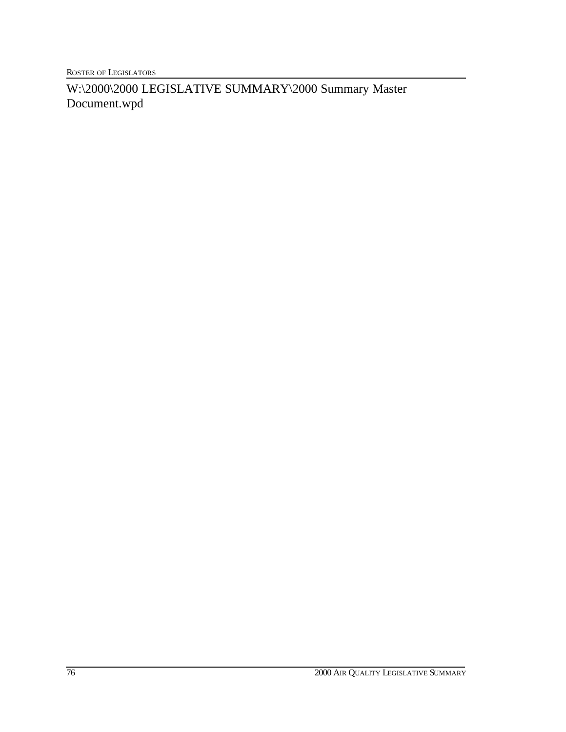W:\2000\2000 LEGISLATIVE SUMMARY\2000 Summary Master Document.wpd